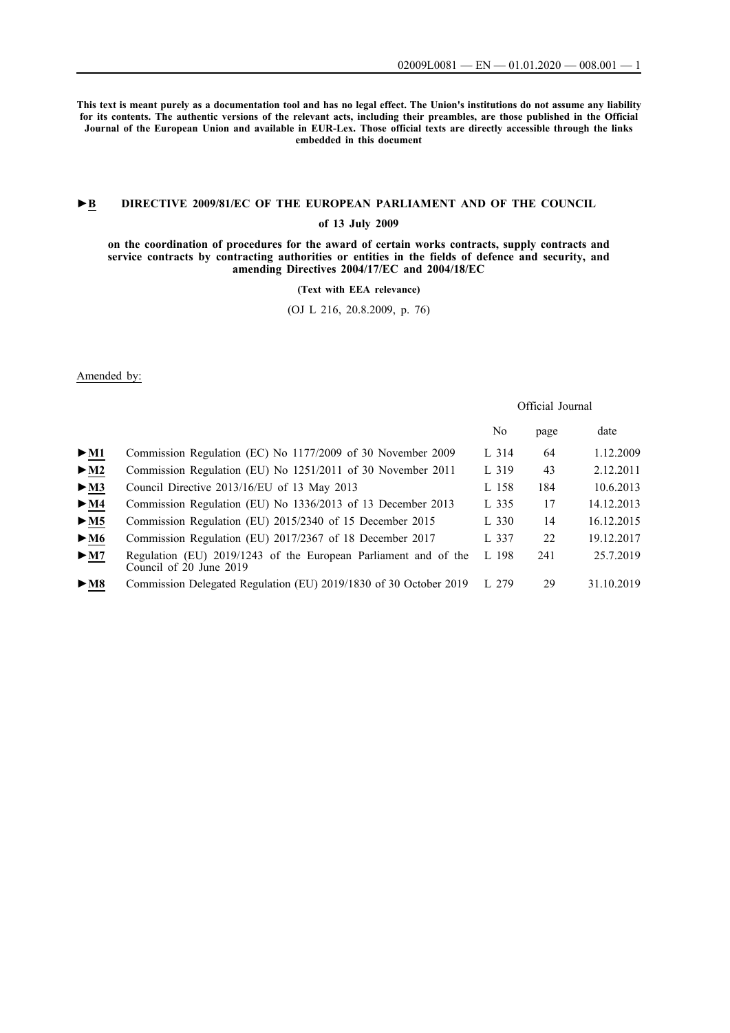**This text is meant purely as a documentation tool and has no legal effect. The Union's institutions do not assume any liability for its contents. The authentic versions of the relevant acts, including their preambles, are those published in the Official Journal of the European Union and available in EUR-Lex. Those official texts are directly accessible through the links embedded in this document**

# ►B DIRECTIVE 2009/81/EC OF THE EUROPEAN PARLIAMENT AND OF THE COUNCIL

**of 13 July 2009**

**on the coordination of procedures for the award of certain works contracts, supply contracts and service contracts by contracting authorities or entities in the fields of defence and security, and amending Directives 2004/17/EC and 2004/18/EC**

**(Text with EEA relevance)**

(OJ L 216, 20.8.2009, p. 76)

Amended by:

| | | Official Journal | | |
|---|---|---|---|---|
| | | No | page | date |
| ►M1 | Commission Regulation (EC) No 1177/2009 of 30 November 2009 | L 314 | 64 | 1.12.2009 |
| ►M2 | Commission Regulation (EU) No 1251/2011 of 30 November 2011 | L 319 | 43 | 2.12.2011 |
| ►M3 | Council Directive 2013/16/EU of 13 May 2013 | L 158 | 184 | 10.6.2013 |
| ►M4 | Commission Regulation (EU) No 1336/2013 of 13 December 2013 | L 335 | 17 | 14.12.2013 |
| ►M5 | Commission Regulation (EU) 2015/2340 of 15 December 2015 | L 330 | 14 | 16.12.2015 |
| ►M6 | Commission Regulation (EU) 2017/2367 of 18 December 2017 | L 337 | 22 | 19.12.2017 |
| ►M7 | Regulation (EU) 2019/1243 of the European Parliament and of the Council of 20 June 2019 | L 198 | 241 | 25.7.2019 |
| ►M8 | Commission Delegated Regulation (EU) 2019/1830 of 30 October 2019 | L 279 | 29 | 31.10.2019 |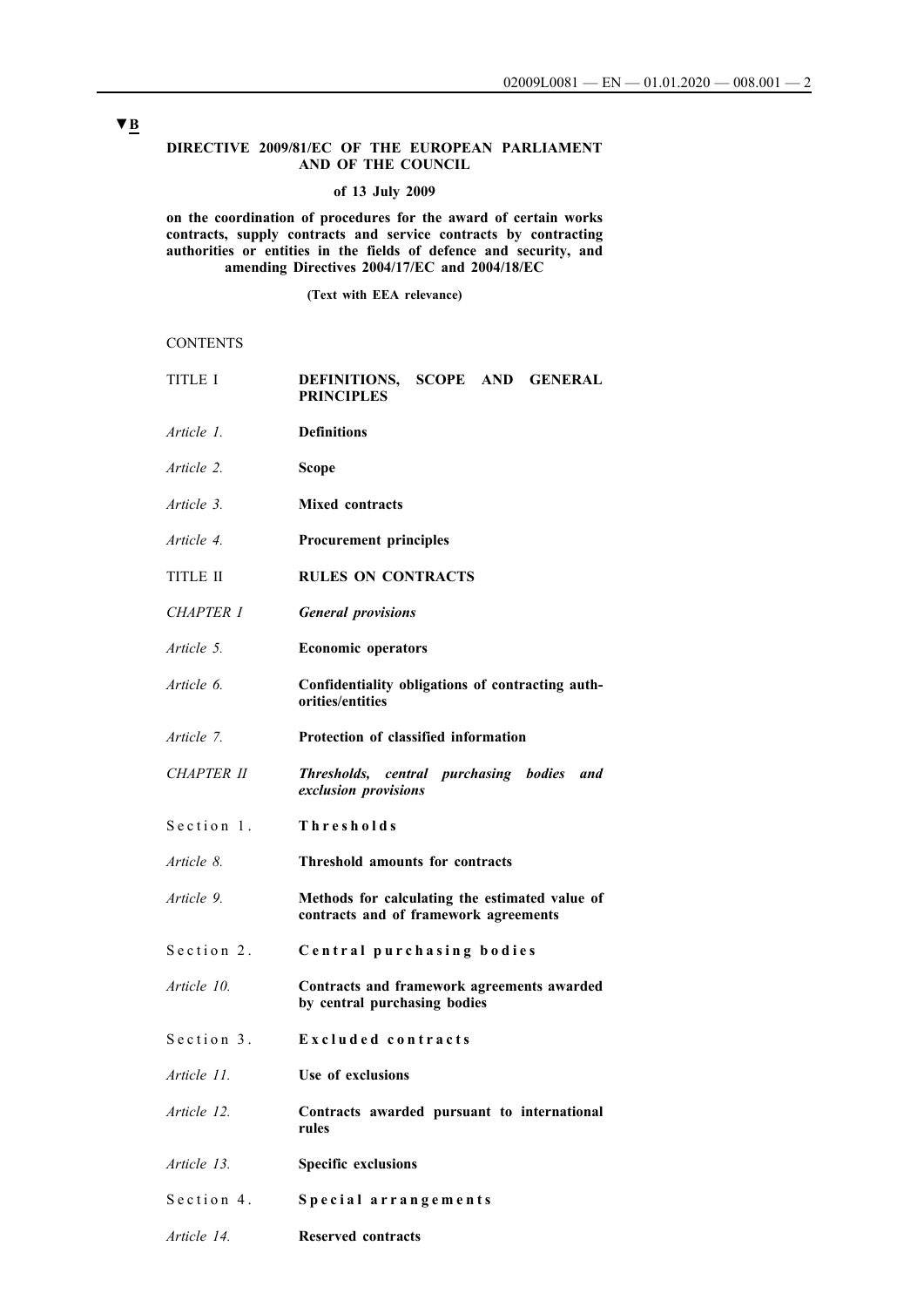▼B

**DIRECTIVE 2009/81/EC OF THE EUROPEAN PARLIAMENT AND OF THE COUNCIL**

**of 13 July 2009**

**on the coordination of procedures for the award of certain works contracts, supply contracts and service contracts by contracting authorities or entities in the fields of defence and security, and amending Directives 2004/17/EC and 2004/18/EC**

**(Text with EEA relevance)**

CONTENTS

| | |
|---|---|
| TITLE I | **DEFINITIONS, SCOPE AND GENERAL PRINCIPLES** |
| *Article 1.* | **Definitions** |
| *Article 2.* | **Scope** |
| *Article 3.* | **Mixed contracts** |
| *Article 4.* | **Procurement principles** |
| TITLE II | **RULES ON CONTRACTS** |
| *CHAPTER I* | ***General provisions*** |
| *Article 5.* | **Economic operators** |
| *Article 6.* | **Confidentiality obligations of contracting authorities/entities** |
| *Article 7.* | **Protection of classified information** |
| *CHAPTER II* | ***Thresholds, central purchasing bodies and exclusion provisions*** |
| Section 1. | **Thresholds** |
| *Article 8.* | **Threshold amounts for contracts** |
| *Article 9.* | **Methods for calculating the estimated value of contracts and of framework agreements** |
| Section 2. | **Central purchasing bodies** |
| *Article 10.* | **Contracts and framework agreements awarded by central purchasing bodies** |
| Section 3. | **Excluded contracts** |
| *Article 11.* | **Use of exclusions** |
| *Article 12.* | **Contracts awarded pursuant to international rules** |
| *Article 13.* | **Specific exclusions** |
| Section 4. | **Special arrangements** |
| *Article 14.* | **Reserved contracts** |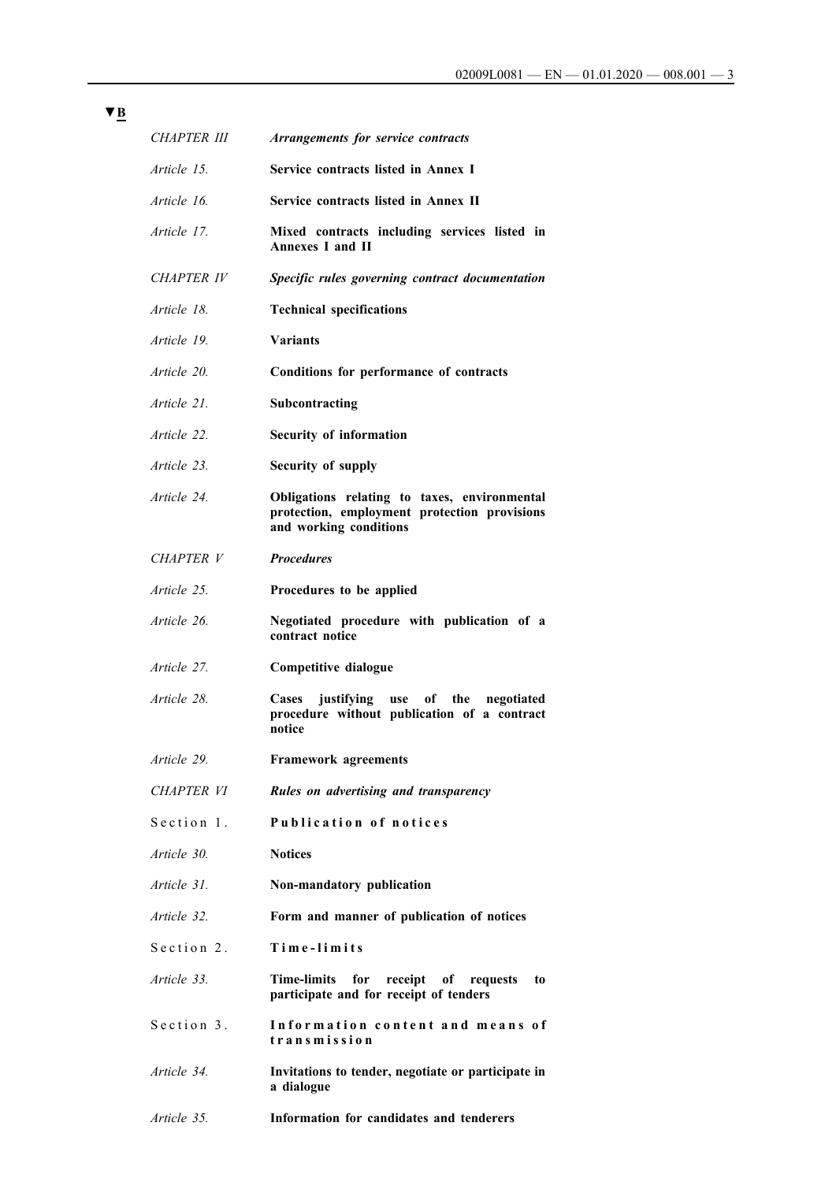▼B

| | |
|---|---|
| *CHAPTER III* | ***Arrangements for service contracts*** |
| *Article 15.* | **Service contracts listed in Annex I** |
| *Article 16.* | **Service contracts listed in Annex II** |
| *Article 17.* | **Mixed contracts including services listed in Annexes I and II** |
| *CHAPTER IV* | ***Specific rules governing contract documentation*** |
| *Article 18.* | **Technical specifications** |
| *Article 19.* | **Variants** |
| *Article 20.* | **Conditions for performance of contracts** |
| *Article 21.* | **Subcontracting** |
| *Article 22.* | **Security of information** |
| *Article 23.* | **Security of supply** |
| *Article 24.* | **Obligations relating to taxes, environmental protection, employment protection provisions and working conditions** |
| *CHAPTER V* | ***Procedures*** |
| *Article 25.* | **Procedures to be applied** |
| *Article 26.* | **Negotiated procedure with publication of a contract notice** |
| *Article 27.* | **Competitive dialogue** |
| *Article 28.* | **Cases justifying use of the negotiated procedure without publication of a contract notice** |
| *Article 29.* | **Framework agreements** |
| *CHAPTER VI* | ***Rules on advertising and transparency*** |
| Section 1. | **Publication of notices** |
| *Article 30.* | **Notices** |
| *Article 31.* | **Non-mandatory publication** |
| *Article 32.* | **Form and manner of publication of notices** |
| Section 2. | **Time-limits** |
| *Article 33.* | **Time-limits for receipt of requests to participate and for receipt of tenders** |
| Section 3. | **Information content and means of transmission** |
| *Article 34.* | **Invitations to tender, negotiate or participate in a dialogue** |
| *Article 35.* | **Information for candidates and tenderers** |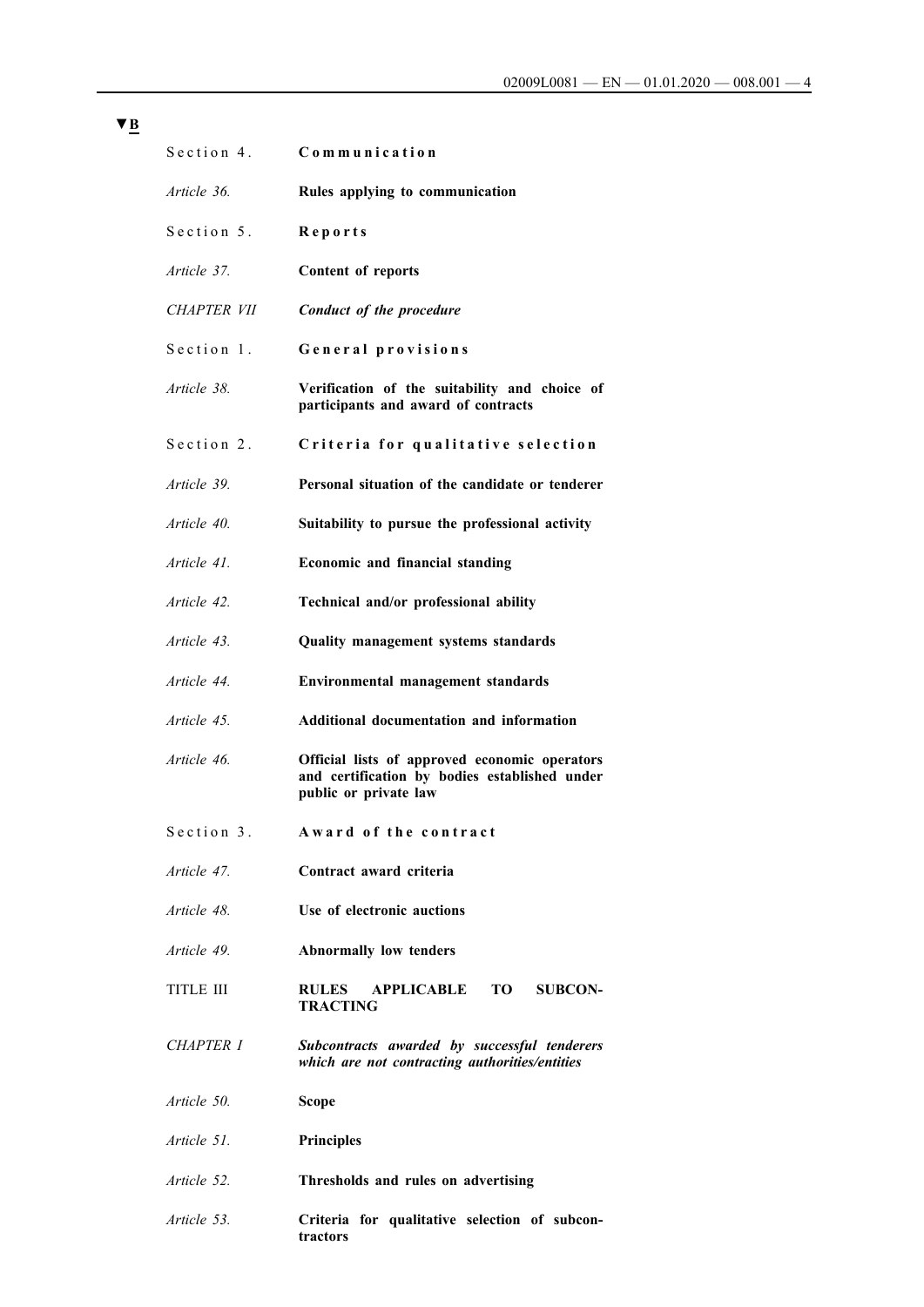▼B

| | |
|---|---|
| Section 4. | **Communication** |
| *Article 36.* | **Rules applying to communication** |
| Section 5. | **Reports** |
| *Article 37.* | **Content of reports** |
| *CHAPTER VII* | ***Conduct of the procedure*** |
| Section 1. | **General provisions** |
| *Article 38.* | **Verification of the suitability and choice of participants and award of contracts** |
| Section 2. | **Criteria for qualitative selection** |
| *Article 39.* | **Personal situation of the candidate or tenderer** |
| *Article 40.* | **Suitability to pursue the professional activity** |
| *Article 41.* | **Economic and financial standing** |
| *Article 42.* | **Technical and/or professional ability** |
| *Article 43.* | **Quality management systems standards** |
| *Article 44.* | **Environmental management standards** |
| *Article 45.* | **Additional documentation and information** |
| *Article 46.* | **Official lists of approved economic operators and certification by bodies established under public or private law** |
| Section 3. | **Award of the contract** |
| *Article 47.* | **Contract award criteria** |
| *Article 48.* | **Use of electronic auctions** |
| *Article 49.* | **Abnormally low tenders** |
| TITLE III | **RULES APPLICABLE TO SUBCONTRACTING** |
| *CHAPTER I* | ***Subcontracts awarded by successful tenderers which are not contracting authorities/entities*** |
| *Article 50.* | **Scope** |
| *Article 51.* | **Principles** |
| *Article 52.* | **Thresholds and rules on advertising** |
| *Article 53.* | **Criteria for qualitative selection of subcontractors** |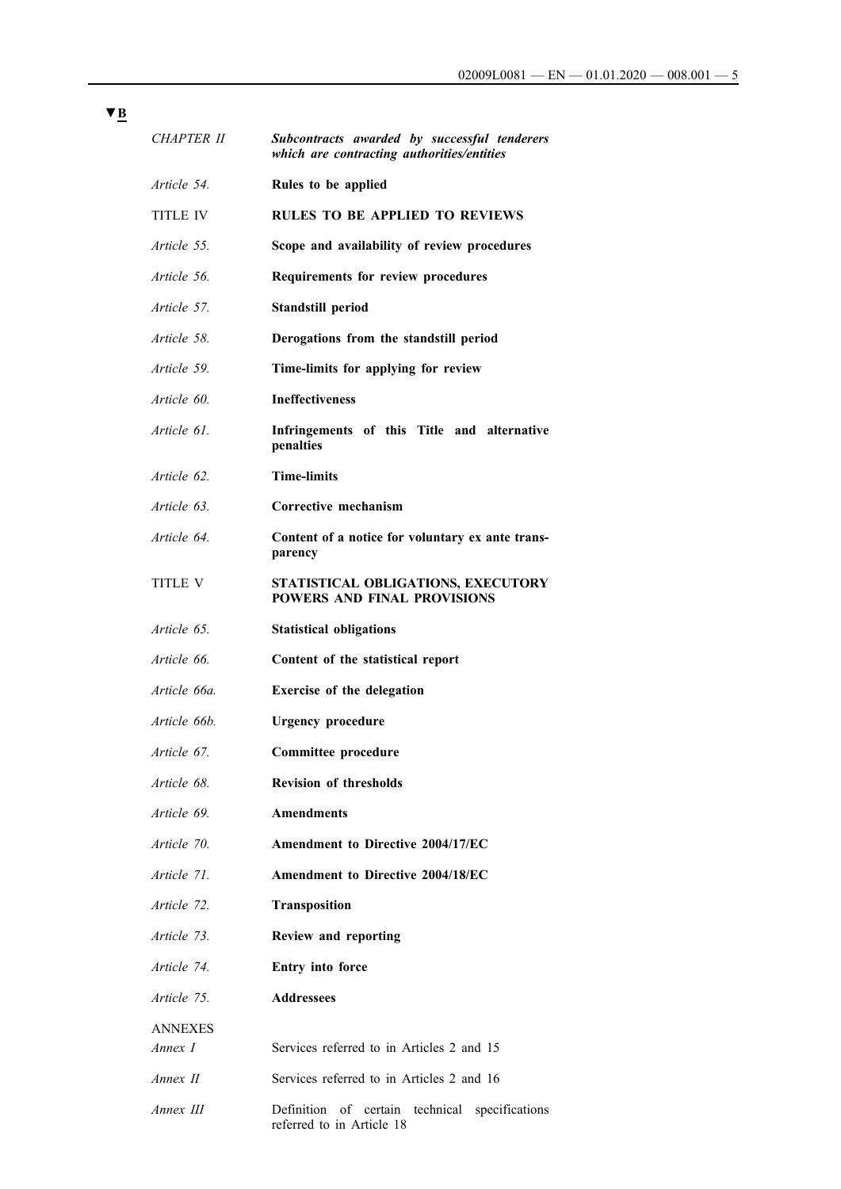**▼B**

| | |
|---|---|
| *CHAPTER II* | ***Subcontracts awarded by successful tenderers which are contracting authorities/entities*** |
| *Article 54.* | **Rules to be applied** |
| TITLE IV | **RULES TO BE APPLIED TO REVIEWS** |
| *Article 55.* | **Scope and availability of review procedures** |
| *Article 56.* | **Requirements for review procedures** |
| *Article 57.* | **Standstill period** |
| *Article 58.* | **Derogations from the standstill period** |
| *Article 59.* | **Time-limits for applying for review** |
| *Article 60.* | **Ineffectiveness** |
| *Article 61.* | **Infringements of this Title and alternative penalties** |
| *Article 62.* | **Time-limits** |
| *Article 63.* | **Corrective mechanism** |
| *Article 64.* | **Content of a notice for voluntary ex ante transparency** |
| TITLE V | **STATISTICAL OBLIGATIONS, EXECUTORY POWERS AND FINAL PROVISIONS** |
| *Article 65.* | **Statistical obligations** |
| *Article 66.* | **Content of the statistical report** |
| *Article 66a.* | **Exercise of the delegation** |
| *Article 66b.* | **Urgency procedure** |
| *Article 67.* | **Committee procedure** |
| *Article 68.* | **Revision of thresholds** |
| *Article 69.* | **Amendments** |
| *Article 70.* | **Amendment to Directive 2004/17/EC** |
| *Article 71.* | **Amendment to Directive 2004/18/EC** |
| *Article 72.* | **Transposition** |
| *Article 73.* | **Review and reporting** |
| *Article 74.* | **Entry into force** |
| *Article 75.* | **Addressees** |
| ANNEXES | |
| *Annex I* | Services referred to in Articles 2 and 15 |
| *Annex II* | Services referred to in Articles 2 and 16 |
| *Annex III* | Definition of certain technical specifications referred to in Article 18 |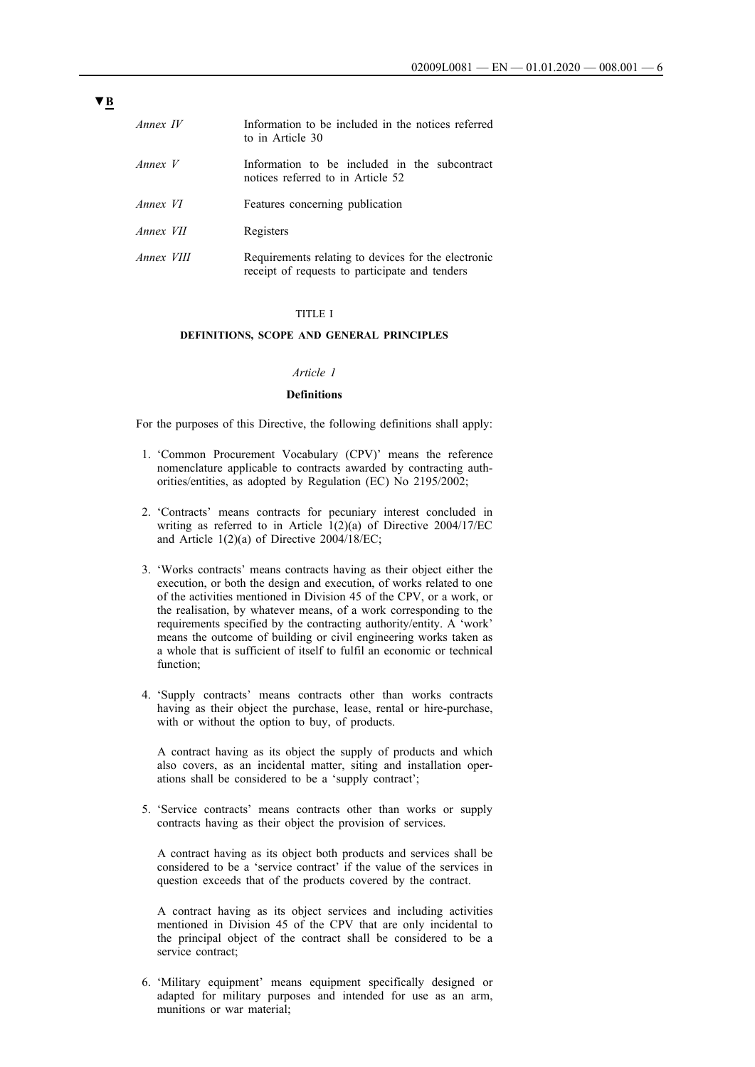▼B

| | |
|---|---|
| *Annex IV* | Information to be included in the notices referred to in Article 30 |
| *Annex V* | Information to be included in the subcontract notices referred to in Article 52 |
| *Annex VI* | Features concerning publication |
| *Annex VII* | Registers |
| *Annex VIII* | Requirements relating to devices for the electronic receipt of requests to participate and tenders |

TITLE I

## DEFINITIONS, SCOPE AND GENERAL PRINCIPLES

*Article 1*

### Definitions

For the purposes of this Directive, the following definitions shall apply:

1. 'Common Procurement Vocabulary (CPV)' means the reference nomenclature applicable to contracts awarded by contracting authorities/entities, as adopted by Regulation (EC) No 2195/2002;

2. 'Contracts' means contracts for pecuniary interest concluded in writing as referred to in Article 1(2)(a) of Directive 2004/17/EC and Article 1(2)(a) of Directive 2004/18/EC;

3. 'Works contracts' means contracts having as their object either the execution, or both the design and execution, of works related to one of the activities mentioned in Division 45 of the CPV, or a work, or the realisation, by whatever means, of a work corresponding to the requirements specified by the contracting authority/entity. A 'work' means the outcome of building or civil engineering works taken as a whole that is sufficient of itself to fulfil an economic or technical function;

4. 'Supply contracts' means contracts other than works contracts having as their object the purchase, lease, rental or hire-purchase, with or without the option to buy, of products.

   A contract having as its object the supply of products and which also covers, as an incidental matter, siting and installation operations shall be considered to be a 'supply contract';

5. 'Service contracts' means contracts other than works or supply contracts having as their object the provision of services.

   A contract having as its object both products and services shall be considered to be a 'service contract' if the value of the services in question exceeds that of the products covered by the contract.

   A contract having as its object services and including activities mentioned in Division 45 of the CPV that are only incidental to the principal object of the contract shall be considered to be a service contract;

6. 'Military equipment' means equipment specifically designed or adapted for military purposes and intended for use as an arm, munitions or war material;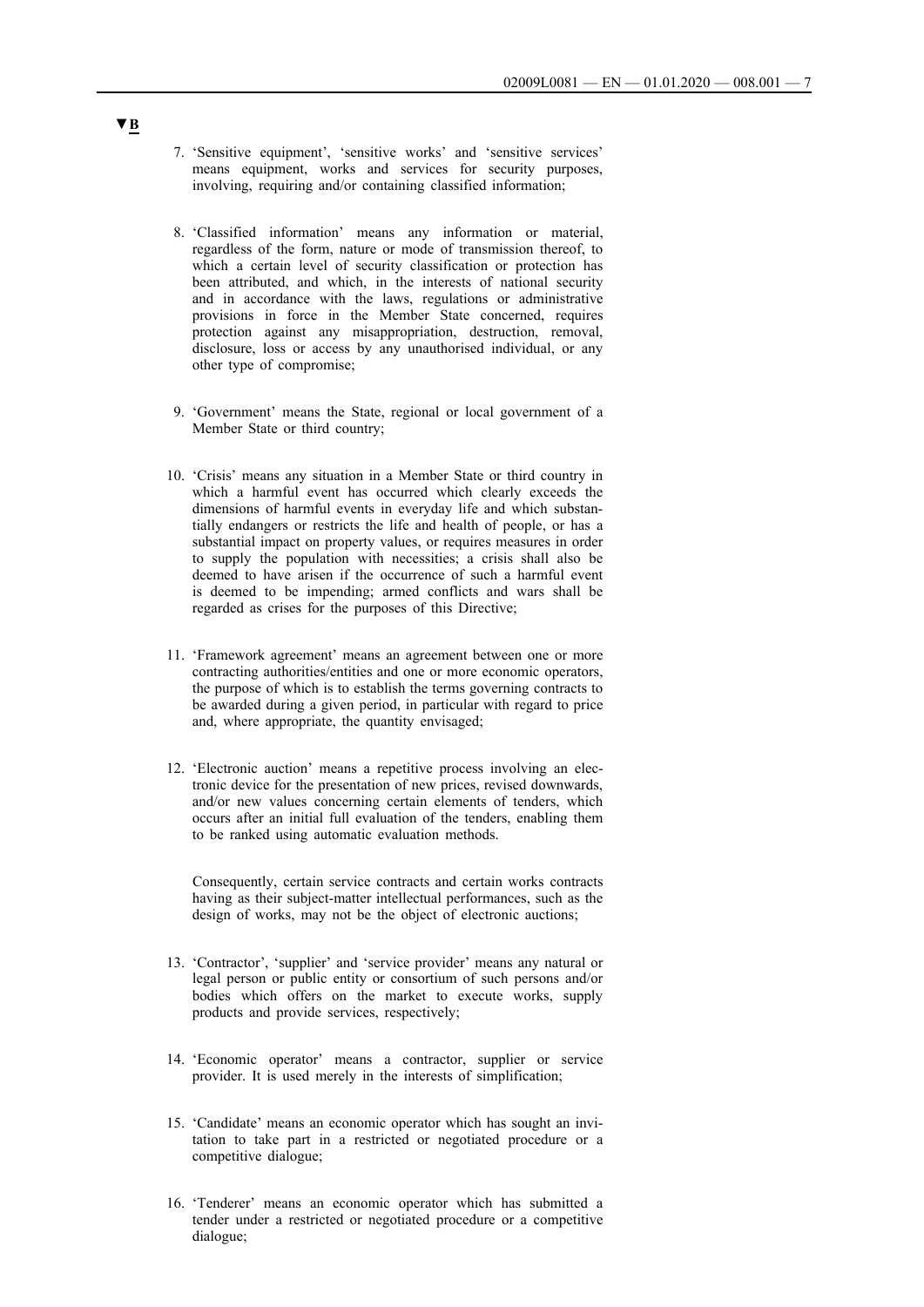▼B

7. 'Sensitive equipment', 'sensitive works' and 'sensitive services' means equipment, works and services for security purposes, involving, requiring and/or containing classified information;

8. 'Classified information' means any information or material, regardless of the form, nature or mode of transmission thereof, to which a certain level of security classification or protection has been attributed, and which, in the interests of national security and in accordance with the laws, regulations or administrative provisions in force in the Member State concerned, requires protection against any misappropriation, destruction, removal, disclosure, loss or access by any unauthorised individual, or any other type of compromise;

9. 'Government' means the State, regional or local government of a Member State or third country;

10. 'Crisis' means any situation in a Member State or third country in which a harmful event has occurred which clearly exceeds the dimensions of harmful events in everyday life and which substantially endangers or restricts the life and health of people, or has a substantial impact on property values, or requires measures in order to supply the population with necessities; a crisis shall also be deemed to have arisen if the occurrence of such a harmful event is deemed to be impending; armed conflicts and wars shall be regarded as crises for the purposes of this Directive;

11. 'Framework agreement' means an agreement between one or more contracting authorities/entities and one or more economic operators, the purpose of which is to establish the terms governing contracts to be awarded during a given period, in particular with regard to price and, where appropriate, the quantity envisaged;

12. 'Electronic auction' means a repetitive process involving an electronic device for the presentation of new prices, revised downwards, and/or new values concerning certain elements of tenders, which occurs after an initial full evaluation of the tenders, enabling them to be ranked using automatic evaluation methods.

    Consequently, certain service contracts and certain works contracts having as their subject-matter intellectual performances, such as the design of works, may not be the object of electronic auctions;

13. 'Contractor', 'supplier' and 'service provider' means any natural or legal person or public entity or consortium of such persons and/or bodies which offers on the market to execute works, supply products and provide services, respectively;

14. 'Economic operator' means a contractor, supplier or service provider. It is used merely in the interests of simplification;

15. 'Candidate' means an economic operator which has sought an invitation to take part in a restricted or negotiated procedure or a competitive dialogue;

16. 'Tenderer' means an economic operator which has submitted a tender under a restricted or negotiated procedure or a competitive dialogue;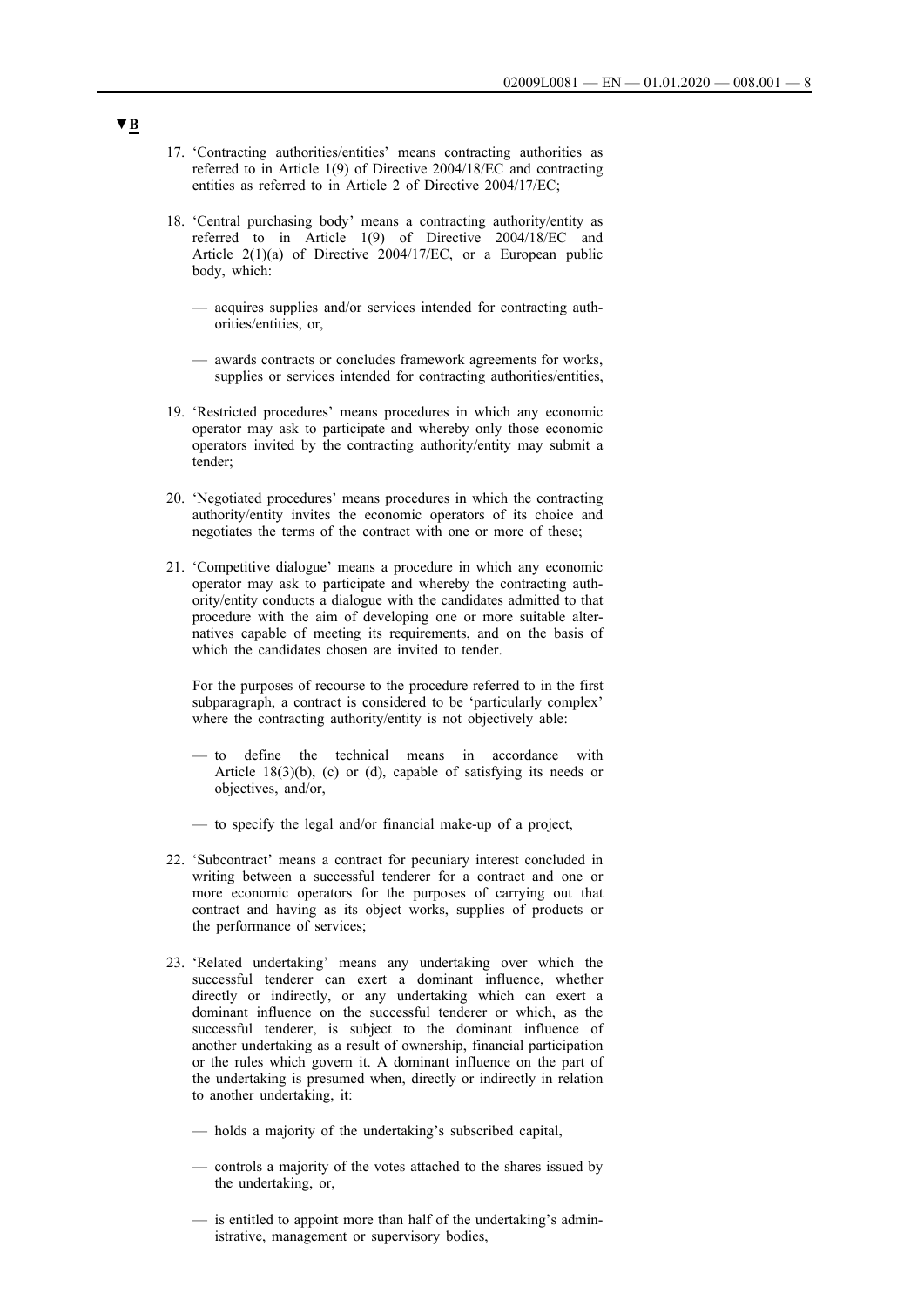▼B

17. 'Contracting authorities/entities' means contracting authorities as referred to in Article 1(9) of Directive 2004/18/EC and contracting entities as referred to in Article 2 of Directive 2004/17/EC;

18. 'Central purchasing body' means a contracting authority/entity as referred to in Article 1(9) of Directive 2004/18/EC and Article 2(1)(a) of Directive 2004/17/EC, or a European public body, which:

    — acquires supplies and/or services intended for contracting authorities/entities, or,

    — awards contracts or concludes framework agreements for works, supplies or services intended for contracting authorities/entities,

19. 'Restricted procedures' means procedures in which any economic operator may ask to participate and whereby only those economic operators invited by the contracting authority/entity may submit a tender;

20. 'Negotiated procedures' means procedures in which the contracting authority/entity invites the economic operators of its choice and negotiates the terms of the contract with one or more of these;

21. 'Competitive dialogue' means a procedure in which any economic operator may ask to participate and whereby the contracting authority/entity conducts a dialogue with the candidates admitted to that procedure with the aim of developing one or more suitable alternatives capable of meeting its requirements, and on the basis of which the candidates chosen are invited to tender.

    For the purposes of recourse to the procedure referred to in the first subparagraph, a contract is considered to be 'particularly complex' where the contracting authority/entity is not objectively able:

    — to define the technical means in accordance with Article 18(3)(b), (c) or (d), capable of satisfying its needs or objectives, and/or,

    — to specify the legal and/or financial make-up of a project,

22. 'Subcontract' means a contract for pecuniary interest concluded in writing between a successful tenderer for a contract and one or more economic operators for the purposes of carrying out that contract and having as its object works, supplies of products or the performance of services;

23. 'Related undertaking' means any undertaking over which the successful tenderer can exert a dominant influence, whether directly or indirectly, or any undertaking which can exert a dominant influence on the successful tenderer or which, as the successful tenderer, is subject to the dominant influence of another undertaking as a result of ownership, financial participation or the rules which govern it. A dominant influence on the part of the undertaking is presumed when, directly or indirectly in relation to another undertaking, it:

    — holds a majority of the undertaking's subscribed capital,

    — controls a majority of the votes attached to the shares issued by the undertaking, or,

    — is entitled to appoint more than half of the undertaking's administrative, management or supervisory bodies,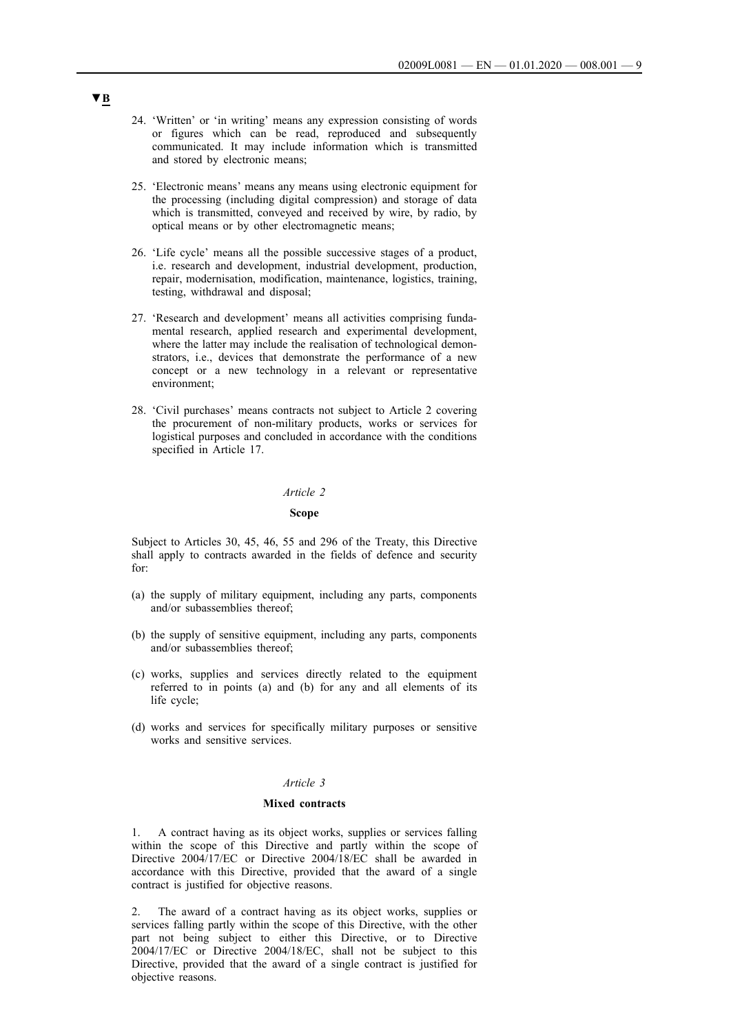▼B

24. 'Written' or 'in writing' means any expression consisting of words or figures which can be read, reproduced and subsequently communicated. It may include information which is transmitted and stored by electronic means;

25. 'Electronic means' means any means using electronic equipment for the processing (including digital compression) and storage of data which is transmitted, conveyed and received by wire, by radio, by optical means or by other electromagnetic means;

26. 'Life cycle' means all the possible successive stages of a product, i.e. research and development, industrial development, production, repair, modernisation, modification, maintenance, logistics, training, testing, withdrawal and disposal;

27. 'Research and development' means all activities comprising fundamental research, applied research and experimental development, where the latter may include the realisation of technological demonstrators, i.e., devices that demonstrate the performance of a new concept or a new technology in a relevant or representative environment;

28. 'Civil purchases' means contracts not subject to Article 2 covering the procurement of non-military products, works or services for logistical purposes and concluded in accordance with the conditions specified in Article 17.

*Article 2*

**Scope**

Subject to Articles 30, 45, 46, 55 and 296 of the Treaty, this Directive shall apply to contracts awarded in the fields of defence and security for:

(a) the supply of military equipment, including any parts, components and/or subassemblies thereof;

(b) the supply of sensitive equipment, including any parts, components and/or subassemblies thereof;

(c) works, supplies and services directly related to the equipment referred to in points (a) and (b) for any and all elements of its life cycle;

(d) works and services for specifically military purposes or sensitive works and sensitive services.

*Article 3*

**Mixed contracts**

1. A contract having as its object works, supplies or services falling within the scope of this Directive and partly within the scope of Directive 2004/17/EC or Directive 2004/18/EC shall be awarded in accordance with this Directive, provided that the award of a single contract is justified for objective reasons.

2. The award of a contract having as its object works, supplies or services falling partly within the scope of this Directive, with the other part not being subject to either this Directive, or to Directive 2004/17/EC or Directive 2004/18/EC, shall not be subject to this Directive, provided that the award of a single contract is justified for objective reasons.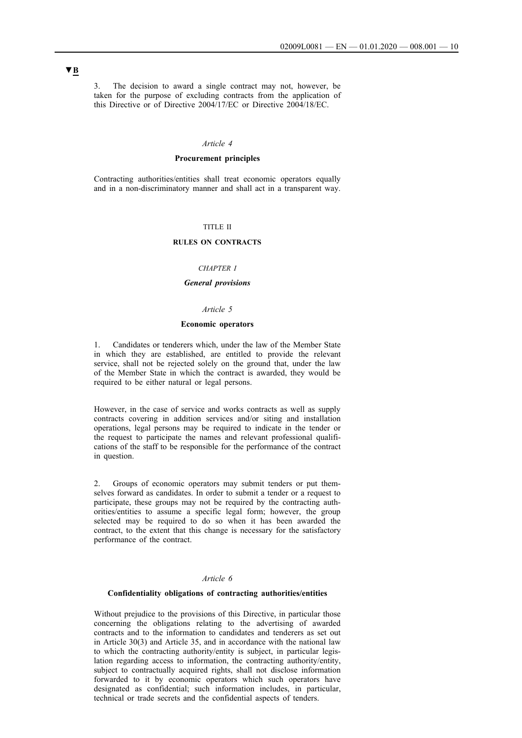▼B

3. The decision to award a single contract may not, however, be taken for the purpose of excluding contracts from the application of this Directive or of Directive 2004/17/EC or Directive 2004/18/EC.

*Article 4*

**Procurement principles**

Contracting authorities/entities shall treat economic operators equally and in a non-discriminatory manner and shall act in a transparent way.

TITLE II

**RULES ON CONTRACTS**

*CHAPTER I*

***General provisions***

*Article 5*

**Economic operators**

1. Candidates or tenderers which, under the law of the Member State in which they are established, are entitled to provide the relevant service, shall not be rejected solely on the ground that, under the law of the Member State in which the contract is awarded, they would be required to be either natural or legal persons.

However, in the case of service and works contracts as well as supply contracts covering in addition services and/or siting and installation operations, legal persons may be required to indicate in the tender or the request to participate the names and relevant professional qualifications of the staff to be responsible for the performance of the contract in question.

2. Groups of economic operators may submit tenders or put themselves forward as candidates. In order to submit a tender or a request to participate, these groups may not be required by the contracting authorities/entities to assume a specific legal form; however, the group selected may be required to do so when it has been awarded the contract, to the extent that this change is necessary for the satisfactory performance of the contract.

*Article 6*

**Confidentiality obligations of contracting authorities/entities**

Without prejudice to the provisions of this Directive, in particular those concerning the obligations relating to the advertising of awarded contracts and to the information to candidates and tenderers as set out in Article 30(3) and Article 35, and in accordance with the national law to which the contracting authority/entity is subject, in particular legislation regarding access to information, the contracting authority/entity, subject to contractually acquired rights, shall not disclose information forwarded to it by economic operators which such operators have designated as confidential; such information includes, in particular, technical or trade secrets and the confidential aspects of tenders.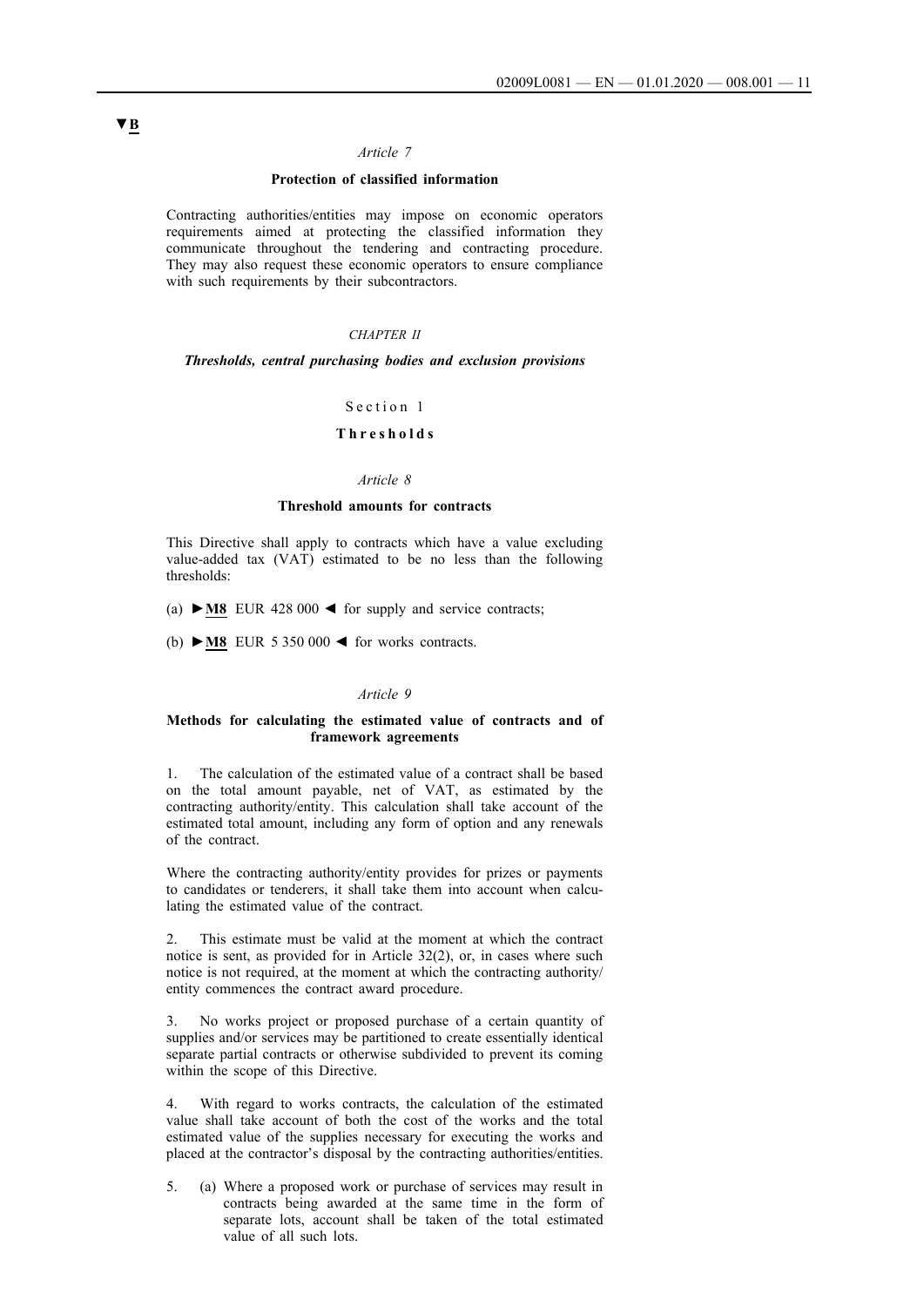▼B

*Article 7*

**Protection of classified information**

Contracting authorities/entities may impose on economic operators requirements aimed at protecting the classified information they communicate throughout the tendering and contracting procedure. They may also request these economic operators to ensure compliance with such requirements by their subcontractors.

*CHAPTER II*

***Thresholds, central purchasing bodies and exclusion provisions***

Section 1

**Thresholds**

*Article 8*

**Threshold amounts for contracts**

This Directive shall apply to contracts which have a value excluding value-added tax (VAT) estimated to be no less than the following thresholds:

(a) ►M8 EUR 428 000 ◄ for supply and service contracts;

(b) ►M8 EUR 5 350 000 ◄ for works contracts.

*Article 9*

**Methods for calculating the estimated value of contracts and of framework agreements**

1. The calculation of the estimated value of a contract shall be based on the total amount payable, net of VAT, as estimated by the contracting authority/entity. This calculation shall take account of the estimated total amount, including any form of option and any renewals of the contract.

Where the contracting authority/entity provides for prizes or payments to candidates or tenderers, it shall take them into account when calculating the estimated value of the contract.

2. This estimate must be valid at the moment at which the contract notice is sent, as provided for in Article 32(2), or, in cases where such notice is not required, at the moment at which the contracting authority/entity commences the contract award procedure.

3. No works project or proposed purchase of a certain quantity of supplies and/or services may be partitioned to create essentially identical separate partial contracts or otherwise subdivided to prevent its coming within the scope of this Directive.

4. With regard to works contracts, the calculation of the estimated value shall take account of both the cost of the works and the total estimated value of the supplies necessary for executing the works and placed at the contractor's disposal by the contracting authorities/entities.

5. (a) Where a proposed work or purchase of services may result in contracts being awarded at the same time in the form of separate lots, account shall be taken of the total estimated value of all such lots.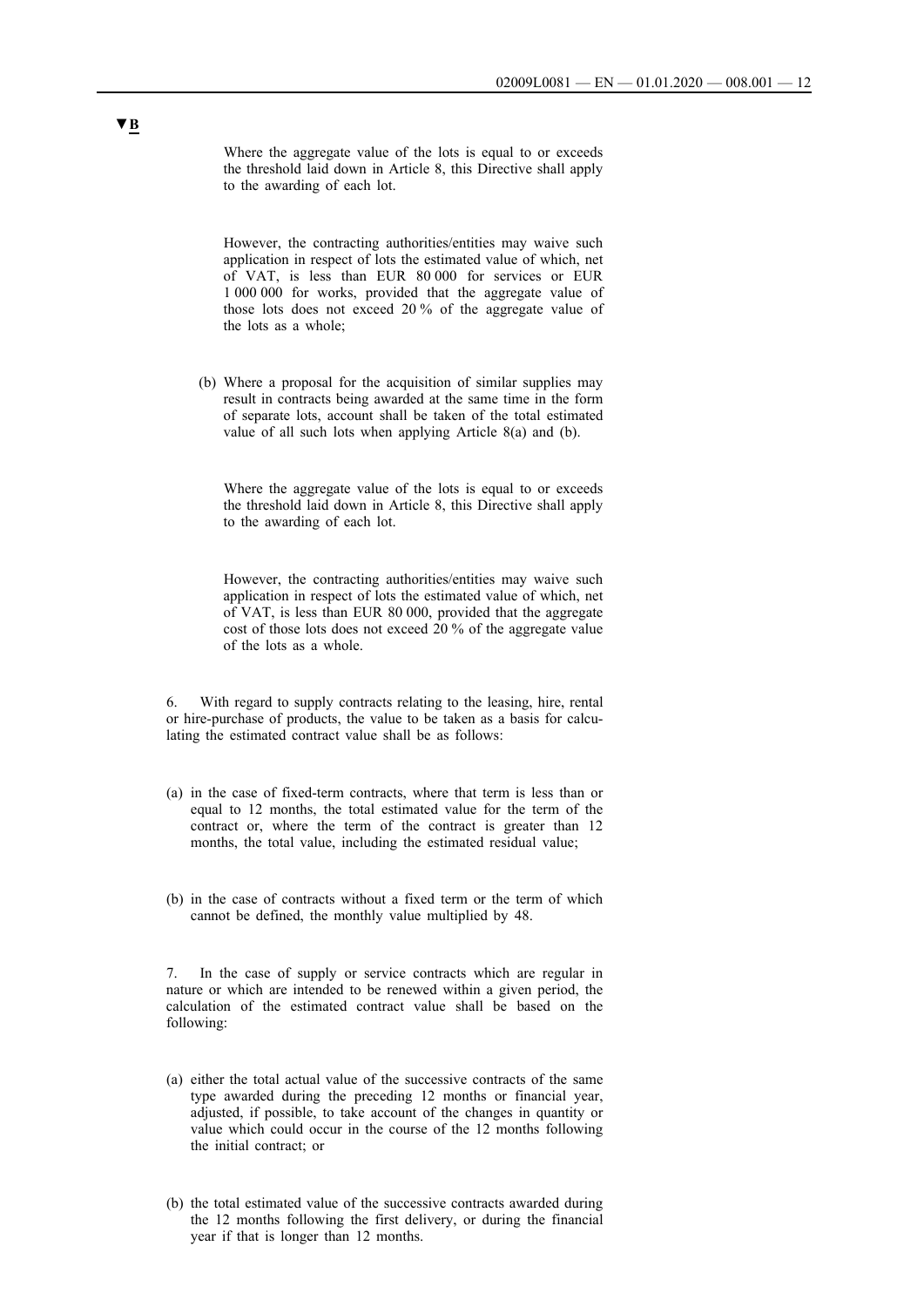▼B

Where the aggregate value of the lots is equal to or exceeds the threshold laid down in Article 8, this Directive shall apply to the awarding of each lot.

However, the contracting authorities/entities may waive such application in respect of lots the estimated value of which, net of VAT, is less than EUR 80 000 for services or EUR 1 000 000 for works, provided that the aggregate value of those lots does not exceed 20 % of the aggregate value of the lots as a whole;

(b) Where a proposal for the acquisition of similar supplies may result in contracts being awarded at the same time in the form of separate lots, account shall be taken of the total estimated value of all such lots when applying Article 8(a) and (b).

Where the aggregate value of the lots is equal to or exceeds the threshold laid down in Article 8, this Directive shall apply to the awarding of each lot.

However, the contracting authorities/entities may waive such application in respect of lots the estimated value of which, net of VAT, is less than EUR 80 000, provided that the aggregate cost of those lots does not exceed 20 % of the aggregate value of the lots as a whole.

6. With regard to supply contracts relating to the leasing, hire, rental or hire-purchase of products, the value to be taken as a basis for calculating the estimated contract value shall be as follows:

(a) in the case of fixed-term contracts, where that term is less than or equal to 12 months, the total estimated value for the term of the contract or, where the term of the contract is greater than 12 months, the total value, including the estimated residual value;

(b) in the case of contracts without a fixed term or the term of which cannot be defined, the monthly value multiplied by 48.

7. In the case of supply or service contracts which are regular in nature or which are intended to be renewed within a given period, the calculation of the estimated contract value shall be based on the following:

(a) either the total actual value of the successive contracts of the same type awarded during the preceding 12 months or financial year, adjusted, if possible, to take account of the changes in quantity or value which could occur in the course of the 12 months following the initial contract; or

(b) the total estimated value of the successive contracts awarded during the 12 months following the first delivery, or during the financial year if that is longer than 12 months.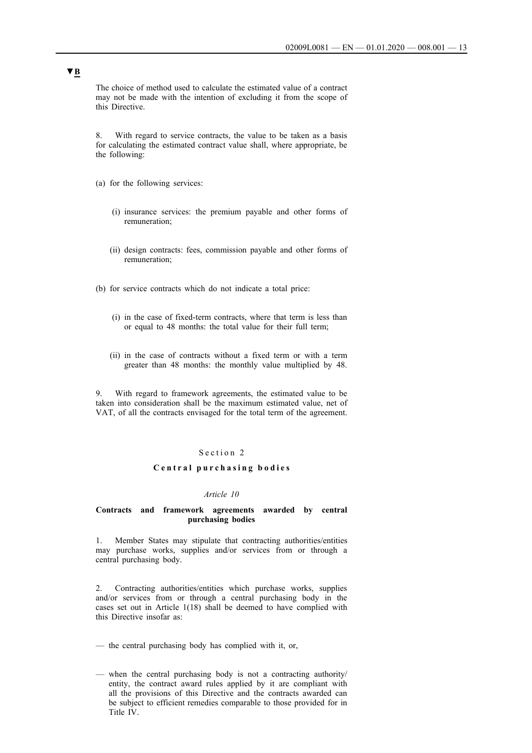▼B

The choice of method used to calculate the estimated value of a contract may not be made with the intention of excluding it from the scope of this Directive.

8. With regard to service contracts, the value to be taken as a basis for calculating the estimated contract value shall, where appropriate, be the following:

(a) for the following services:

(i) insurance services: the premium payable and other forms of remuneration;

(ii) design contracts: fees, commission payable and other forms of remuneration;

(b) for service contracts which do not indicate a total price:

(i) in the case of fixed-term contracts, where that term is less than or equal to 48 months: the total value for their full term;

(ii) in the case of contracts without a fixed term or with a term greater than 48 months: the monthly value multiplied by 48.

9. With regard to framework agreements, the estimated value to be taken into consideration shall be the maximum estimated value, net of VAT, of all the contracts envisaged for the total term of the agreement.

## Section 2

## Central purchasing bodies

*Article 10*

**Contracts and framework agreements awarded by central purchasing bodies**

1. Member States may stipulate that contracting authorities/entities may purchase works, supplies and/or services from or through a central purchasing body.

2. Contracting authorities/entities which purchase works, supplies and/or services from or through a central purchasing body in the cases set out in Article 1(18) shall be deemed to have complied with this Directive insofar as:

— the central purchasing body has complied with it, or,

— when the central purchasing body is not a contracting authority/entity, the contract award rules applied by it are compliant with all the provisions of this Directive and the contracts awarded can be subject to efficient remedies comparable to those provided for in Title IV.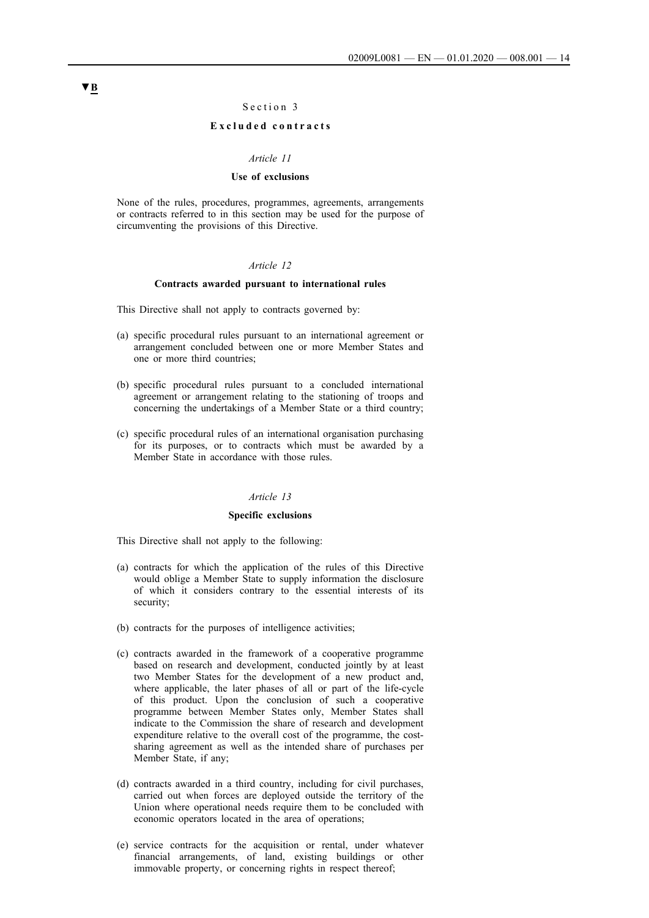▼B

Section 3

**Excluded contracts**

*Article 11*

**Use of exclusions**

None of the rules, procedures, programmes, agreements, arrangements or contracts referred to in this section may be used for the purpose of circumventing the provisions of this Directive.

*Article 12*

**Contracts awarded pursuant to international rules**

This Directive shall not apply to contracts governed by:

(a) specific procedural rules pursuant to an international agreement or arrangement concluded between one or more Member States and one or more third countries;

(b) specific procedural rules pursuant to a concluded international agreement or arrangement relating to the stationing of troops and concerning the undertakings of a Member State or a third country;

(c) specific procedural rules of an international organisation purchasing for its purposes, or to contracts which must be awarded by a Member State in accordance with those rules.

*Article 13*

**Specific exclusions**

This Directive shall not apply to the following:

(a) contracts for which the application of the rules of this Directive would oblige a Member State to supply information the disclosure of which it considers contrary to the essential interests of its security;

(b) contracts for the purposes of intelligence activities;

(c) contracts awarded in the framework of a cooperative programme based on research and development, conducted jointly by at least two Member States for the development of a new product and, where applicable, the later phases of all or part of the life-cycle of this product. Upon the conclusion of such a cooperative programme between Member States only, Member States shall indicate to the Commission the share of research and development expenditure relative to the overall cost of the programme, the cost-sharing agreement as well as the intended share of purchases per Member State, if any;

(d) contracts awarded in a third country, including for civil purchases, carried out when forces are deployed outside the territory of the Union where operational needs require them to be concluded with economic operators located in the area of operations;

(e) service contracts for the acquisition or rental, under whatever financial arrangements, of land, existing buildings or other immovable property, or concerning rights in respect thereof;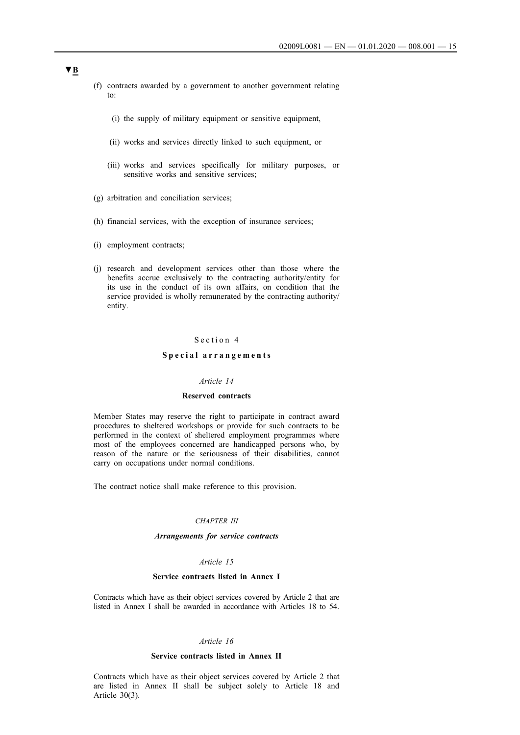▼B

(f) contracts awarded by a government to another government relating to:

(i) the supply of military equipment or sensitive equipment,

(ii) works and services directly linked to such equipment, or

(iii) works and services specifically for military purposes, or sensitive works and sensitive services;

(g) arbitration and conciliation services;

(h) financial services, with the exception of insurance services;

(i) employment contracts;

(j) research and development services other than those where the benefits accrue exclusively to the contracting authority/entity for its use in the conduct of its own affairs, on condition that the service provided is wholly remunerated by the contracting authority/entity.

## Section 4

## **Special arrangements**

### *Article 14*

### **Reserved contracts**

Member States may reserve the right to participate in contract award procedures to sheltered workshops or provide for such contracts to be performed in the context of sheltered employment programmes where most of the employees concerned are handicapped persons who, by reason of the nature or the seriousness of their disabilities, cannot carry on occupations under normal conditions.

The contract notice shall make reference to this provision.

## *CHAPTER III*

## *Arrangements for service contracts*

### *Article 15*

### **Service contracts listed in Annex I**

Contracts which have as their object services covered by Article 2 that are listed in Annex I shall be awarded in accordance with Articles 18 to 54.

### *Article 16*

### **Service contracts listed in Annex II**

Contracts which have as their object services covered by Article 2 that are listed in Annex II shall be subject solely to Article 18 and Article 30(3).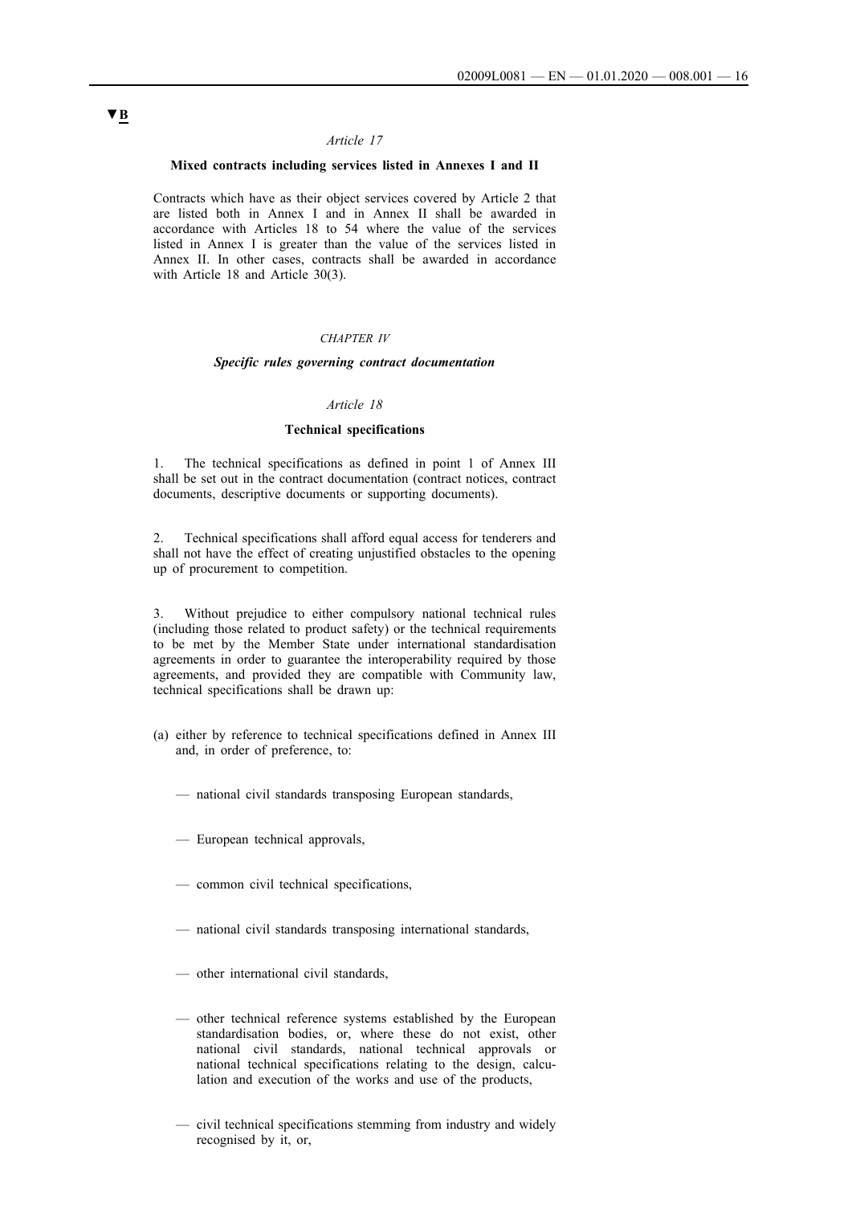▼B

*Article 17*

**Mixed contracts including services listed in Annexes I and II**

Contracts which have as their object services covered by Article 2 that are listed both in Annex I and in Annex II shall be awarded in accordance with Articles 18 to 54 where the value of the services listed in Annex I is greater than the value of the services listed in Annex II. In other cases, contracts shall be awarded in accordance with Article 18 and Article 30(3).

*CHAPTER IV*

***Specific rules governing contract documentation***

*Article 18*

**Technical specifications**

1. The technical specifications as defined in point 1 of Annex III shall be set out in the contract documentation (contract notices, contract documents, descriptive documents or supporting documents).

2. Technical specifications shall afford equal access for tenderers and shall not have the effect of creating unjustified obstacles to the opening up of procurement to competition.

3. Without prejudice to either compulsory national technical rules (including those related to product safety) or the technical requirements to be met by the Member State under international standardisation agreements in order to guarantee the interoperability required by those agreements, and provided they are compatible with Community law, technical specifications shall be drawn up:

(a) either by reference to technical specifications defined in Annex III and, in order of preference, to:

— national civil standards transposing European standards,

— European technical approvals,

— common civil technical specifications,

— national civil standards transposing international standards,

— other international civil standards,

— other technical reference systems established by the European standardisation bodies, or, where these do not exist, other national civil standards, national technical approvals or national technical specifications relating to the design, calculation and execution of the works and use of the products,

— civil technical specifications stemming from industry and widely recognised by it, or,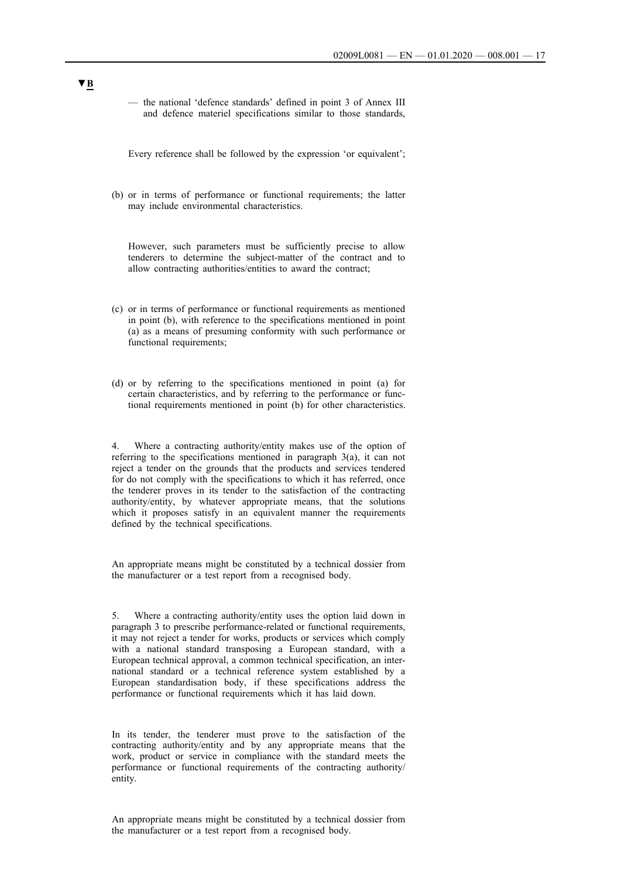▼B

— the national 'defence standards' defined in point 3 of Annex III and defence materiel specifications similar to those standards,

Every reference shall be followed by the expression 'or equivalent';

(b) or in terms of performance or functional requirements; the latter may include environmental characteristics.

However, such parameters must be sufficiently precise to allow tenderers to determine the subject-matter of the contract and to allow contracting authorities/entities to award the contract;

(c) or in terms of performance or functional requirements as mentioned in point (b), with reference to the specifications mentioned in point (a) as a means of presuming conformity with such performance or functional requirements;

(d) or by referring to the specifications mentioned in point (a) for certain characteristics, and by referring to the performance or functional requirements mentioned in point (b) for other characteristics.

4. Where a contracting authority/entity makes use of the option of referring to the specifications mentioned in paragraph 3(a), it can not reject a tender on the grounds that the products and services tendered for do not comply with the specifications to which it has referred, once the tenderer proves in its tender to the satisfaction of the contracting authority/entity, by whatever appropriate means, that the solutions which it proposes satisfy in an equivalent manner the requirements defined by the technical specifications.

An appropriate means might be constituted by a technical dossier from the manufacturer or a test report from a recognised body.

5. Where a contracting authority/entity uses the option laid down in paragraph 3 to prescribe performance-related or functional requirements, it may not reject a tender for works, products or services which comply with a national standard transposing a European standard, with a European technical approval, a common technical specification, an international standard or a technical reference system established by a European standardisation body, if these specifications address the performance or functional requirements which it has laid down.

In its tender, the tenderer must prove to the satisfaction of the contracting authority/entity and by any appropriate means that the work, product or service in compliance with the standard meets the performance or functional requirements of the contracting authority/entity.

An appropriate means might be constituted by a technical dossier from the manufacturer or a test report from a recognised body.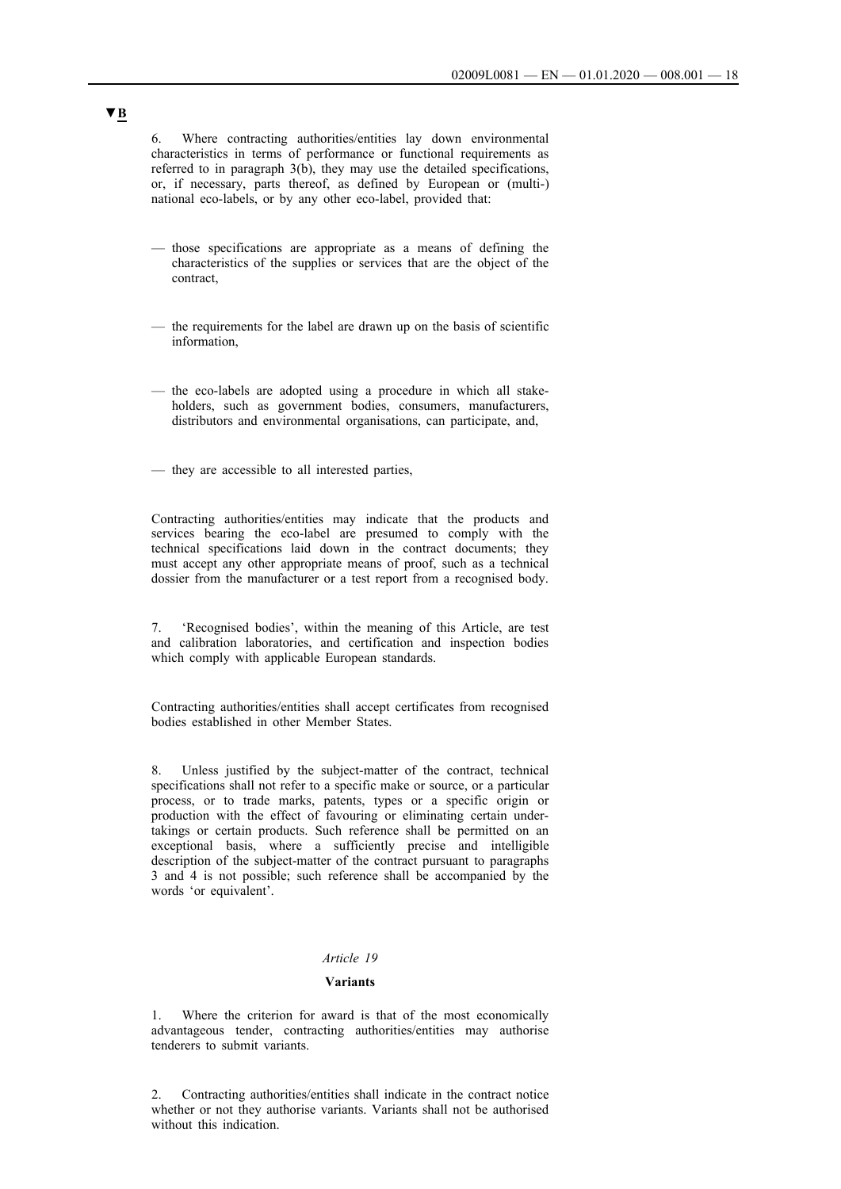▼B

6. Where contracting authorities/entities lay down environmental characteristics in terms of performance or functional requirements as referred to in paragraph 3(b), they may use the detailed specifications, or, if necessary, parts thereof, as defined by European or (multi-) national eco-labels, or by any other eco-label, provided that:

— those specifications are appropriate as a means of defining the characteristics of the supplies or services that are the object of the contract,

— the requirements for the label are drawn up on the basis of scientific information,

— the eco-labels are adopted using a procedure in which all stakeholders, such as government bodies, consumers, manufacturers, distributors and environmental organisations, can participate, and,

— they are accessible to all interested parties,

Contracting authorities/entities may indicate that the products and services bearing the eco-label are presumed to comply with the technical specifications laid down in the contract documents; they must accept any other appropriate means of proof, such as a technical dossier from the manufacturer or a test report from a recognised body.

7. 'Recognised bodies', within the meaning of this Article, are test and calibration laboratories, and certification and inspection bodies which comply with applicable European standards.

Contracting authorities/entities shall accept certificates from recognised bodies established in other Member States.

8. Unless justified by the subject-matter of the contract, technical specifications shall not refer to a specific make or source, or a particular process, or to trade marks, patents, types or a specific origin or production with the effect of favouring or eliminating certain undertakings or certain products. Such reference shall be permitted on an exceptional basis, where a sufficiently precise and intelligible description of the subject-matter of the contract pursuant to paragraphs 3 and 4 is not possible; such reference shall be accompanied by the words 'or equivalent'.

*Article 19*

**Variants**

1. Where the criterion for award is that of the most economically advantageous tender, contracting authorities/entities may authorise tenderers to submit variants.

2. Contracting authorities/entities shall indicate in the contract notice whether or not they authorise variants. Variants shall not be authorised without this indication.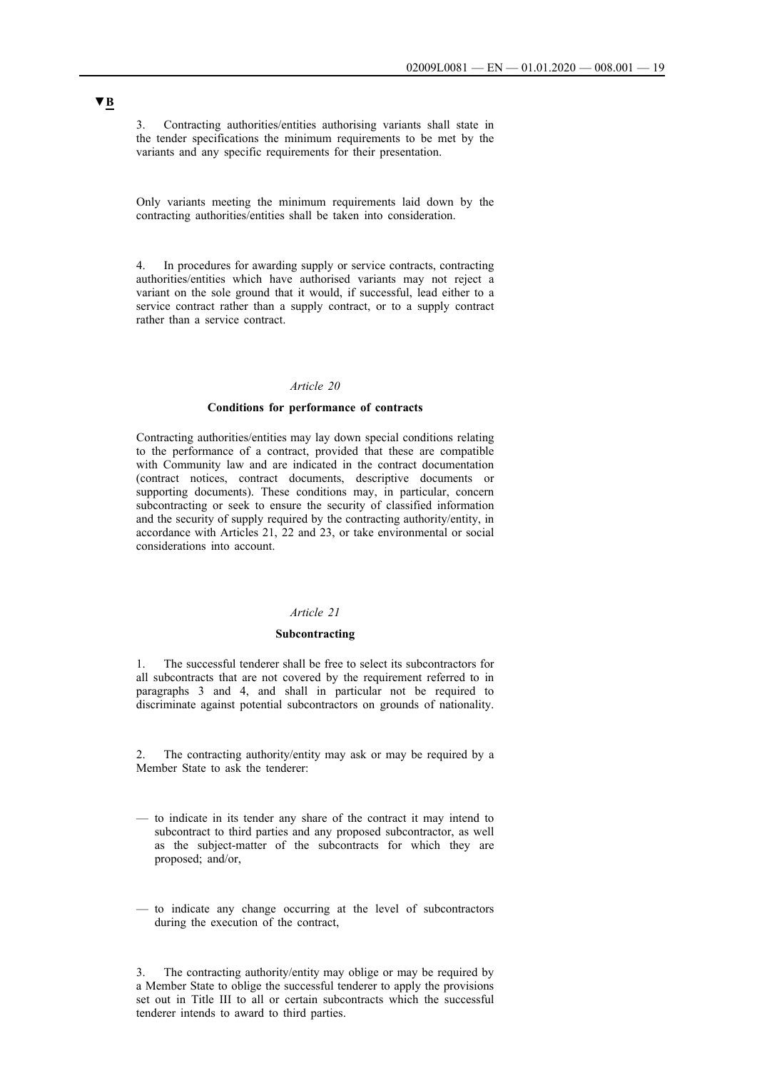▼B

3. Contracting authorities/entities authorising variants shall state in the tender specifications the minimum requirements to be met by the variants and any specific requirements for their presentation.

Only variants meeting the minimum requirements laid down by the contracting authorities/entities shall be taken into consideration.

4. In procedures for awarding supply or service contracts, contracting authorities/entities which have authorised variants may not reject a variant on the sole ground that it would, if successful, lead either to a service contract rather than a supply contract, or to a supply contract rather than a service contract.

*Article 20*

**Conditions for performance of contracts**

Contracting authorities/entities may lay down special conditions relating to the performance of a contract, provided that these are compatible with Community law and are indicated in the contract documentation (contract notices, contract documents, descriptive documents or supporting documents). These conditions may, in particular, concern subcontracting or seek to ensure the security of classified information and the security of supply required by the contracting authority/entity, in accordance with Articles 21, 22 and 23, or take environmental or social considerations into account.

*Article 21*

**Subcontracting**

1. The successful tenderer shall be free to select its subcontractors for all subcontracts that are not covered by the requirement referred to in paragraphs 3 and 4, and shall in particular not be required to discriminate against potential subcontractors on grounds of nationality.

2. The contracting authority/entity may ask or may be required by a Member State to ask the tenderer:

— to indicate in its tender any share of the contract it may intend to subcontract to third parties and any proposed subcontractor, as well as the subject-matter of the subcontracts for which they are proposed; and/or,

— to indicate any change occurring at the level of subcontractors during the execution of the contract,

3. The contracting authority/entity may oblige or may be required by a Member State to oblige the successful tenderer to apply the provisions set out in Title III to all or certain subcontracts which the successful tenderer intends to award to third parties.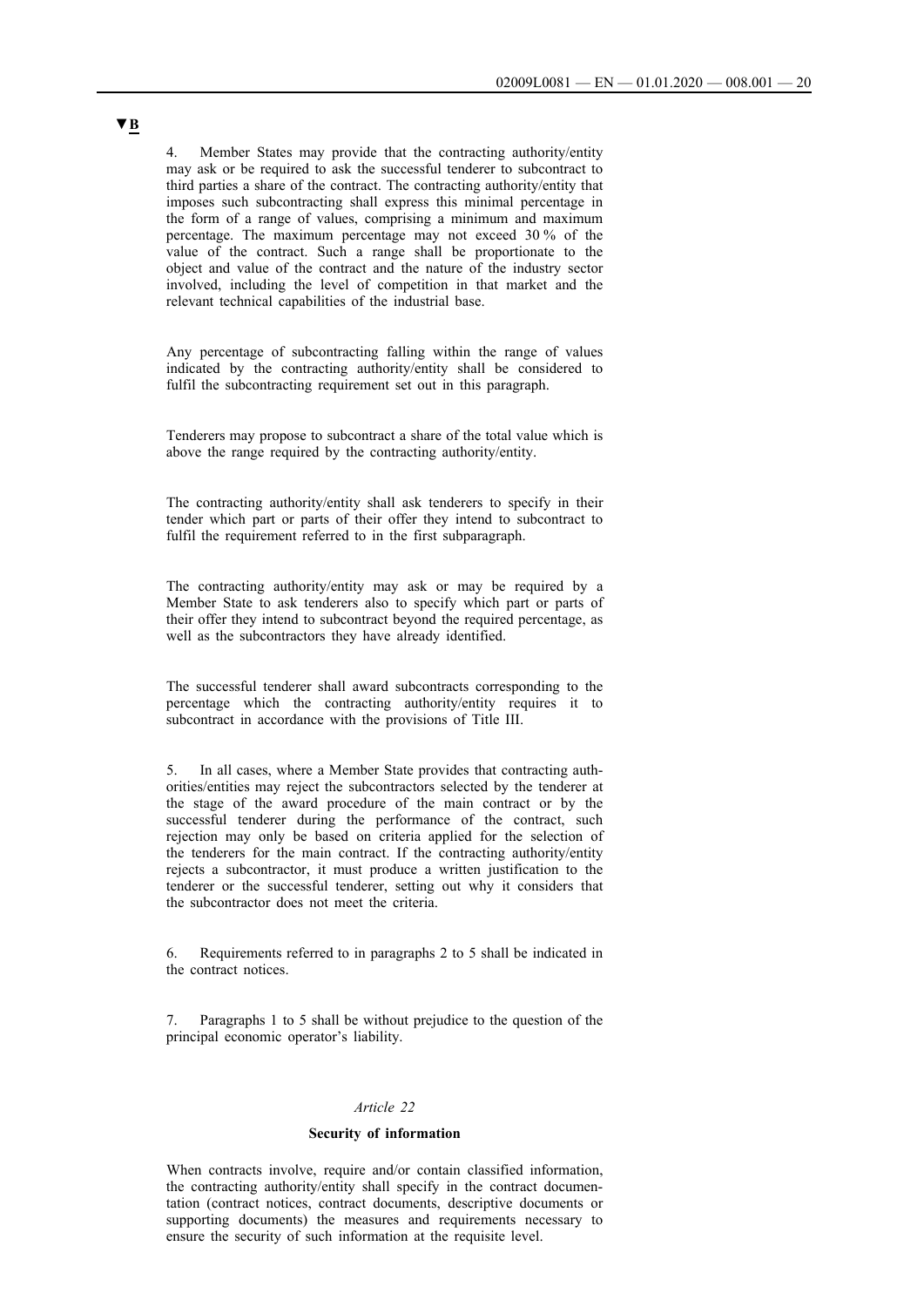▼B

4. Member States may provide that the contracting authority/entity may ask or be required to ask the successful tenderer to subcontract to third parties a share of the contract. The contracting authority/entity that imposes such subcontracting shall express this minimal percentage in the form of a range of values, comprising a minimum and maximum percentage. The maximum percentage may not exceed 30 % of the value of the contract. Such a range shall be proportionate to the object and value of the contract and the nature of the industry sector involved, including the level of competition in that market and the relevant technical capabilities of the industrial base.

Any percentage of subcontracting falling within the range of values indicated by the contracting authority/entity shall be considered to fulfil the subcontracting requirement set out in this paragraph.

Tenderers may propose to subcontract a share of the total value which is above the range required by the contracting authority/entity.

The contracting authority/entity shall ask tenderers to specify in their tender which part or parts of their offer they intend to subcontract to fulfil the requirement referred to in the first subparagraph.

The contracting authority/entity may ask or may be required by a Member State to ask tenderers also to specify which part or parts of their offer they intend to subcontract beyond the required percentage, as well as the subcontractors they have already identified.

The successful tenderer shall award subcontracts corresponding to the percentage which the contracting authority/entity requires it to subcontract in accordance with the provisions of Title III.

5. In all cases, where a Member State provides that contracting authorities/entities may reject the subcontractors selected by the tenderer at the stage of the award procedure of the main contract or by the successful tenderer during the performance of the contract, such rejection may only be based on criteria applied for the selection of the tenderers for the main contract. If the contracting authority/entity rejects a subcontractor, it must produce a written justification to the tenderer or the successful tenderer, setting out why it considers that the subcontractor does not meet the criteria.

6. Requirements referred to in paragraphs 2 to 5 shall be indicated in the contract notices.

7. Paragraphs 1 to 5 shall be without prejudice to the question of the principal economic operator's liability.

*Article 22*

**Security of information**

When contracts involve, require and/or contain classified information, the contracting authority/entity shall specify in the contract documentation (contract notices, contract documents, descriptive documents or supporting documents) the measures and requirements necessary to ensure the security of such information at the requisite level.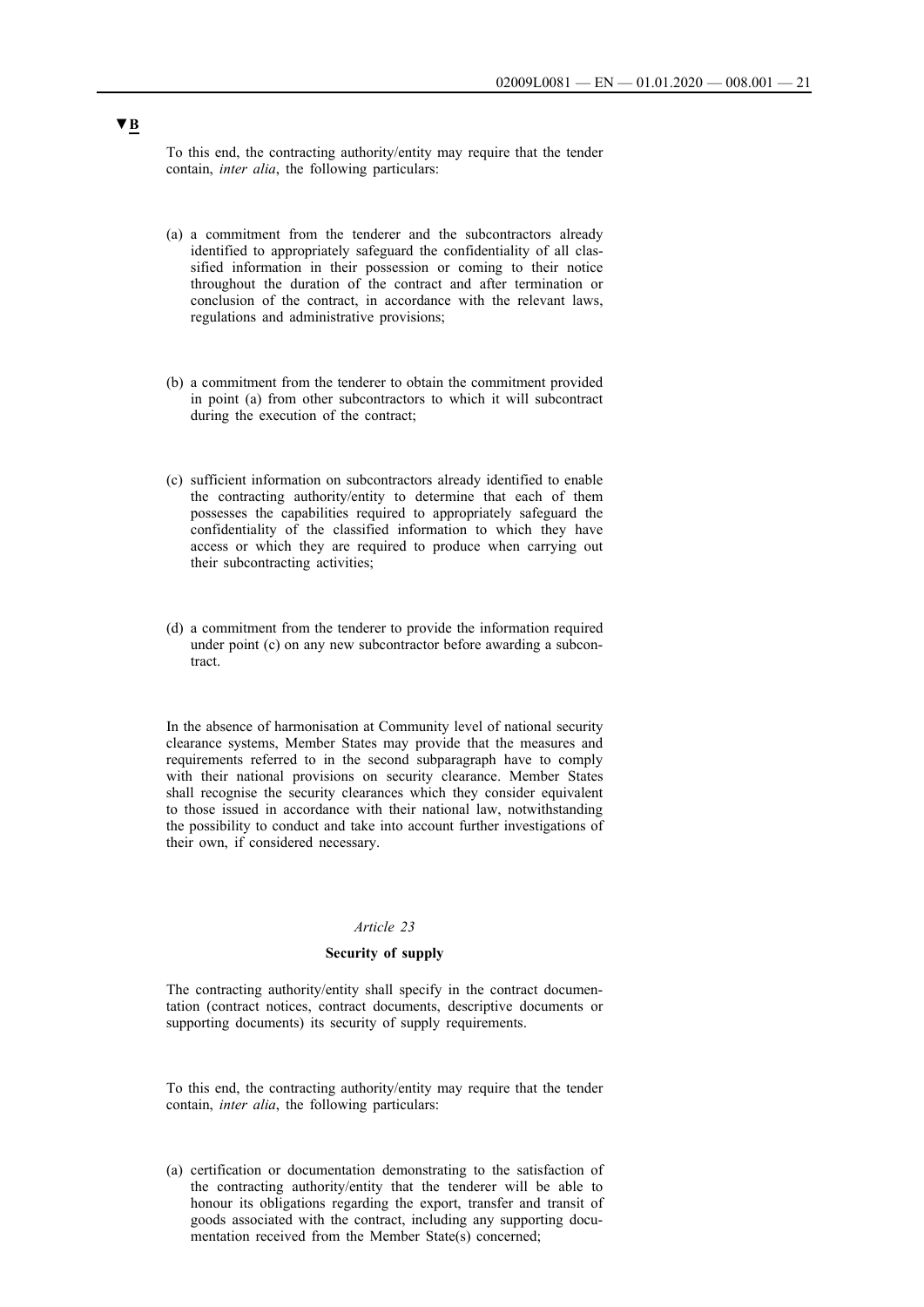▼B

To this end, the contracting authority/entity may require that the tender contain, *inter alia*, the following particulars:

(a) a commitment from the tenderer and the subcontractors already identified to appropriately safeguard the confidentiality of all classified information in their possession or coming to their notice throughout the duration of the contract and after termination or conclusion of the contract, in accordance with the relevant laws, regulations and administrative provisions;

(b) a commitment from the tenderer to obtain the commitment provided in point (a) from other subcontractors to which it will subcontract during the execution of the contract;

(c) sufficient information on subcontractors already identified to enable the contracting authority/entity to determine that each of them possesses the capabilities required to appropriately safeguard the confidentiality of the classified information to which they have access or which they are required to produce when carrying out their subcontracting activities;

(d) a commitment from the tenderer to provide the information required under point (c) on any new subcontractor before awarding a subcontract.

In the absence of harmonisation at Community level of national security clearance systems, Member States may provide that the measures and requirements referred to in the second subparagraph have to comply with their national provisions on security clearance. Member States shall recognise the security clearances which they consider equivalent to those issued in accordance with their national law, notwithstanding the possibility to conduct and take into account further investigations of their own, if considered necessary.

*Article 23*

**Security of supply**

The contracting authority/entity shall specify in the contract documentation (contract notices, contract documents, descriptive documents or supporting documents) its security of supply requirements.

To this end, the contracting authority/entity may require that the tender contain, *inter alia*, the following particulars:

(a) certification or documentation demonstrating to the satisfaction of the contracting authority/entity that the tenderer will be able to honour its obligations regarding the export, transfer and transit of goods associated with the contract, including any supporting documentation received from the Member State(s) concerned;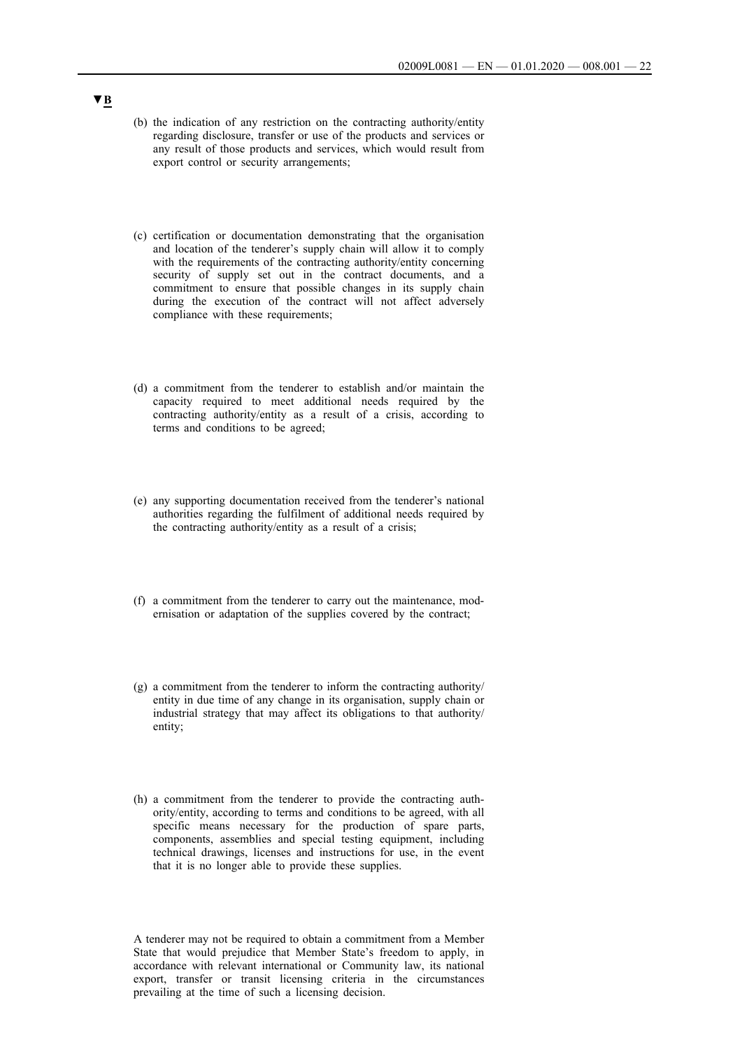▼B

(b) the indication of any restriction on the contracting authority/entity regarding disclosure, transfer or use of the products and services or any result of those products and services, which would result from export control or security arrangements;

(c) certification or documentation demonstrating that the organisation and location of the tenderer's supply chain will allow it to comply with the requirements of the contracting authority/entity concerning security of supply set out in the contract documents, and a commitment to ensure that possible changes in its supply chain during the execution of the contract will not affect adversely compliance with these requirements;

(d) a commitment from the tenderer to establish and/or maintain the capacity required to meet additional needs required by the contracting authority/entity as a result of a crisis, according to terms and conditions to be agreed;

(e) any supporting documentation received from the tenderer's national authorities regarding the fulfilment of additional needs required by the contracting authority/entity as a result of a crisis;

(f) a commitment from the tenderer to carry out the maintenance, modernisation or adaptation of the supplies covered by the contract;

(g) a commitment from the tenderer to inform the contracting authority/entity in due time of any change in its organisation, supply chain or industrial strategy that may affect its obligations to that authority/entity;

(h) a commitment from the tenderer to provide the contracting authority/entity, according to terms and conditions to be agreed, with all specific means necessary for the production of spare parts, components, assemblies and special testing equipment, including technical drawings, licenses and instructions for use, in the event that it is no longer able to provide these supplies.

A tenderer may not be required to obtain a commitment from a Member State that would prejudice that Member State's freedom to apply, in accordance with relevant international or Community law, its national export, transfer or transit licensing criteria in the circumstances prevailing at the time of such a licensing decision.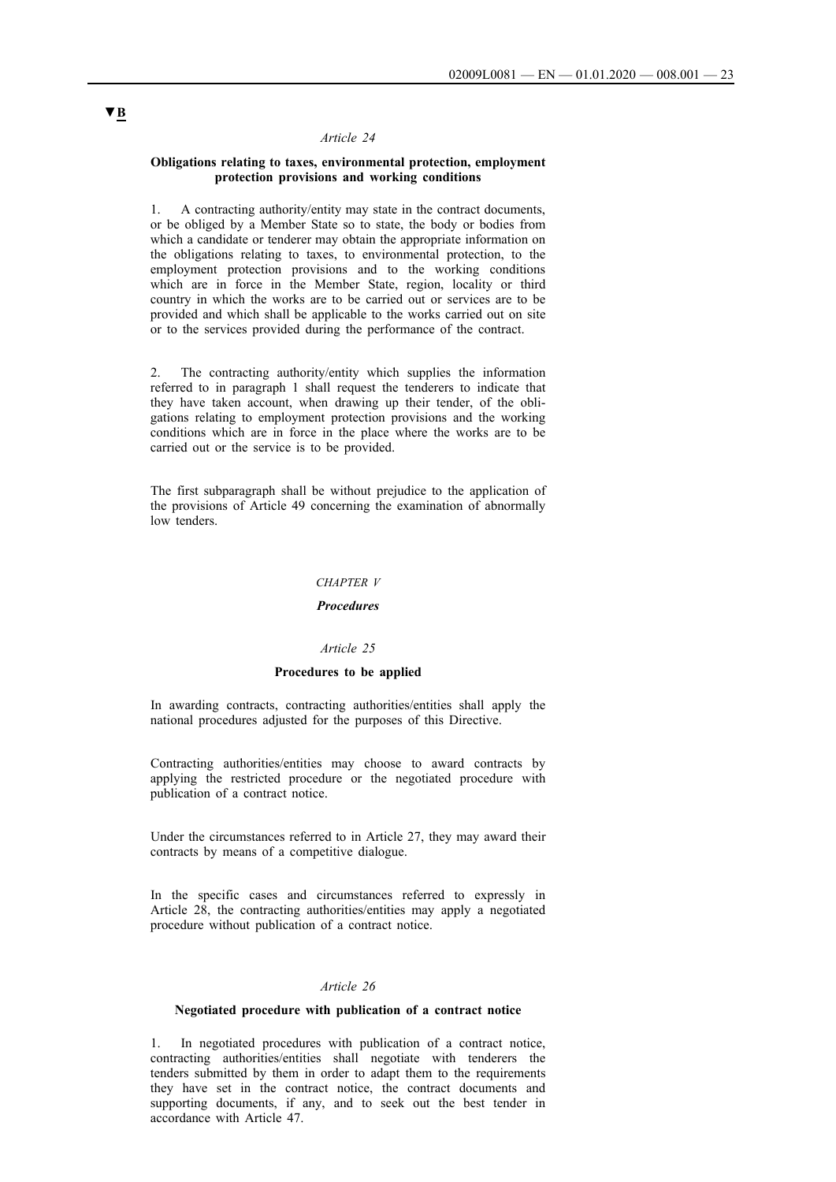▼B

*Article 24*

**Obligations relating to taxes, environmental protection, employment protection provisions and working conditions**

1. A contracting authority/entity may state in the contract documents, or be obliged by a Member State so to state, the body or bodies from which a candidate or tenderer may obtain the appropriate information on the obligations relating to taxes, to environmental protection, to the employment protection provisions and to the working conditions which are in force in the Member State, region, locality or third country in which the works are to be carried out or services are to be provided and which shall be applicable to the works carried out on site or to the services provided during the performance of the contract.

2. The contracting authority/entity which supplies the information referred to in paragraph 1 shall request the tenderers to indicate that they have taken account, when drawing up their tender, of the obligations relating to employment protection provisions and the working conditions which are in force in the place where the works are to be carried out or the service is to be provided.

The first subparagraph shall be without prejudice to the application of the provisions of Article 49 concerning the examination of abnormally low tenders.

*CHAPTER V*

***Procedures***

*Article 25*

**Procedures to be applied**

In awarding contracts, contracting authorities/entities shall apply the national procedures adjusted for the purposes of this Directive.

Contracting authorities/entities may choose to award contracts by applying the restricted procedure or the negotiated procedure with publication of a contract notice.

Under the circumstances referred to in Article 27, they may award their contracts by means of a competitive dialogue.

In the specific cases and circumstances referred to expressly in Article 28, the contracting authorities/entities may apply a negotiated procedure without publication of a contract notice.

*Article 26*

**Negotiated procedure with publication of a contract notice**

1. In negotiated procedures with publication of a contract notice, contracting authorities/entities shall negotiate with tenderers the tenders submitted by them in order to adapt them to the requirements they have set in the contract notice, the contract documents and supporting documents, if any, and to seek out the best tender in accordance with Article 47.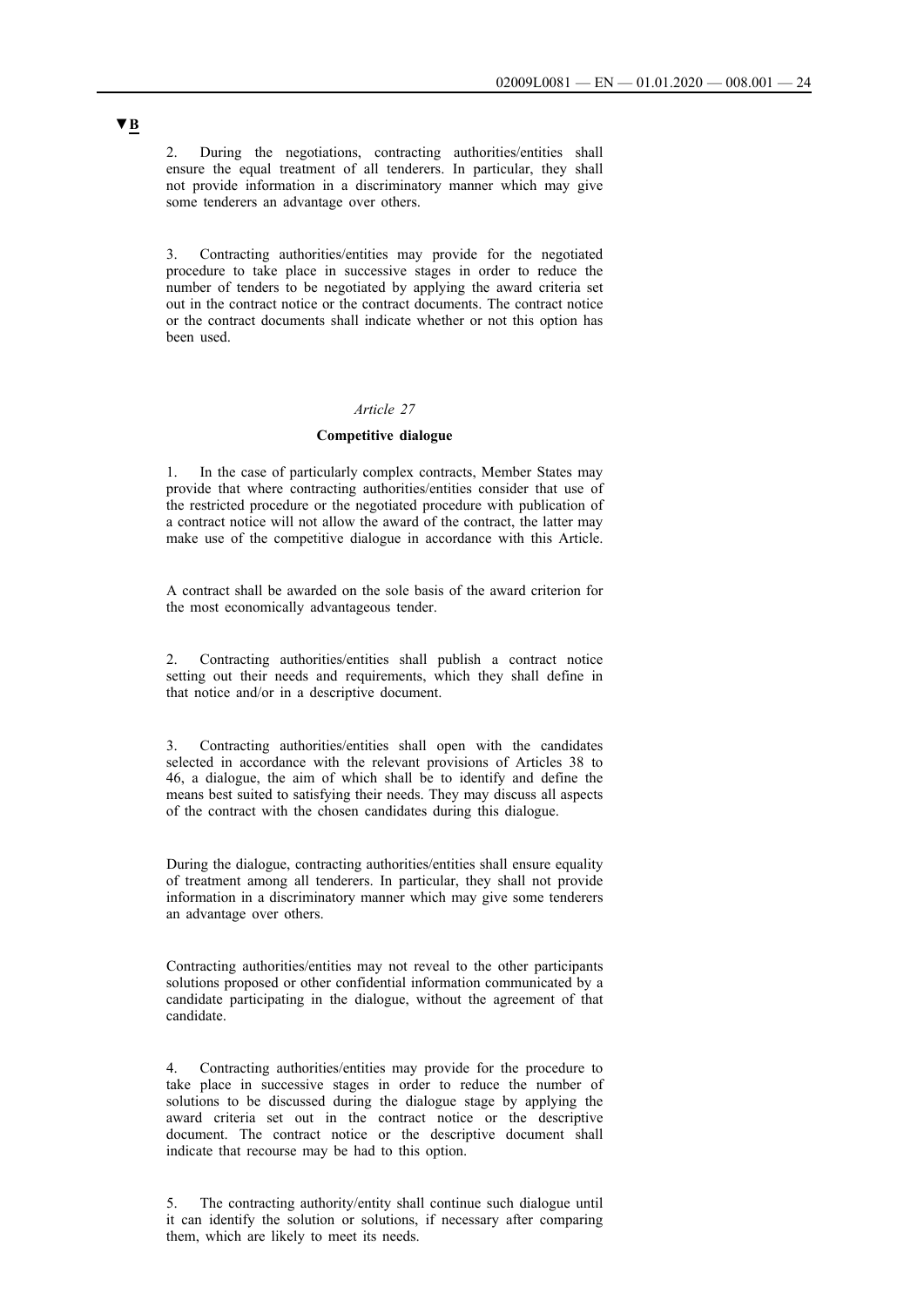▼B

2. During the negotiations, contracting authorities/entities shall ensure the equal treatment of all tenderers. In particular, they shall not provide information in a discriminatory manner which may give some tenderers an advantage over others.

3. Contracting authorities/entities may provide for the negotiated procedure to take place in successive stages in order to reduce the number of tenders to be negotiated by applying the award criteria set out in the contract notice or the contract documents. The contract notice or the contract documents shall indicate whether or not this option has been used.

*Article 27*

**Competitive dialogue**

1. In the case of particularly complex contracts, Member States may provide that where contracting authorities/entities consider that use of the restricted procedure or the negotiated procedure with publication of a contract notice will not allow the award of the contract, the latter may make use of the competitive dialogue in accordance with this Article.

A contract shall be awarded on the sole basis of the award criterion for the most economically advantageous tender.

2. Contracting authorities/entities shall publish a contract notice setting out their needs and requirements, which they shall define in that notice and/or in a descriptive document.

3. Contracting authorities/entities shall open with the candidates selected in accordance with the relevant provisions of Articles 38 to 46, a dialogue, the aim of which shall be to identify and define the means best suited to satisfying their needs. They may discuss all aspects of the contract with the chosen candidates during this dialogue.

During the dialogue, contracting authorities/entities shall ensure equality of treatment among all tenderers. In particular, they shall not provide information in a discriminatory manner which may give some tenderers an advantage over others.

Contracting authorities/entities may not reveal to the other participants solutions proposed or other confidential information communicated by a candidate participating in the dialogue, without the agreement of that candidate.

4. Contracting authorities/entities may provide for the procedure to take place in successive stages in order to reduce the number of solutions to be discussed during the dialogue stage by applying the award criteria set out in the contract notice or the descriptive document. The contract notice or the descriptive document shall indicate that recourse may be had to this option.

5. The contracting authority/entity shall continue such dialogue until it can identify the solution or solutions, if necessary after comparing them, which are likely to meet its needs.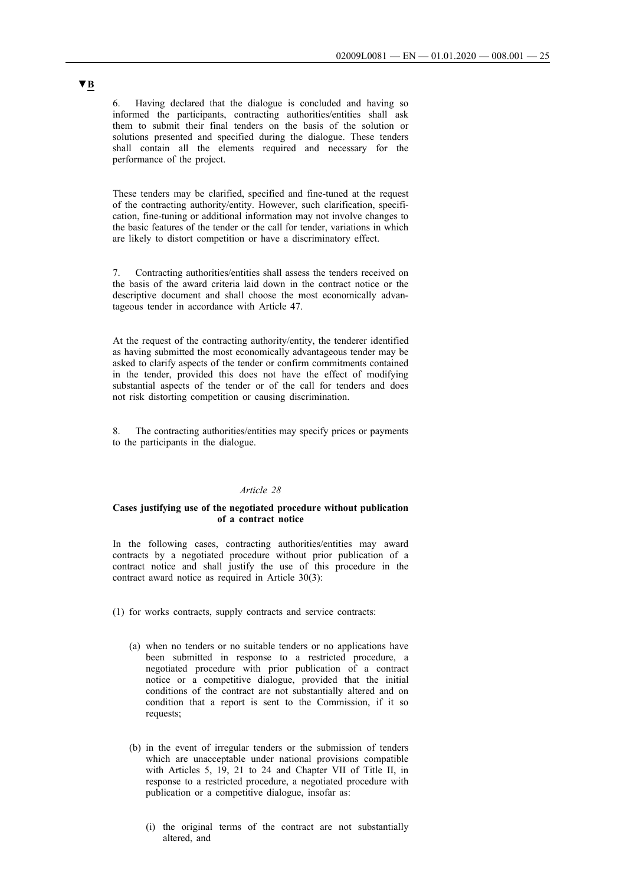▼B

6. Having declared that the dialogue is concluded and having so informed the participants, contracting authorities/entities shall ask them to submit their final tenders on the basis of the solution or solutions presented and specified during the dialogue. These tenders shall contain all the elements required and necessary for the performance of the project.

These tenders may be clarified, specified and fine-tuned at the request of the contracting authority/entity. However, such clarification, specification, fine-tuning or additional information may not involve changes to the basic features of the tender or the call for tender, variations in which are likely to distort competition or have a discriminatory effect.

7. Contracting authorities/entities shall assess the tenders received on the basis of the award criteria laid down in the contract notice or the descriptive document and shall choose the most economically advantageous tender in accordance with Article 47.

At the request of the contracting authority/entity, the tenderer identified as having submitted the most economically advantageous tender may be asked to clarify aspects of the tender or confirm commitments contained in the tender, provided this does not have the effect of modifying substantial aspects of the tender or of the call for tenders and does not risk distorting competition or causing discrimination.

8. The contracting authorities/entities may specify prices or payments to the participants in the dialogue.

*Article 28*

**Cases justifying use of the negotiated procedure without publication of a contract notice**

In the following cases, contracting authorities/entities may award contracts by a negotiated procedure without prior publication of a contract notice and shall justify the use of this procedure in the contract award notice as required in Article 30(3):

(1) for works contracts, supply contracts and service contracts:

(a) when no tenders or no suitable tenders or no applications have been submitted in response to a restricted procedure, a negotiated procedure with prior publication of a contract notice or a competitive dialogue, provided that the initial conditions of the contract are not substantially altered and on condition that a report is sent to the Commission, if it so requests;

(b) in the event of irregular tenders or the submission of tenders which are unacceptable under national provisions compatible with Articles 5, 19, 21 to 24 and Chapter VII of Title II, in response to a restricted procedure, a negotiated procedure with publication or a competitive dialogue, insofar as:

(i) the original terms of the contract are not substantially altered, and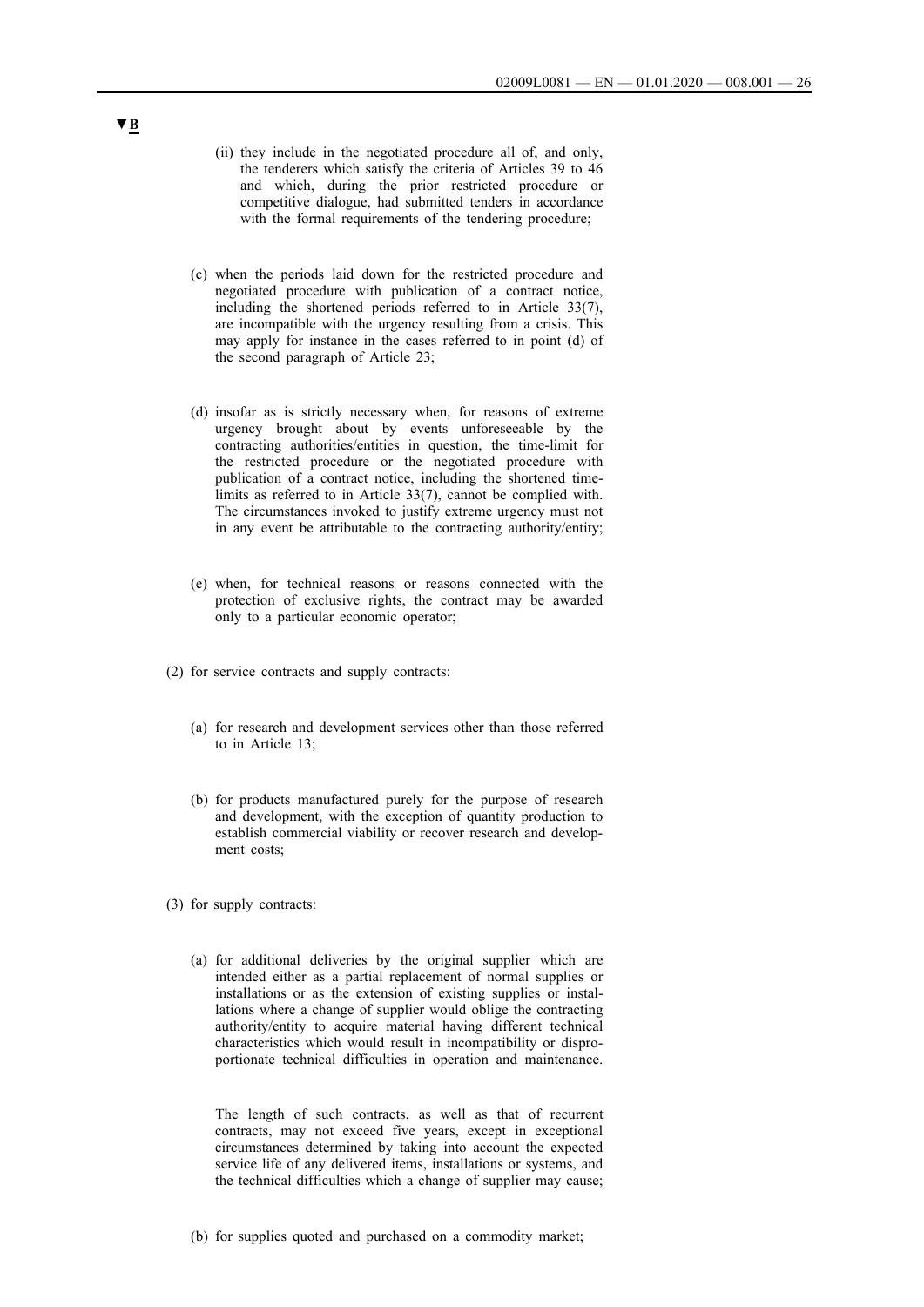▼B

(ii) they include in the negotiated procedure all of, and only, the tenderers which satisfy the criteria of Articles 39 to 46 and which, during the prior restricted procedure or competitive dialogue, had submitted tenders in accordance with the formal requirements of the tendering procedure;

(c) when the periods laid down for the restricted procedure and negotiated procedure with publication of a contract notice, including the shortened periods referred to in Article 33(7), are incompatible with the urgency resulting from a crisis. This may apply for instance in the cases referred to in point (d) of the second paragraph of Article 23;

(d) insofar as is strictly necessary when, for reasons of extreme urgency brought about by events unforeseeable by the contracting authorities/entities in question, the time-limit for the restricted procedure or the negotiated procedure with publication of a contract notice, including the shortened time-limits as referred to in Article 33(7), cannot be complied with. The circumstances invoked to justify extreme urgency must not in any event be attributable to the contracting authority/entity;

(e) when, for technical reasons or reasons connected with the protection of exclusive rights, the contract may be awarded only to a particular economic operator;

(2) for service contracts and supply contracts:

(a) for research and development services other than those referred to in Article 13;

(b) for products manufactured purely for the purpose of research and development, with the exception of quantity production to establish commercial viability or recover research and development costs;

(3) for supply contracts:

(a) for additional deliveries by the original supplier which are intended either as a partial replacement of normal supplies or installations or as the extension of existing supplies or installations where a change of supplier would oblige the contracting authority/entity to acquire material having different technical characteristics which would result in incompatibility or disproportionate technical difficulties in operation and maintenance.

The length of such contracts, as well as that of recurrent contracts, may not exceed five years, except in exceptional circumstances determined by taking into account the expected service life of any delivered items, installations or systems, and the technical difficulties which a change of supplier may cause;

(b) for supplies quoted and purchased on a commodity market;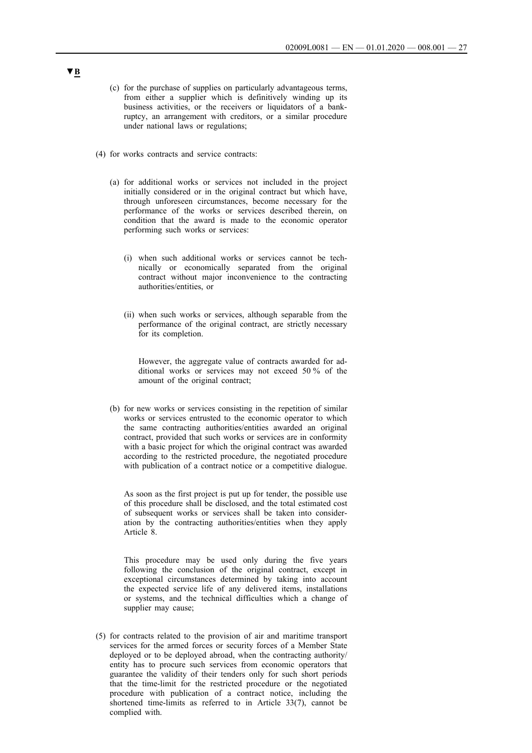▼B

(c) for the purchase of supplies on particularly advantageous terms, from either a supplier which is definitively winding up its business activities, or the receivers or liquidators of a bankruptcy, an arrangement with creditors, or a similar procedure under national laws or regulations;

(4) for works contracts and service contracts:

(a) for additional works or services not included in the project initially considered or in the original contract but which have, through unforeseen circumstances, become necessary for the performance of the works or services described therein, on condition that the award is made to the economic operator performing such works or services:

(i) when such additional works or services cannot be technically or economically separated from the original contract without major inconvenience to the contracting authorities/entities, or

(ii) when such works or services, although separable from the performance of the original contract, are strictly necessary for its completion.

However, the aggregate value of contracts awarded for additional works or services may not exceed 50 % of the amount of the original contract;

(b) for new works or services consisting in the repetition of similar works or services entrusted to the economic operator to which the same contracting authorities/entities awarded an original contract, provided that such works or services are in conformity with a basic project for which the original contract was awarded according to the restricted procedure, the negotiated procedure with publication of a contract notice or a competitive dialogue.

As soon as the first project is put up for tender, the possible use of this procedure shall be disclosed, and the total estimated cost of subsequent works or services shall be taken into consideration by the contracting authorities/entities when they apply Article 8.

This procedure may be used only during the five years following the conclusion of the original contract, except in exceptional circumstances determined by taking into account the expected service life of any delivered items, installations or systems, and the technical difficulties which a change of supplier may cause;

(5) for contracts related to the provision of air and maritime transport services for the armed forces or security forces of a Member State deployed or to be deployed abroad, when the contracting authority/entity has to procure such services from economic operators that guarantee the validity of their tenders only for such short periods that the time-limit for the restricted procedure or the negotiated procedure with publication of a contract notice, including the shortened time-limits as referred to in Article 33(7), cannot be complied with.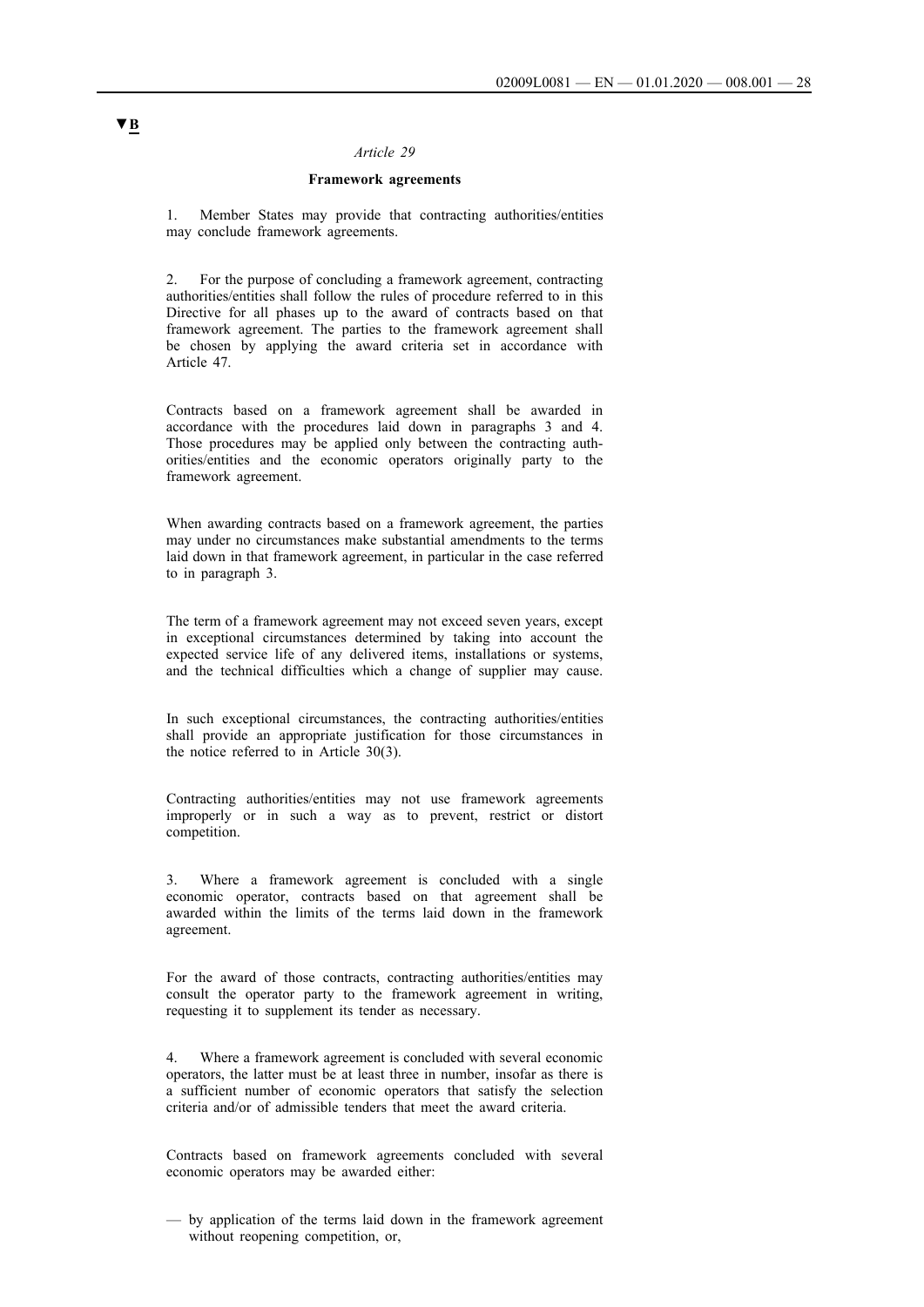▼B

*Article 29*

**Framework agreements**

1. Member States may provide that contracting authorities/entities may conclude framework agreements.

2. For the purpose of concluding a framework agreement, contracting authorities/entities shall follow the rules of procedure referred to in this Directive for all phases up to the award of contracts based on that framework agreement. The parties to the framework agreement shall be chosen by applying the award criteria set in accordance with Article 47.

Contracts based on a framework agreement shall be awarded in accordance with the procedures laid down in paragraphs 3 and 4. Those procedures may be applied only between the contracting authorities/entities and the economic operators originally party to the framework agreement.

When awarding contracts based on a framework agreement, the parties may under no circumstances make substantial amendments to the terms laid down in that framework agreement, in particular in the case referred to in paragraph 3.

The term of a framework agreement may not exceed seven years, except in exceptional circumstances determined by taking into account the expected service life of any delivered items, installations or systems, and the technical difficulties which a change of supplier may cause.

In such exceptional circumstances, the contracting authorities/entities shall provide an appropriate justification for those circumstances in the notice referred to in Article 30(3).

Contracting authorities/entities may not use framework agreements improperly or in such a way as to prevent, restrict or distort competition.

3. Where a framework agreement is concluded with a single economic operator, contracts based on that agreement shall be awarded within the limits of the terms laid down in the framework agreement.

For the award of those contracts, contracting authorities/entities may consult the operator party to the framework agreement in writing, requesting it to supplement its tender as necessary.

4. Where a framework agreement is concluded with several economic operators, the latter must be at least three in number, insofar as there is a sufficient number of economic operators that satisfy the selection criteria and/or of admissible tenders that meet the award criteria.

Contracts based on framework agreements concluded with several economic operators may be awarded either:

— by application of the terms laid down in the framework agreement without reopening competition, or,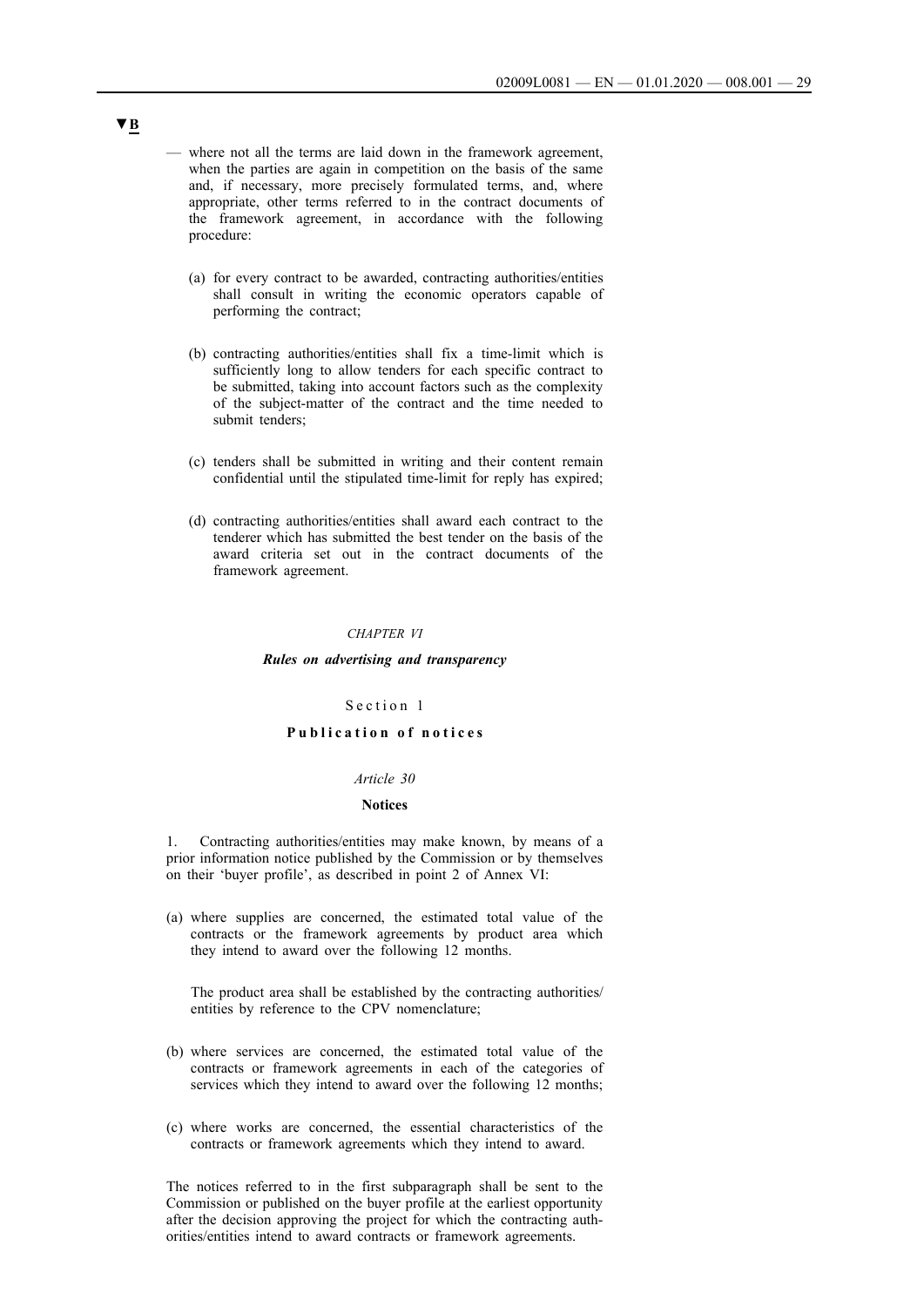▼B

— where not all the terms are laid down in the framework agreement, when the parties are again in competition on the basis of the same and, if necessary, more precisely formulated terms, and, where appropriate, other terms referred to in the contract documents of the framework agreement, in accordance with the following procedure:

(a) for every contract to be awarded, contracting authorities/entities shall consult in writing the economic operators capable of performing the contract;

(b) contracting authorities/entities shall fix a time-limit which is sufficiently long to allow tenders for each specific contract to be submitted, taking into account factors such as the complexity of the subject-matter of the contract and the time needed to submit tenders;

(c) tenders shall be submitted in writing and their content remain confidential until the stipulated time-limit for reply has expired;

(d) contracting authorities/entities shall award each contract to the tenderer which has submitted the best tender on the basis of the award criteria set out in the contract documents of the framework agreement.

## *CHAPTER VI*

## ***Rules on advertising and transparency***

### Section 1

### **Publication of notices**

#### *Article 30*

#### **Notices**

1. Contracting authorities/entities may make known, by means of a prior information notice published by the Commission or by themselves on their 'buyer profile', as described in point 2 of Annex VI:

(a) where supplies are concerned, the estimated total value of the contracts or the framework agreements by product area which they intend to award over the following 12 months.

The product area shall be established by the contracting authorities/entities by reference to the CPV nomenclature;

(b) where services are concerned, the estimated total value of the contracts or framework agreements in each of the categories of services which they intend to award over the following 12 months;

(c) where works are concerned, the essential characteristics of the contracts or framework agreements which they intend to award.

The notices referred to in the first subparagraph shall be sent to the Commission or published on the buyer profile at the earliest opportunity after the decision approving the project for which the contracting authorities/entities intend to award contracts or framework agreements.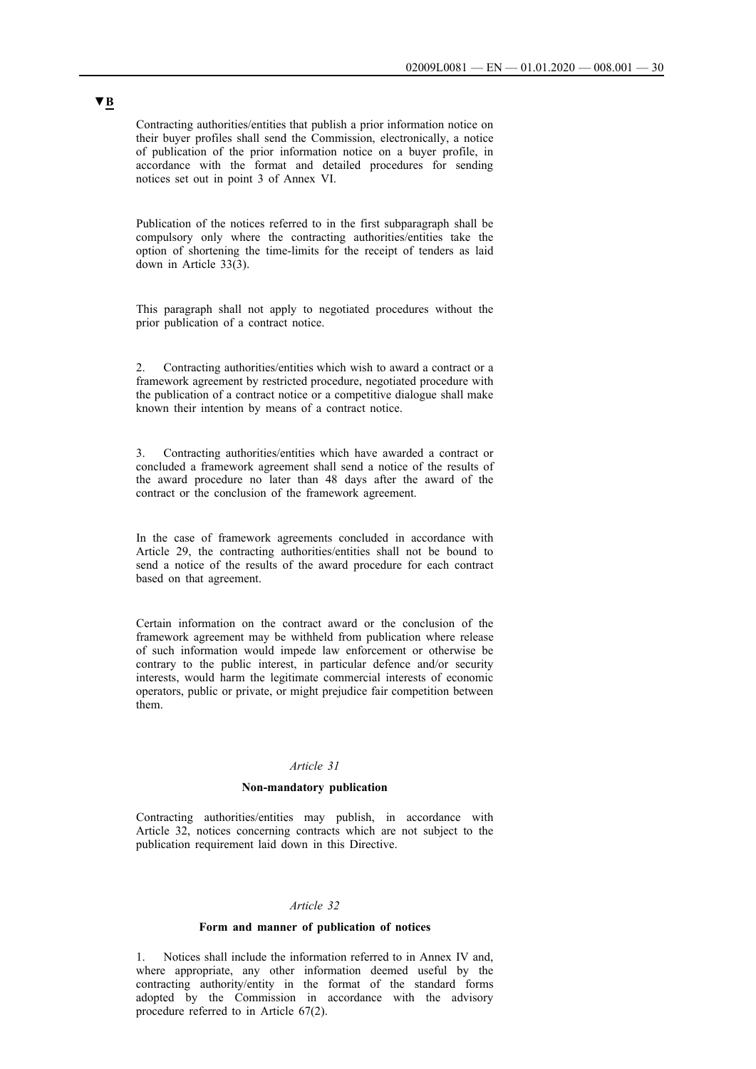▼B

Contracting authorities/entities that publish a prior information notice on their buyer profiles shall send the Commission, electronically, a notice of publication of the prior information notice on a buyer profile, in accordance with the format and detailed procedures for sending notices set out in point 3 of Annex VI.

Publication of the notices referred to in the first subparagraph shall be compulsory only where the contracting authorities/entities take the option of shortening the time-limits for the receipt of tenders as laid down in Article 33(3).

This paragraph shall not apply to negotiated procedures without the prior publication of a contract notice.

2. Contracting authorities/entities which wish to award a contract or a framework agreement by restricted procedure, negotiated procedure with the publication of a contract notice or a competitive dialogue shall make known their intention by means of a contract notice.

3. Contracting authorities/entities which have awarded a contract or concluded a framework agreement shall send a notice of the results of the award procedure no later than 48 days after the award of the contract or the conclusion of the framework agreement.

In the case of framework agreements concluded in accordance with Article 29, the contracting authorities/entities shall not be bound to send a notice of the results of the award procedure for each contract based on that agreement.

Certain information on the contract award or the conclusion of the framework agreement may be withheld from publication where release of such information would impede law enforcement or otherwise be contrary to the public interest, in particular defence and/or security interests, would harm the legitimate commercial interests of economic operators, public or private, or might prejudice fair competition between them.

*Article 31*

**Non-mandatory publication**

Contracting authorities/entities may publish, in accordance with Article 32, notices concerning contracts which are not subject to the publication requirement laid down in this Directive.

*Article 32*

**Form and manner of publication of notices**

1. Notices shall include the information referred to in Annex IV and, where appropriate, any other information deemed useful by the contracting authority/entity in the format of the standard forms adopted by the Commission in accordance with the advisory procedure referred to in Article 67(2).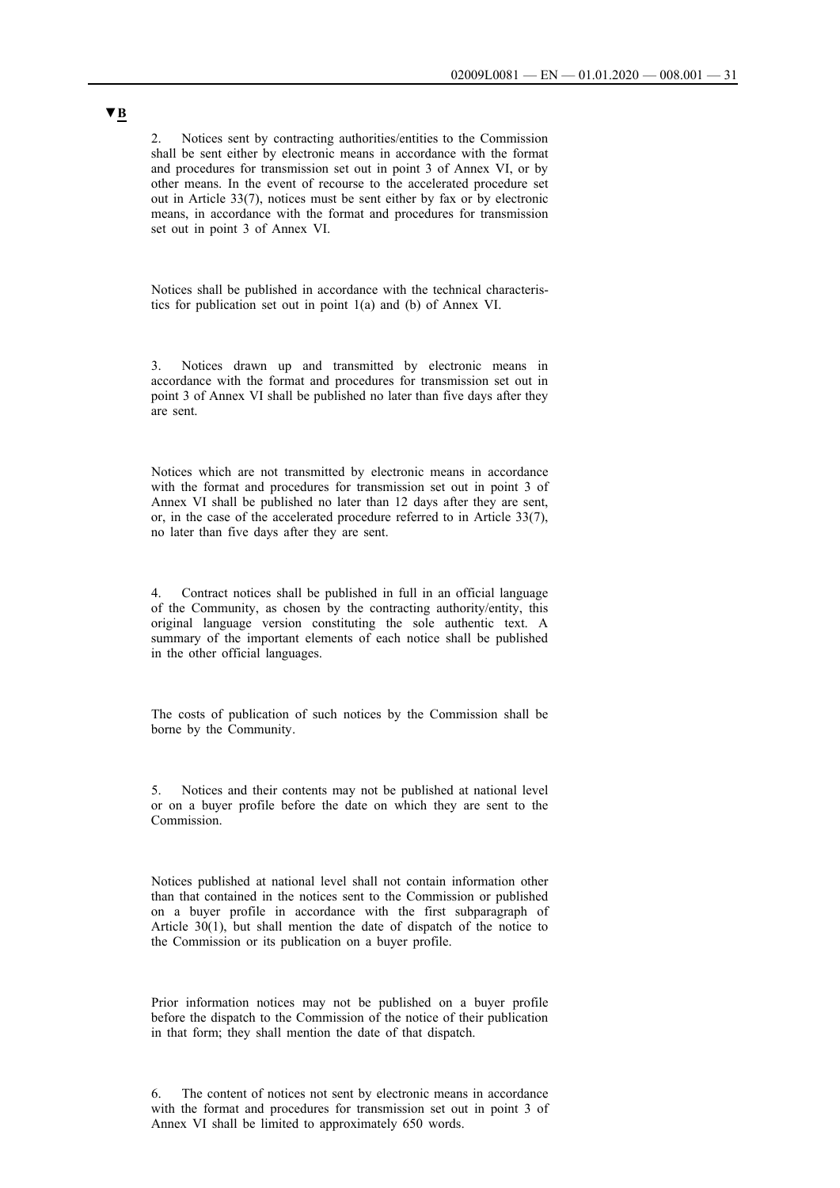▼B

2. Notices sent by contracting authorities/entities to the Commission shall be sent either by electronic means in accordance with the format and procedures for transmission set out in point 3 of Annex VI, or by other means. In the event of recourse to the accelerated procedure set out in Article 33(7), notices must be sent either by fax or by electronic means, in accordance with the format and procedures for transmission set out in point 3 of Annex VI.

Notices shall be published in accordance with the technical characteristics for publication set out in point 1(a) and (b) of Annex VI.

3. Notices drawn up and transmitted by electronic means in accordance with the format and procedures for transmission set out in point 3 of Annex VI shall be published no later than five days after they are sent.

Notices which are not transmitted by electronic means in accordance with the format and procedures for transmission set out in point 3 of Annex VI shall be published no later than 12 days after they are sent, or, in the case of the accelerated procedure referred to in Article 33(7), no later than five days after they are sent.

4. Contract notices shall be published in full in an official language of the Community, as chosen by the contracting authority/entity, this original language version constituting the sole authentic text. A summary of the important elements of each notice shall be published in the other official languages.

The costs of publication of such notices by the Commission shall be borne by the Community.

5. Notices and their contents may not be published at national level or on a buyer profile before the date on which they are sent to the Commission.

Notices published at national level shall not contain information other than that contained in the notices sent to the Commission or published on a buyer profile in accordance with the first subparagraph of Article 30(1), but shall mention the date of dispatch of the notice to the Commission or its publication on a buyer profile.

Prior information notices may not be published on a buyer profile before the dispatch to the Commission of the notice of their publication in that form; they shall mention the date of that dispatch.

6. The content of notices not sent by electronic means in accordance with the format and procedures for transmission set out in point 3 of Annex VI shall be limited to approximately 650 words.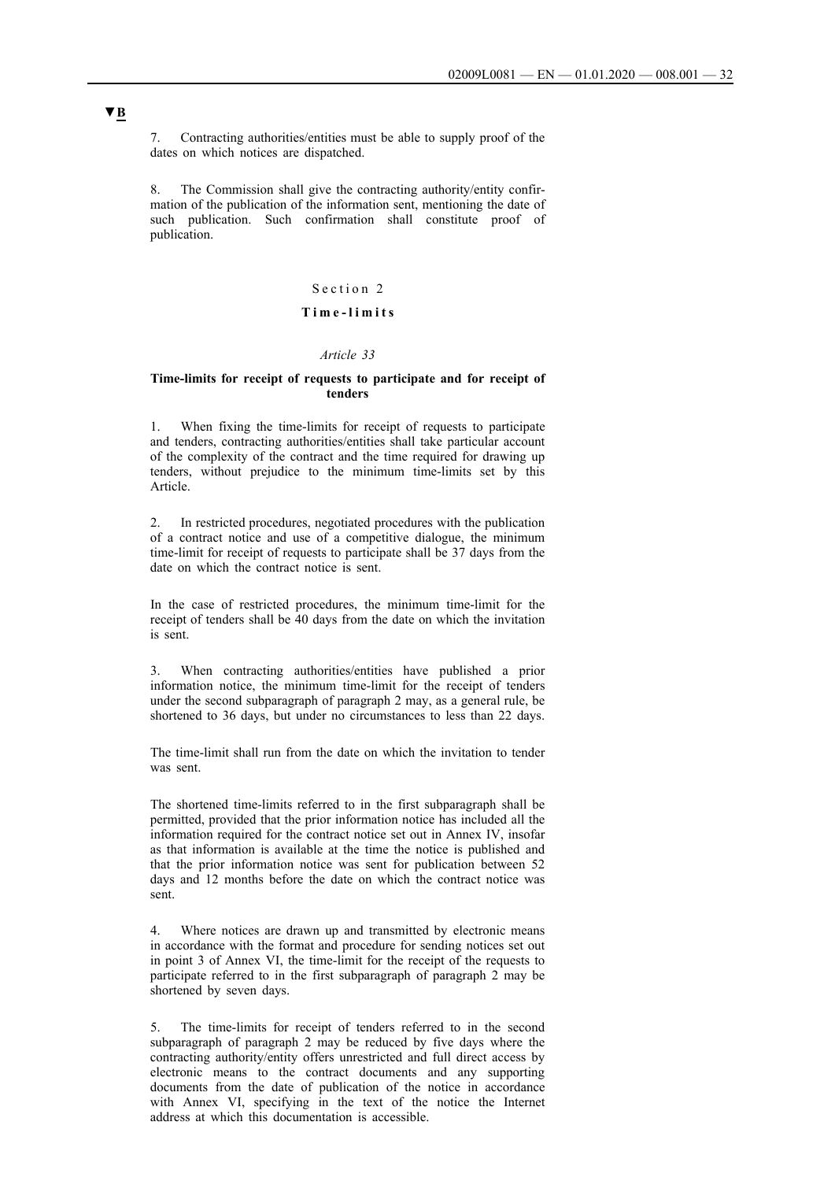▼B

7. Contracting authorities/entities must be able to supply proof of the dates on which notices are dispatched.

8. The Commission shall give the contracting authority/entity confirmation of the publication of the information sent, mentioning the date of such publication. Such confirmation shall constitute proof of publication.

## Section 2

## Time-limits

*Article 33*

### Time-limits for receipt of requests to participate and for receipt of tenders

1. When fixing the time-limits for receipt of requests to participate and tenders, contracting authorities/entities shall take particular account of the complexity of the contract and the time required for drawing up tenders, without prejudice to the minimum time-limits set by this Article.

2. In restricted procedures, negotiated procedures with the publication of a contract notice and use of a competitive dialogue, the minimum time-limit for receipt of requests to participate shall be 37 days from the date on which the contract notice is sent.

In the case of restricted procedures, the minimum time-limit for the receipt of tenders shall be 40 days from the date on which the invitation is sent.

3. When contracting authorities/entities have published a prior information notice, the minimum time-limit for the receipt of tenders under the second subparagraph of paragraph 2 may, as a general rule, be shortened to 36 days, but under no circumstances to less than 22 days.

The time-limit shall run from the date on which the invitation to tender was sent.

The shortened time-limits referred to in the first subparagraph shall be permitted, provided that the prior information notice has included all the information required for the contract notice set out in Annex IV, insofar as that information is available at the time the notice is published and that the prior information notice was sent for publication between 52 days and 12 months before the date on which the contract notice was sent.

4. Where notices are drawn up and transmitted by electronic means in accordance with the format and procedure for sending notices set out in point 3 of Annex VI, the time-limit for the receipt of the requests to participate referred to in the first subparagraph of paragraph 2 may be shortened by seven days.

5. The time-limits for receipt of tenders referred to in the second subparagraph of paragraph 2 may be reduced by five days where the contracting authority/entity offers unrestricted and full direct access by electronic means to the contract documents and any supporting documents from the date of publication of the notice in accordance with Annex VI, specifying in the text of the notice the Internet address at which this documentation is accessible.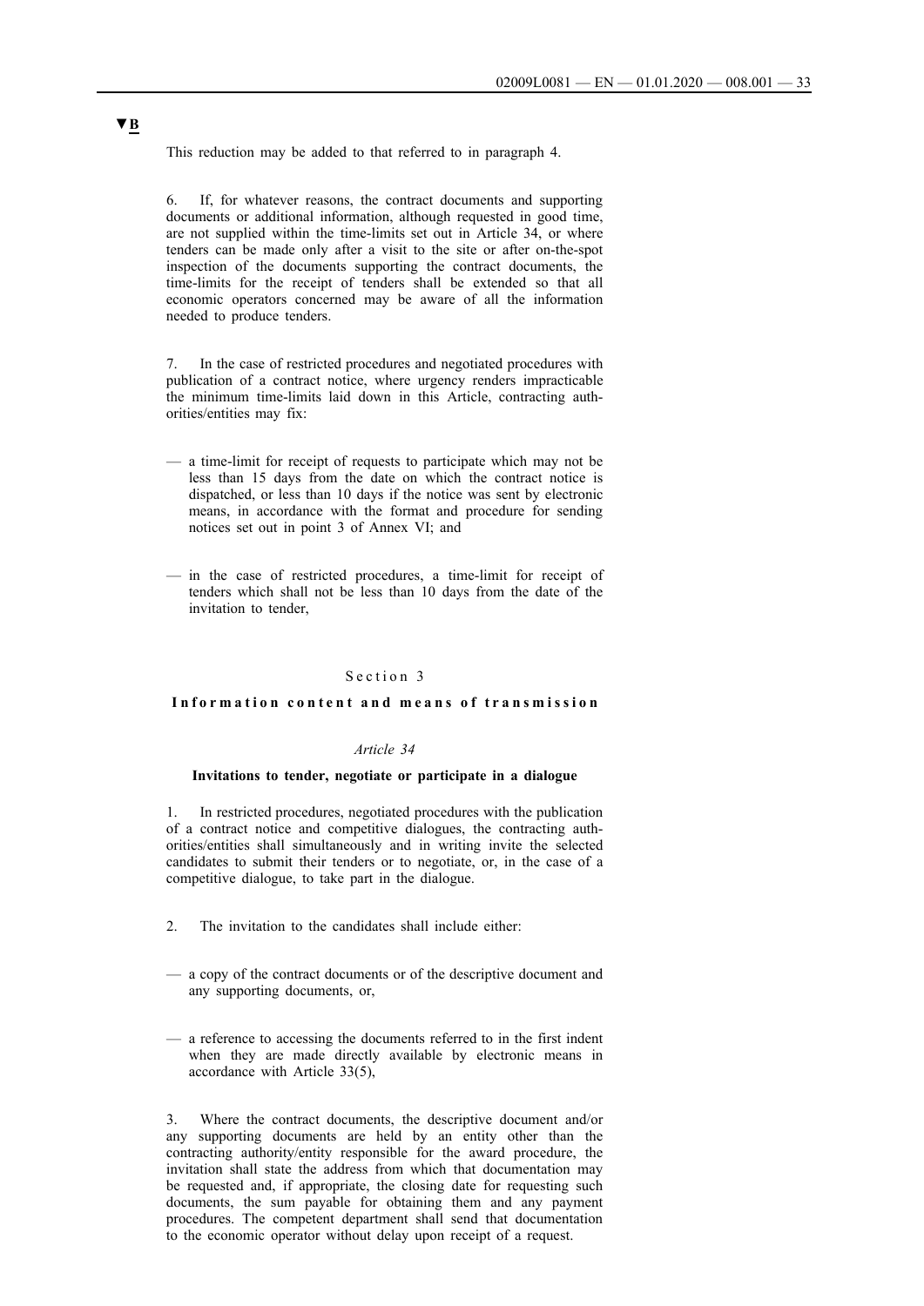▼B

This reduction may be added to that referred to in paragraph 4.

6. If, for whatever reasons, the contract documents and supporting documents or additional information, although requested in good time, are not supplied within the time-limits set out in Article 34, or where tenders can be made only after a visit to the site or after on-the-spot inspection of the documents supporting the contract documents, the time-limits for the receipt of tenders shall be extended so that all economic operators concerned may be aware of all the information needed to produce tenders.

7. In the case of restricted procedures and negotiated procedures with publication of a contract notice, where urgency renders impracticable the minimum time-limits laid down in this Article, contracting authorities/entities may fix:

— a time-limit for receipt of requests to participate which may not be less than 15 days from the date on which the contract notice is dispatched, or less than 10 days if the notice was sent by electronic means, in accordance with the format and procedure for sending notices set out in point 3 of Annex VI; and

— in the case of restricted procedures, a time-limit for receipt of tenders which shall not be less than 10 days from the date of the invitation to tender,

## Section 3

### Information content and means of transmission

*Article 34*

**Invitations to tender, negotiate or participate in a dialogue**

1. In restricted procedures, negotiated procedures with the publication of a contract notice and competitive dialogues, the contracting authorities/entities shall simultaneously and in writing invite the selected candidates to submit their tenders or to negotiate, or, in the case of a competitive dialogue, to take part in the dialogue.

2. The invitation to the candidates shall include either:

— a copy of the contract documents or of the descriptive document and any supporting documents, or,

— a reference to accessing the documents referred to in the first indent when they are made directly available by electronic means in accordance with Article 33(5),

3. Where the contract documents, the descriptive document and/or any supporting documents are held by an entity other than the contracting authority/entity responsible for the award procedure, the invitation shall state the address from which that documentation may be requested and, if appropriate, the closing date for requesting such documents, the sum payable for obtaining them and any payment procedures. The competent department shall send that documentation to the economic operator without delay upon receipt of a request.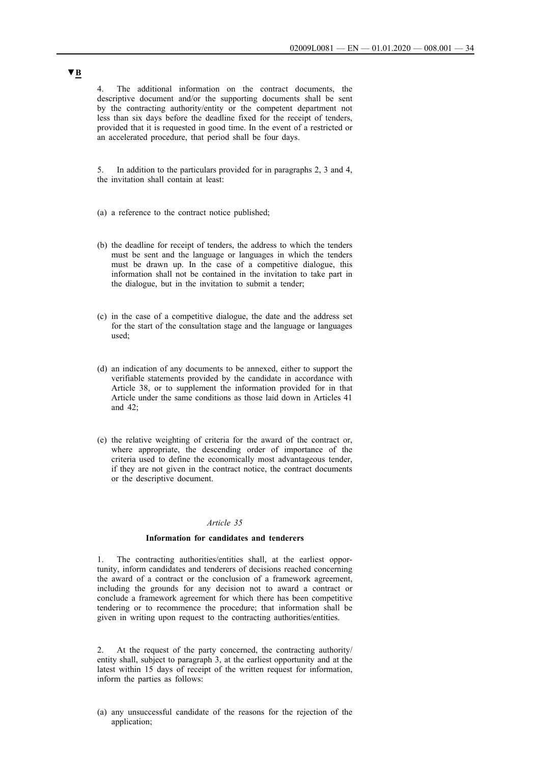▼B

4. The additional information on the contract documents, the descriptive document and/or the supporting documents shall be sent by the contracting authority/entity or the competent department not less than six days before the deadline fixed for the receipt of tenders, provided that it is requested in good time. In the event of a restricted or an accelerated procedure, that period shall be four days.

5. In addition to the particulars provided for in paragraphs 2, 3 and 4, the invitation shall contain at least:

(a) a reference to the contract notice published;

(b) the deadline for receipt of tenders, the address to which the tenders must be sent and the language or languages in which the tenders must be drawn up. In the case of a competitive dialogue, this information shall not be contained in the invitation to take part in the dialogue, but in the invitation to submit a tender;

(c) in the case of a competitive dialogue, the date and the address set for the start of the consultation stage and the language or languages used;

(d) an indication of any documents to be annexed, either to support the verifiable statements provided by the candidate in accordance with Article 38, or to supplement the information provided for in that Article under the same conditions as those laid down in Articles 41 and 42;

(e) the relative weighting of criteria for the award of the contract or, where appropriate, the descending order of importance of the criteria used to define the economically most advantageous tender, if they are not given in the contract notice, the contract documents or the descriptive document.

*Article 35*

**Information for candidates and tenderers**

1. The contracting authorities/entities shall, at the earliest opportunity, inform candidates and tenderers of decisions reached concerning the award of a contract or the conclusion of a framework agreement, including the grounds for any decision not to award a contract or conclude a framework agreement for which there has been competitive tendering or to recommence the procedure; that information shall be given in writing upon request to the contracting authorities/entities.

2. At the request of the party concerned, the contracting authority/entity shall, subject to paragraph 3, at the earliest opportunity and at the latest within 15 days of receipt of the written request for information, inform the parties as follows:

(a) any unsuccessful candidate of the reasons for the rejection of the application;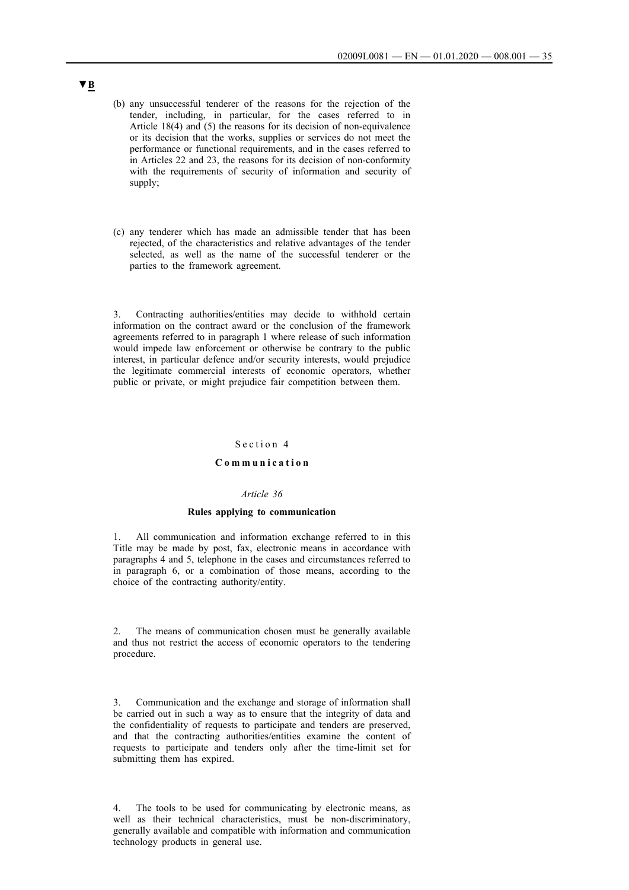▼B

(b) any unsuccessful tenderer of the reasons for the rejection of the tender, including, in particular, for the cases referred to in Article 18(4) and (5) the reasons for its decision of non-equivalence or its decision that the works, supplies or services do not meet the performance or functional requirements, and in the cases referred to in Articles 22 and 23, the reasons for its decision of non-conformity with the requirements of security of information and security of supply;

(c) any tenderer which has made an admissible tender that has been rejected, of the characteristics and relative advantages of the tender selected, as well as the name of the successful tenderer or the parties to the framework agreement.

3. Contracting authorities/entities may decide to withhold certain information on the contract award or the conclusion of the framework agreements referred to in paragraph 1 where release of such information would impede law enforcement or otherwise be contrary to the public interest, in particular defence and/or security interests, would prejudice the legitimate commercial interests of economic operators, whether public or private, or might prejudice fair competition between them.

Section 4

**Communication**

*Article 36*

**Rules applying to communication**

1. All communication and information exchange referred to in this Title may be made by post, fax, electronic means in accordance with paragraphs 4 and 5, telephone in the cases and circumstances referred to in paragraph 6, or a combination of those means, according to the choice of the contracting authority/entity.

2. The means of communication chosen must be generally available and thus not restrict the access of economic operators to the tendering procedure.

3. Communication and the exchange and storage of information shall be carried out in such a way as to ensure that the integrity of data and the confidentiality of requests to participate and tenders are preserved, and that the contracting authorities/entities examine the content of requests to participate and tenders only after the time-limit set for submitting them has expired.

4. The tools to be used for communicating by electronic means, as well as their technical characteristics, must be non-discriminatory, generally available and compatible with information and communication technology products in general use.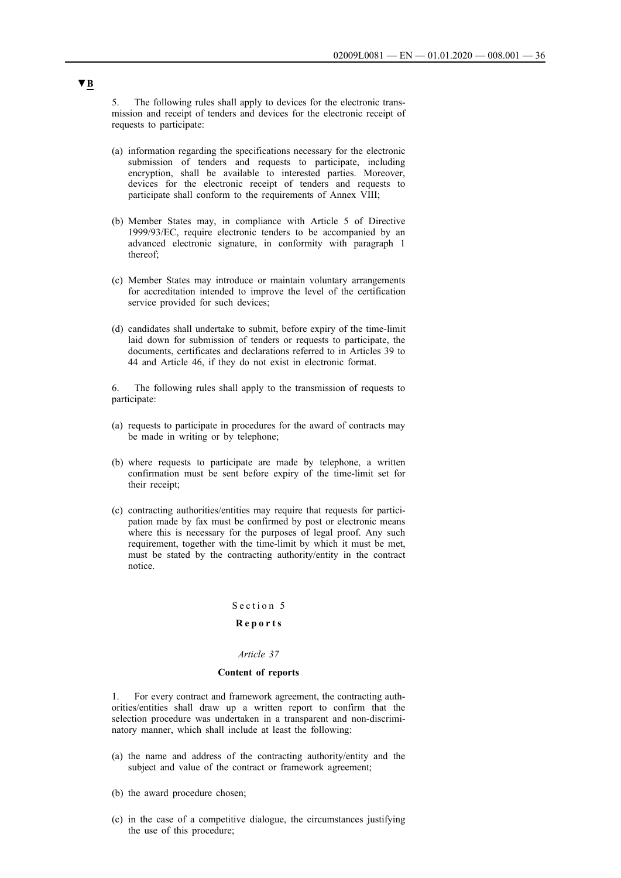▼B

5. The following rules shall apply to devices for the electronic transmission and receipt of tenders and devices for the electronic receipt of requests to participate:

(a) information regarding the specifications necessary for the electronic submission of tenders and requests to participate, including encryption, shall be available to interested parties. Moreover, devices for the electronic receipt of tenders and requests to participate shall conform to the requirements of Annex VIII;

(b) Member States may, in compliance with Article 5 of Directive 1999/93/EC, require electronic tenders to be accompanied by an advanced electronic signature, in conformity with paragraph 1 thereof;

(c) Member States may introduce or maintain voluntary arrangements for accreditation intended to improve the level of the certification service provided for such devices;

(d) candidates shall undertake to submit, before expiry of the time-limit laid down for submission of tenders or requests to participate, the documents, certificates and declarations referred to in Articles 39 to 44 and Article 46, if they do not exist in electronic format.

6. The following rules shall apply to the transmission of requests to participate:

(a) requests to participate in procedures for the award of contracts may be made in writing or by telephone;

(b) where requests to participate are made by telephone, a written confirmation must be sent before expiry of the time-limit set for their receipt;

(c) contracting authorities/entities may require that requests for participation made by fax must be confirmed by post or electronic means where this is necessary for the purposes of legal proof. Any such requirement, together with the time-limit by which it must be met, must be stated by the contracting authority/entity in the contract notice.

## Section 5

## **Reports**

### *Article 37*

### **Content of reports**

1. For every contract and framework agreement, the contracting authorities/entities shall draw up a written report to confirm that the selection procedure was undertaken in a transparent and non-discriminatory manner, which shall include at least the following:

(a) the name and address of the contracting authority/entity and the subject and value of the contract or framework agreement;

(b) the award procedure chosen;

(c) in the case of a competitive dialogue, the circumstances justifying the use of this procedure;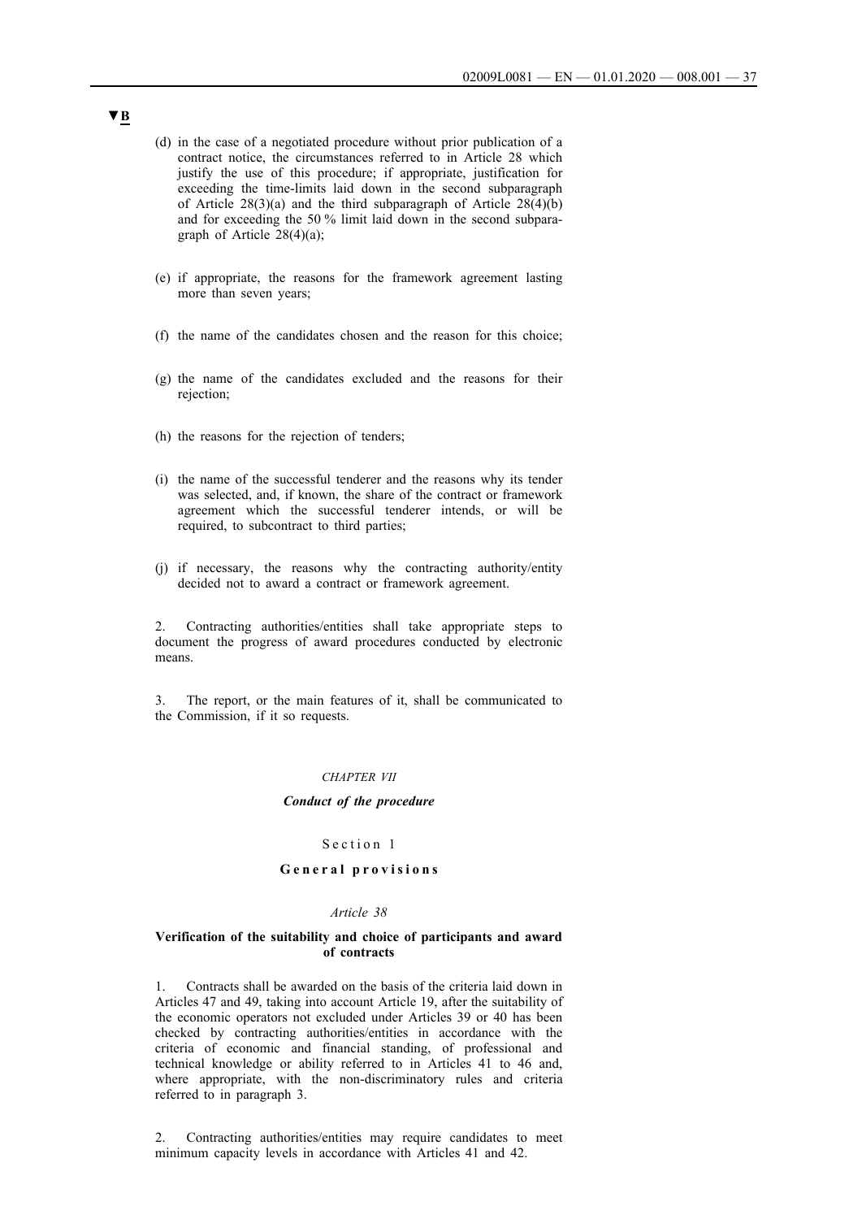▼B

(d) in the case of a negotiated procedure without prior publication of a contract notice, the circumstances referred to in Article 28 which justify the use of this procedure; if appropriate, justification for exceeding the time-limits laid down in the second subparagraph of Article 28(3)(a) and the third subparagraph of Article 28(4)(b) and for exceeding the 50 % limit laid down in the second subparagraph of Article 28(4)(a);

(e) if appropriate, the reasons for the framework agreement lasting more than seven years;

(f) the name of the candidates chosen and the reason for this choice;

(g) the name of the candidates excluded and the reasons for their rejection;

(h) the reasons for the rejection of tenders;

(i) the name of the successful tenderer and the reasons why its tender was selected, and, if known, the share of the contract or framework agreement which the successful tenderer intends, or will be required, to subcontract to third parties;

(j) if necessary, the reasons why the contracting authority/entity decided not to award a contract or framework agreement.

2. Contracting authorities/entities shall take appropriate steps to document the progress of award procedures conducted by electronic means.

3. The report, or the main features of it, shall be communicated to the Commission, if it so requests.

*CHAPTER VII*

***Conduct of the procedure***

Section 1

**General provisions**

*Article 38*

**Verification of the suitability and choice of participants and award of contracts**

1. Contracts shall be awarded on the basis of the criteria laid down in Articles 47 and 49, taking into account Article 19, after the suitability of the economic operators not excluded under Articles 39 or 40 has been checked by contracting authorities/entities in accordance with the criteria of economic and financial standing, of professional and technical knowledge or ability referred to in Articles 41 to 46 and, where appropriate, with the non-discriminatory rules and criteria referred to in paragraph 3.

2. Contracting authorities/entities may require candidates to meet minimum capacity levels in accordance with Articles 41 and 42.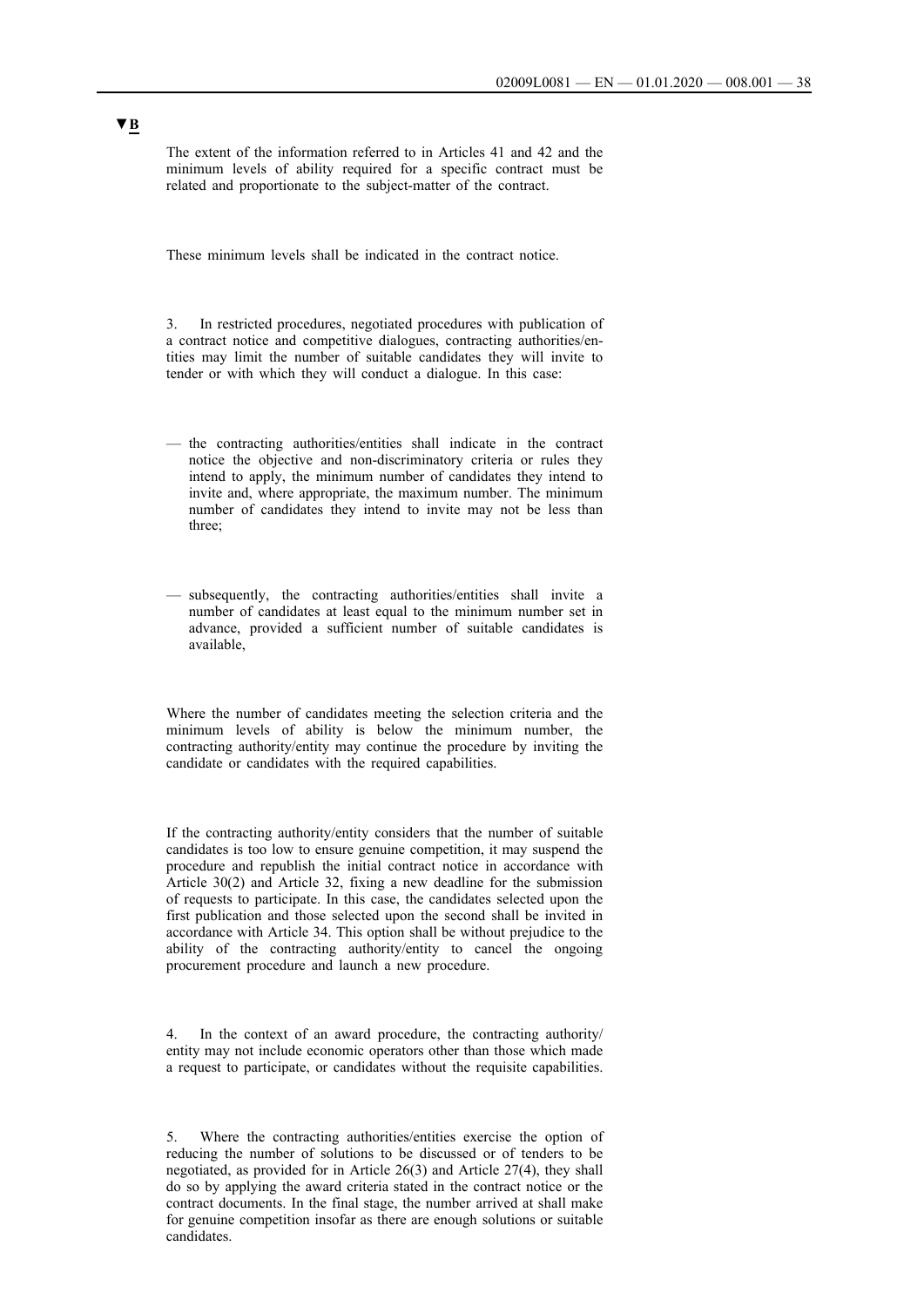▼B

The extent of the information referred to in Articles 41 and 42 and the minimum levels of ability required for a specific contract must be related and proportionate to the subject-matter of the contract.

These minimum levels shall be indicated in the contract notice.

3. In restricted procedures, negotiated procedures with publication of a contract notice and competitive dialogues, contracting authorities/entities may limit the number of suitable candidates they will invite to tender or with which they will conduct a dialogue. In this case:

— the contracting authorities/entities shall indicate in the contract notice the objective and non-discriminatory criteria or rules they intend to apply, the minimum number of candidates they intend to invite and, where appropriate, the maximum number. The minimum number of candidates they intend to invite may not be less than three;

— subsequently, the contracting authorities/entities shall invite a number of candidates at least equal to the minimum number set in advance, provided a sufficient number of suitable candidates is available,

Where the number of candidates meeting the selection criteria and the minimum levels of ability is below the minimum number, the contracting authority/entity may continue the procedure by inviting the candidate or candidates with the required capabilities.

If the contracting authority/entity considers that the number of suitable candidates is too low to ensure genuine competition, it may suspend the procedure and republish the initial contract notice in accordance with Article 30(2) and Article 32, fixing a new deadline for the submission of requests to participate. In this case, the candidates selected upon the first publication and those selected upon the second shall be invited in accordance with Article 34. This option shall be without prejudice to the ability of the contracting authority/entity to cancel the ongoing procurement procedure and launch a new procedure.

4. In the context of an award procedure, the contracting authority/entity may not include economic operators other than those which made a request to participate, or candidates without the requisite capabilities.

5. Where the contracting authorities/entities exercise the option of reducing the number of solutions to be discussed or of tenders to be negotiated, as provided for in Article 26(3) and Article 27(4), they shall do so by applying the award criteria stated in the contract notice or the contract documents. In the final stage, the number arrived at shall make for genuine competition insofar as there are enough solutions or suitable candidates.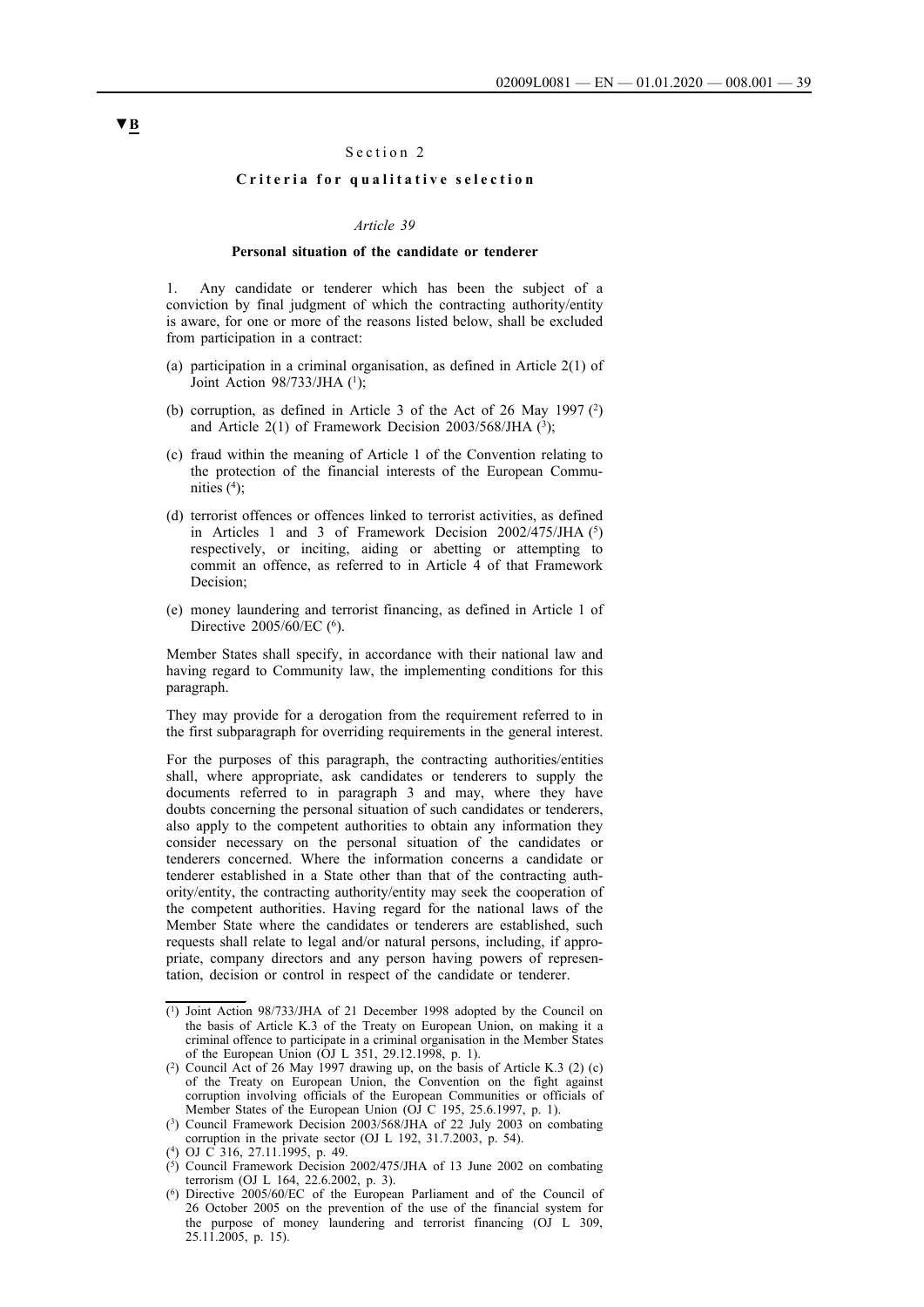▼B

## Section 2

### Criteria for qualitative selection

*Article 39*

**Personal situation of the candidate or tenderer**

1. Any candidate or tenderer which has been the subject of a conviction by final judgment of which the contracting authority/entity is aware, for one or more of the reasons listed below, shall be excluded from participation in a contract:

(a) participation in a criminal organisation, as defined in Article 2(1) of Joint Action 98/733/JHA [1];

(b) corruption, as defined in Article 3 of the Act of 26 May 1997 [2] and Article 2(1) of Framework Decision 2003/568/JHA [3];

(c) fraud within the meaning of Article 1 of the Convention relating to the protection of the financial interests of the European Communities [4];

(d) terrorist offences or offences linked to terrorist activities, as defined in Articles 1 and 3 of Framework Decision 2002/475/JHA [5] respectively, or inciting, aiding or abetting or attempting to commit an offence, as referred to in Article 4 of that Framework Decision;

(e) money laundering and terrorist financing, as defined in Article 1 of Directive 2005/60/EC [6].

Member States shall specify, in accordance with their national law and having regard to Community law, the implementing conditions for this paragraph.

They may provide for a derogation from the requirement referred to in the first subparagraph for overriding requirements in the general interest.

For the purposes of this paragraph, the contracting authorities/entities shall, where appropriate, ask candidates or tenderers to supply the documents referred to in paragraph 3 and may, where they have doubts concerning the personal situation of such candidates or tenderers, also apply to the competent authorities to obtain any information they consider necessary on the personal situation of the candidates or tenderers concerned. Where the information concerns a candidate or tenderer established in a State other than that of the contracting authority/entity, the contracting authority/entity may seek the cooperation of the competent authorities. Having regard for the national laws of the Member State where the candidates or tenderers are established, such requests shall relate to legal and/or natural persons, including, if appropriate, company directors and any person having powers of representation, decision or control in respect of the candidate or tenderer.

---

[1] Joint Action 98/733/JHA of 21 December 1998 adopted by the Council on the basis of Article K.3 of the Treaty on European Union, on making it a criminal offence to participate in a criminal organisation in the Member States of the European Union (OJ L 351, 29.12.1998, p. 1).

[2] Council Act of 26 May 1997 drawing up, on the basis of Article K.3 (2) (c) of the Treaty on European Union, the Convention on the fight against corruption involving officials of the European Communities or officials of Member States of the European Union (OJ C 195, 25.6.1997, p. 1).

[3] Council Framework Decision 2003/568/JHA of 22 July 2003 on combating corruption in the private sector (OJ L 192, 31.7.2003, p. 54).

[4] OJ C 316, 27.11.1995, p. 49.

[5] Council Framework Decision 2002/475/JHA of 13 June 2002 on combating terrorism (OJ L 164, 22.6.2002, p. 3).

[6] Directive 2005/60/EC of the European Parliament and of the Council of 26 October 2005 on the prevention of the use of the financial system for the purpose of money laundering and terrorist financing (OJ L 309, 25.11.2005, p. 15).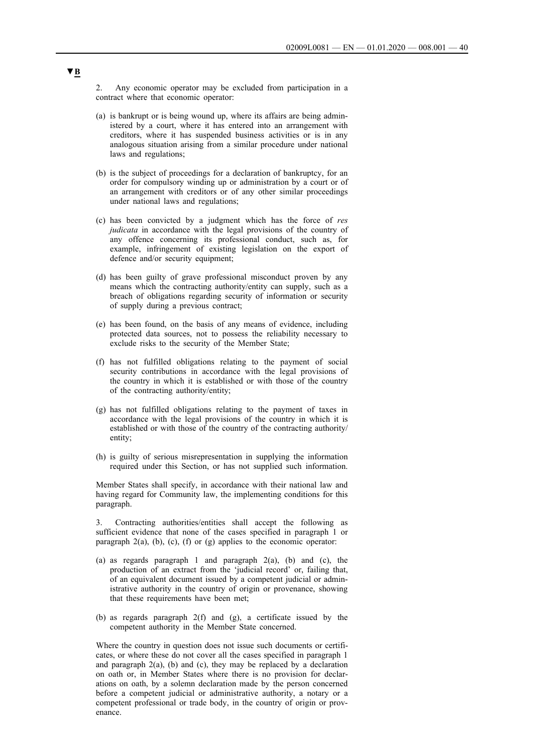▼B

2. Any economic operator may be excluded from participation in a contract where that economic operator:

(a) is bankrupt or is being wound up, where its affairs are being administered by a court, where it has entered into an arrangement with creditors, where it has suspended business activities or is in any analogous situation arising from a similar procedure under national laws and regulations;

(b) is the subject of proceedings for a declaration of bankruptcy, for an order for compulsory winding up or administration by a court or of an arrangement with creditors or of any other similar proceedings under national laws and regulations;

(c) has been convicted by a judgment which has the force of *res judicata* in accordance with the legal provisions of the country of any offence concerning its professional conduct, such as, for example, infringement of existing legislation on the export of defence and/or security equipment;

(d) has been guilty of grave professional misconduct proven by any means which the contracting authority/entity can supply, such as a breach of obligations regarding security of information or security of supply during a previous contract;

(e) has been found, on the basis of any means of evidence, including protected data sources, not to possess the reliability necessary to exclude risks to the security of the Member State;

(f) has not fulfilled obligations relating to the payment of social security contributions in accordance with the legal provisions of the country in which it is established or with those of the country of the contracting authority/entity;

(g) has not fulfilled obligations relating to the payment of taxes in accordance with the legal provisions of the country in which it is established or with those of the country of the contracting authority/entity;

(h) is guilty of serious misrepresentation in supplying the information required under this Section, or has not supplied such information.

Member States shall specify, in accordance with their national law and having regard for Community law, the implementing conditions for this paragraph.

3. Contracting authorities/entities shall accept the following as sufficient evidence that none of the cases specified in paragraph 1 or paragraph 2(a), (b), (c), (f) or (g) applies to the economic operator:

(a) as regards paragraph 1 and paragraph 2(a), (b) and (c), the production of an extract from the 'judicial record' or, failing that, of an equivalent document issued by a competent judicial or administrative authority in the country of origin or provenance, showing that these requirements have been met;

(b) as regards paragraph 2(f) and (g), a certificate issued by the competent authority in the Member State concerned.

Where the country in question does not issue such documents or certificates, or where these do not cover all the cases specified in paragraph 1 and paragraph 2(a), (b) and (c), they may be replaced by a declaration on oath or, in Member States where there is no provision for declarations on oath, by a solemn declaration made by the person concerned before a competent judicial or administrative authority, a notary or a competent professional or trade body, in the country of origin or provenance.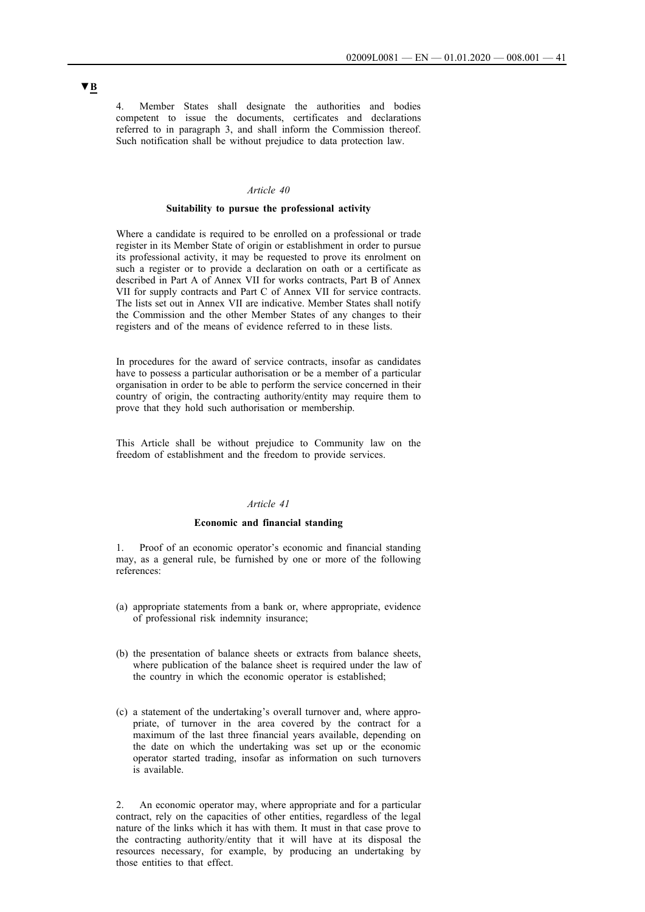▼B

4. Member States shall designate the authorities and bodies competent to issue the documents, certificates and declarations referred to in paragraph 3, and shall inform the Commission thereof. Such notification shall be without prejudice to data protection law.

*Article 40*

**Suitability to pursue the professional activity**

Where a candidate is required to be enrolled on a professional or trade register in its Member State of origin or establishment in order to pursue its professional activity, it may be requested to prove its enrolment on such a register or to provide a declaration on oath or a certificate as described in Part A of Annex VII for works contracts, Part B of Annex VII for supply contracts and Part C of Annex VII for service contracts. The lists set out in Annex VII are indicative. Member States shall notify the Commission and the other Member States of any changes to their registers and of the means of evidence referred to in these lists.

In procedures for the award of service contracts, insofar as candidates have to possess a particular authorisation or be a member of a particular organisation in order to be able to perform the service concerned in their country of origin, the contracting authority/entity may require them to prove that they hold such authorisation or membership.

This Article shall be without prejudice to Community law on the freedom of establishment and the freedom to provide services.

*Article 41*

**Economic and financial standing**

1. Proof of an economic operator's economic and financial standing may, as a general rule, be furnished by one or more of the following references:

(a) appropriate statements from a bank or, where appropriate, evidence of professional risk indemnity insurance;

(b) the presentation of balance sheets or extracts from balance sheets, where publication of the balance sheet is required under the law of the country in which the economic operator is established;

(c) a statement of the undertaking's overall turnover and, where appropriate, of turnover in the area covered by the contract for a maximum of the last three financial years available, depending on the date on which the undertaking was set up or the economic operator started trading, insofar as information on such turnovers is available.

2. An economic operator may, where appropriate and for a particular contract, rely on the capacities of other entities, regardless of the legal nature of the links which it has with them. It must in that case prove to the contracting authority/entity that it will have at its disposal the resources necessary, for example, by producing an undertaking by those entities to that effect.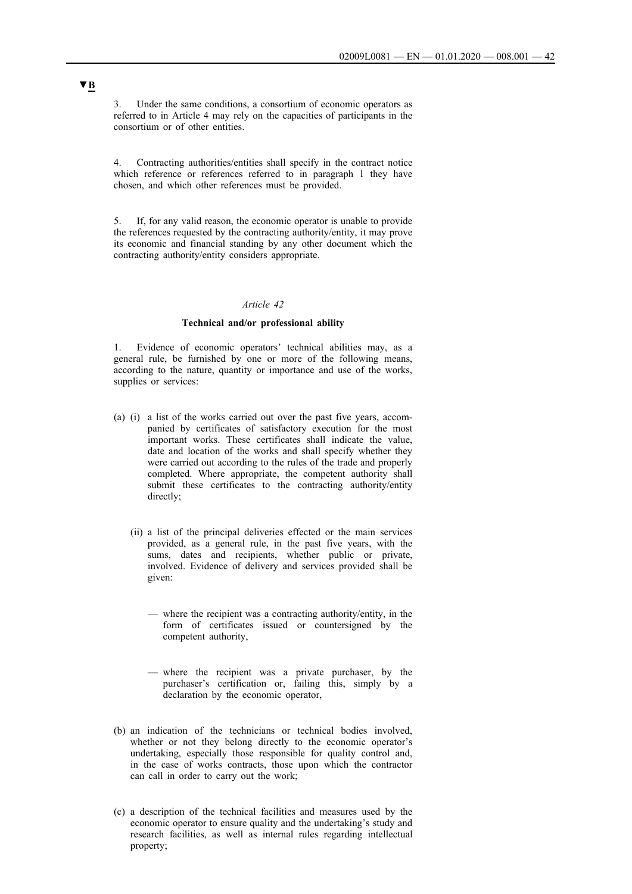▼B

3. Under the same conditions, a consortium of economic operators as referred to in Article 4 may rely on the capacities of participants in the consortium or of other entities.

4. Contracting authorities/entities shall specify in the contract notice which reference or references referred to in paragraph 1 they have chosen, and which other references must be provided.

5. If, for any valid reason, the economic operator is unable to provide the references requested by the contracting authority/entity, it may prove its economic and financial standing by any other document which the contracting authority/entity considers appropriate.

*Article 42*

**Technical and/or professional ability**

1. Evidence of economic operators' technical abilities may, as a general rule, be furnished by one or more of the following means, according to the nature, quantity or importance and use of the works, supplies or services:

(a) (i) a list of the works carried out over the past five years, accompanied by certificates of satisfactory execution for the most important works. These certificates shall indicate the value, date and location of the works and shall specify whether they were carried out according to the rules of the trade and properly completed. Where appropriate, the competent authority shall submit these certificates to the contracting authority/entity directly;

(ii) a list of the principal deliveries effected or the main services provided, as a general rule, in the past five years, with the sums, dates and recipients, whether public or private, involved. Evidence of delivery and services provided shall be given:

— where the recipient was a contracting authority/entity, in the form of certificates issued or countersigned by the competent authority,

— where the recipient was a private purchaser, by the purchaser's certification or, failing this, simply by a declaration by the economic operator,

(b) an indication of the technicians or technical bodies involved, whether or not they belong directly to the economic operator's undertaking, especially those responsible for quality control and, in the case of works contracts, those upon which the contractor can call in order to carry out the work;

(c) a description of the technical facilities and measures used by the economic operator to ensure quality and the undertaking's study and research facilities, as well as internal rules regarding intellectual property;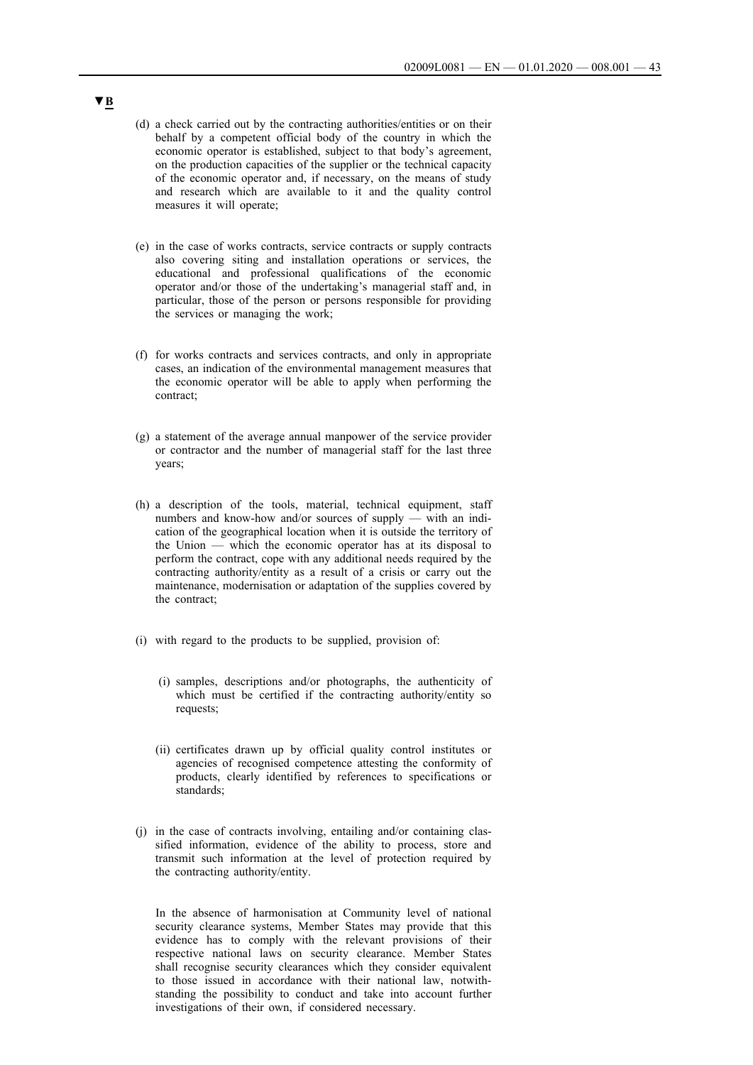▼B

(d) a check carried out by the contracting authorities/entities or on their behalf by a competent official body of the country in which the economic operator is established, subject to that body's agreement, on the production capacities of the supplier or the technical capacity of the economic operator and, if necessary, on the means of study and research which are available to it and the quality control measures it will operate;

(e) in the case of works contracts, service contracts or supply contracts also covering siting and installation operations or services, the educational and professional qualifications of the economic operator and/or those of the undertaking's managerial staff and, in particular, those of the person or persons responsible for providing the services or managing the work;

(f) for works contracts and services contracts, and only in appropriate cases, an indication of the environmental management measures that the economic operator will be able to apply when performing the contract;

(g) a statement of the average annual manpower of the service provider or contractor and the number of managerial staff for the last three years;

(h) a description of the tools, material, technical equipment, staff numbers and know-how and/or sources of supply — with an indication of the geographical location when it is outside the territory of the Union — which the economic operator has at its disposal to perform the contract, cope with any additional needs required by the contracting authority/entity as a result of a crisis or carry out the maintenance, modernisation or adaptation of the supplies covered by the contract;

(i) with regard to the products to be supplied, provision of:

  (i) samples, descriptions and/or photographs, the authenticity of which must be certified if the contracting authority/entity so requests;

  (ii) certificates drawn up by official quality control institutes or agencies of recognised competence attesting the conformity of products, clearly identified by references to specifications or standards;

(j) in the case of contracts involving, entailing and/or containing classified information, evidence of the ability to process, store and transmit such information at the level of protection required by the contracting authority/entity.

In the absence of harmonisation at Community level of national security clearance systems, Member States may provide that this evidence has to comply with the relevant provisions of their respective national laws on security clearance. Member States shall recognise security clearances which they consider equivalent to those issued in accordance with their national law, notwithstanding the possibility to conduct and take into account further investigations of their own, if considered necessary.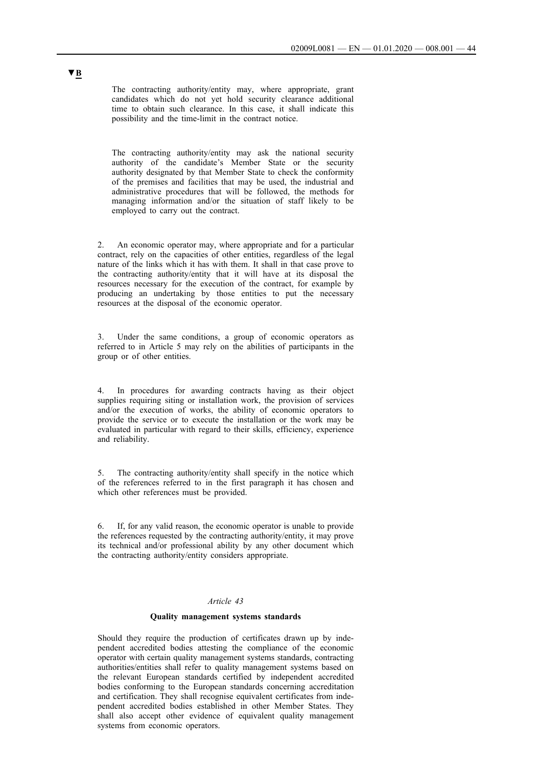▼B

The contracting authority/entity may, where appropriate, grant candidates which do not yet hold security clearance additional time to obtain such clearance. In this case, it shall indicate this possibility and the time-limit in the contract notice.

The contracting authority/entity may ask the national security authority of the candidate's Member State or the security authority designated by that Member State to check the conformity of the premises and facilities that may be used, the industrial and administrative procedures that will be followed, the methods for managing information and/or the situation of staff likely to be employed to carry out the contract.

2. An economic operator may, where appropriate and for a particular contract, rely on the capacities of other entities, regardless of the legal nature of the links which it has with them. It shall in that case prove to the contracting authority/entity that it will have at its disposal the resources necessary for the execution of the contract, for example by producing an undertaking by those entities to put the necessary resources at the disposal of the economic operator.

3. Under the same conditions, a group of economic operators as referred to in Article 5 may rely on the abilities of participants in the group or of other entities.

4. In procedures for awarding contracts having as their object supplies requiring siting or installation work, the provision of services and/or the execution of works, the ability of economic operators to provide the service or to execute the installation or the work may be evaluated in particular with regard to their skills, efficiency, experience and reliability.

5. The contracting authority/entity shall specify in the notice which of the references referred to in the first paragraph it has chosen and which other references must be provided.

6. If, for any valid reason, the economic operator is unable to provide the references requested by the contracting authority/entity, it may prove its technical and/or professional ability by any other document which the contracting authority/entity considers appropriate.

*Article 43*

**Quality management systems standards**

Should they require the production of certificates drawn up by independent accredited bodies attesting the compliance of the economic operator with certain quality management systems standards, contracting authorities/entities shall refer to quality management systems based on the relevant European standards certified by independent accredited bodies conforming to the European standards concerning accreditation and certification. They shall recognise equivalent certificates from independent accredited bodies established in other Member States. They shall also accept other evidence of equivalent quality management systems from economic operators.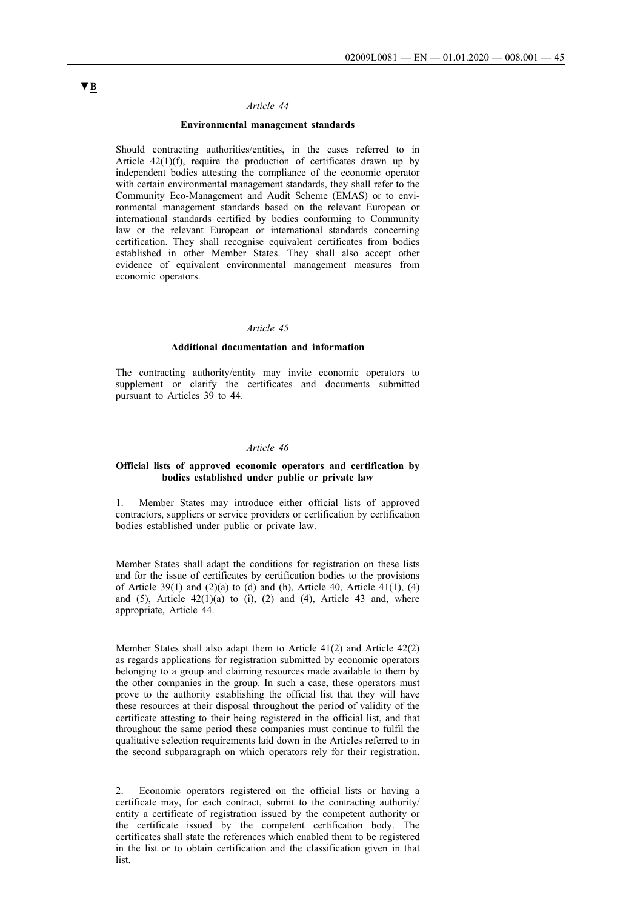▼B

*Article 44*

**Environmental management standards**

Should contracting authorities/entities, in the cases referred to in Article 42(1)(f), require the production of certificates drawn up by independent bodies attesting the compliance of the economic operator with certain environmental management standards, they shall refer to the Community Eco-Management and Audit Scheme (EMAS) or to environmental management standards based on the relevant European or international standards certified by bodies conforming to Community law or the relevant European or international standards concerning certification. They shall recognise equivalent certificates from bodies established in other Member States. They shall also accept other evidence of equivalent environmental management measures from economic operators.

*Article 45*

**Additional documentation and information**

The contracting authority/entity may invite economic operators to supplement or clarify the certificates and documents submitted pursuant to Articles 39 to 44.

*Article 46*

**Official lists of approved economic operators and certification by bodies established under public or private law**

1. Member States may introduce either official lists of approved contractors, suppliers or service providers or certification by certification bodies established under public or private law.

Member States shall adapt the conditions for registration on these lists and for the issue of certificates by certification bodies to the provisions of Article 39(1) and (2)(a) to (d) and (h), Article 40, Article 41(1), (4) and (5), Article 42(1)(a) to (i), (2) and (4), Article 43 and, where appropriate, Article 44.

Member States shall also adapt them to Article 41(2) and Article 42(2) as regards applications for registration submitted by economic operators belonging to a group and claiming resources made available to them by the other companies in the group. In such a case, these operators must prove to the authority establishing the official list that they will have these resources at their disposal throughout the period of validity of the certificate attesting to their being registered in the official list, and that throughout the same period these companies must continue to fulfil the qualitative selection requirements laid down in the Articles referred to in the second subparagraph on which operators rely for their registration.

2. Economic operators registered on the official lists or having a certificate may, for each contract, submit to the contracting authority/entity a certificate of registration issued by the competent authority or the certificate issued by the competent certification body. The certificates shall state the references which enabled them to be registered in the list or to obtain certification and the classification given in that list.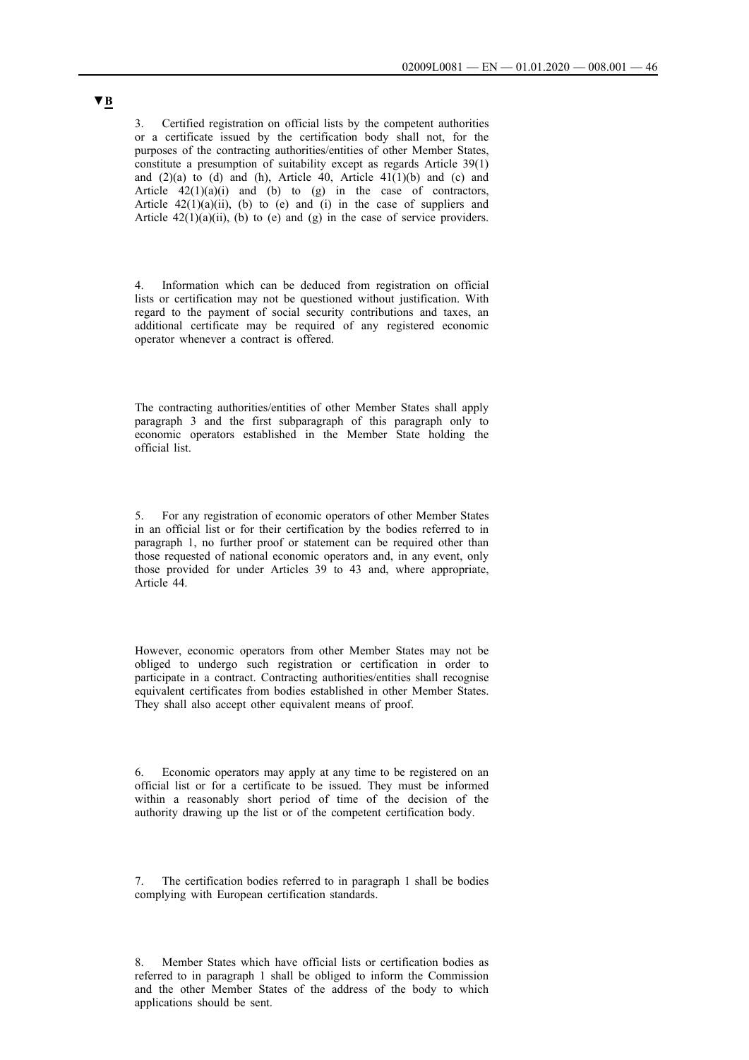▼B

3. Certified registration on official lists by the competent authorities or a certificate issued by the certification body shall not, for the purposes of the contracting authorities/entities of other Member States, constitute a presumption of suitability except as regards Article 39(1) and (2)(a) to (d) and (h), Article 40, Article 41(1)(b) and (c) and Article 42(1)(a)(i) and (b) to (g) in the case of contractors, Article 42(1)(a)(ii), (b) to (e) and (i) in the case of suppliers and Article 42(1)(a)(ii), (b) to (e) and (g) in the case of service providers.

4. Information which can be deduced from registration on official lists or certification may not be questioned without justification. With regard to the payment of social security contributions and taxes, an additional certificate may be required of any registered economic operator whenever a contract is offered.

The contracting authorities/entities of other Member States shall apply paragraph 3 and the first subparagraph of this paragraph only to economic operators established in the Member State holding the official list.

5. For any registration of economic operators of other Member States in an official list or for their certification by the bodies referred to in paragraph 1, no further proof or statement can be required other than those requested of national economic operators and, in any event, only those provided for under Articles 39 to 43 and, where appropriate, Article 44.

However, economic operators from other Member States may not be obliged to undergo such registration or certification in order to participate in a contract. Contracting authorities/entities shall recognise equivalent certificates from bodies established in other Member States. They shall also accept other equivalent means of proof.

6. Economic operators may apply at any time to be registered on an official list or for a certificate to be issued. They must be informed within a reasonably short period of time of the decision of the authority drawing up the list or of the competent certification body.

7. The certification bodies referred to in paragraph 1 shall be bodies complying with European certification standards.

8. Member States which have official lists or certification bodies as referred to in paragraph 1 shall be obliged to inform the Commission and the other Member States of the address of the body to which applications should be sent.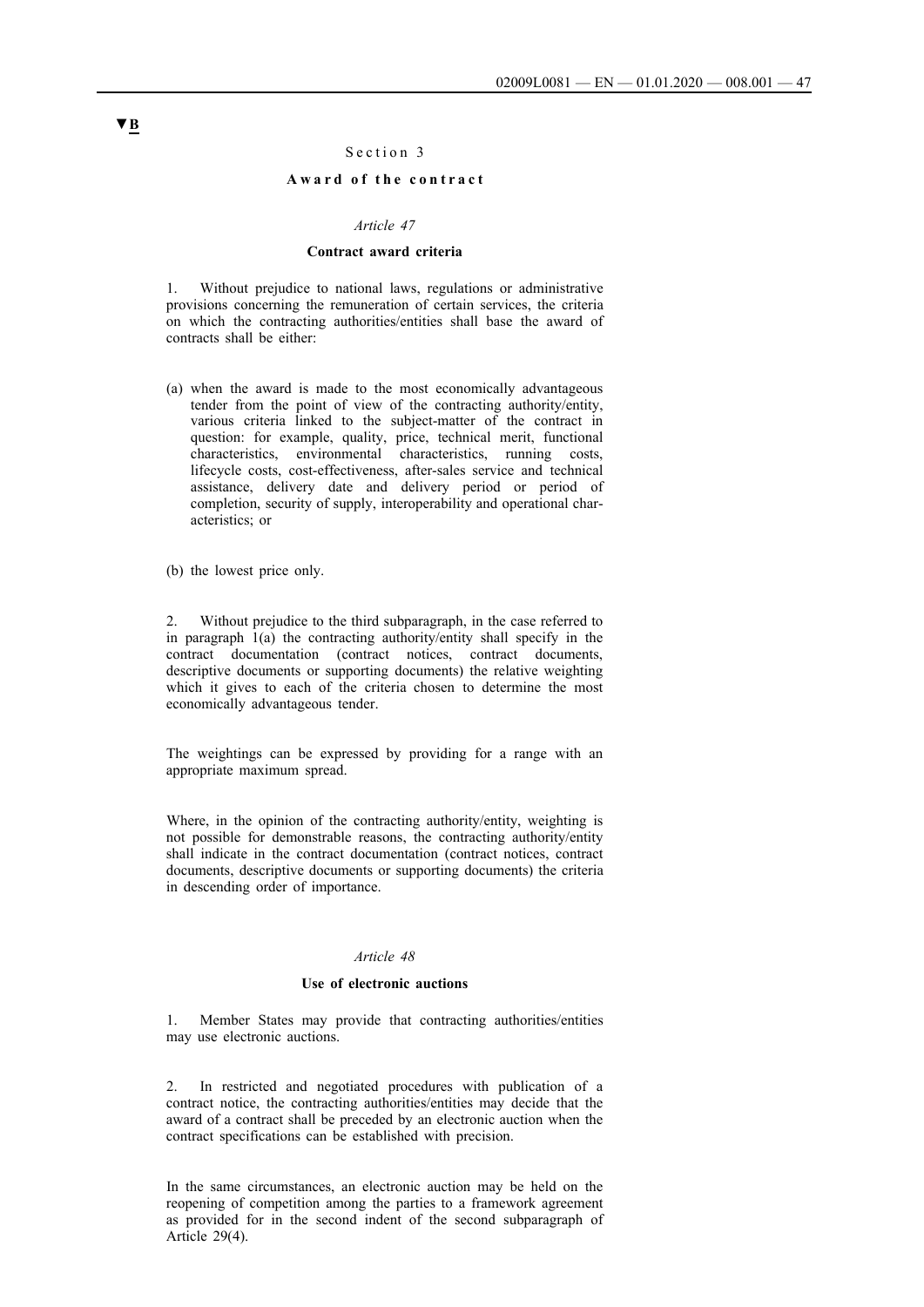▼B

## Section 3

### Award of the contract

*Article 47*

**Contract award criteria**

1. Without prejudice to national laws, regulations or administrative provisions concerning the remuneration of certain services, the criteria on which the contracting authorities/entities shall base the award of contracts shall be either:

(a) when the award is made to the most economically advantageous tender from the point of view of the contracting authority/entity, various criteria linked to the subject-matter of the contract in question: for example, quality, price, technical merit, functional characteristics, environmental characteristics, running costs, lifecycle costs, cost-effectiveness, after-sales service and technical assistance, delivery date and delivery period or period of completion, security of supply, interoperability and operational characteristics; or

(b) the lowest price only.

2. Without prejudice to the third subparagraph, in the case referred to in paragraph 1(a) the contracting authority/entity shall specify in the contract documentation (contract notices, contract documents, descriptive documents or supporting documents) the relative weighting which it gives to each of the criteria chosen to determine the most economically advantageous tender.

The weightings can be expressed by providing for a range with an appropriate maximum spread.

Where, in the opinion of the contracting authority/entity, weighting is not possible for demonstrable reasons, the contracting authority/entity shall indicate in the contract documentation (contract notices, contract documents, descriptive documents or supporting documents) the criteria in descending order of importance.

*Article 48*

**Use of electronic auctions**

1. Member States may provide that contracting authorities/entities may use electronic auctions.

2. In restricted and negotiated procedures with publication of a contract notice, the contracting authorities/entities may decide that the award of a contract shall be preceded by an electronic auction when the contract specifications can be established with precision.

In the same circumstances, an electronic auction may be held on the reopening of competition among the parties to a framework agreement as provided for in the second indent of the second subparagraph of Article 29(4).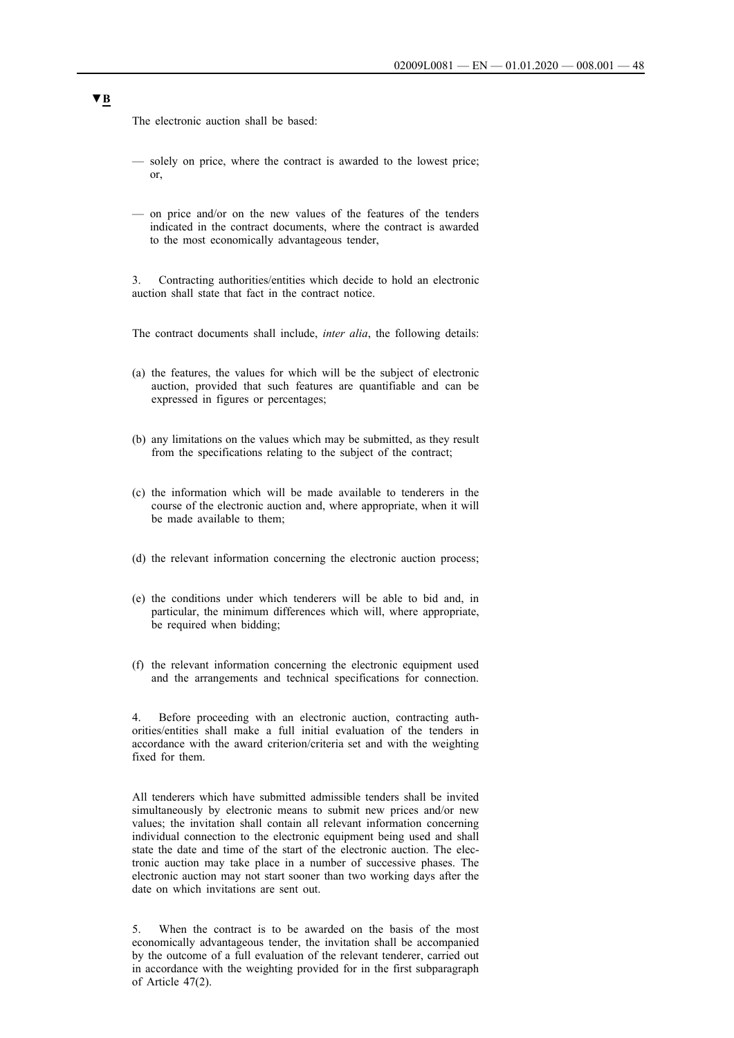▼B

The electronic auction shall be based:

— solely on price, where the contract is awarded to the lowest price; or,

— on price and/or on the new values of the features of the tenders indicated in the contract documents, where the contract is awarded to the most economically advantageous tender,

3. Contracting authorities/entities which decide to hold an electronic auction shall state that fact in the contract notice.

The contract documents shall include, *inter alia*, the following details:

(a) the features, the values for which will be the subject of electronic auction, provided that such features are quantifiable and can be expressed in figures or percentages;

(b) any limitations on the values which may be submitted, as they result from the specifications relating to the subject of the contract;

(c) the information which will be made available to tenderers in the course of the electronic auction and, where appropriate, when it will be made available to them;

(d) the relevant information concerning the electronic auction process;

(e) the conditions under which tenderers will be able to bid and, in particular, the minimum differences which will, where appropriate, be required when bidding;

(f) the relevant information concerning the electronic equipment used and the arrangements and technical specifications for connection.

4. Before proceeding with an electronic auction, contracting authorities/entities shall make a full initial evaluation of the tenders in accordance with the award criterion/criteria set and with the weighting fixed for them.

All tenderers which have submitted admissible tenders shall be invited simultaneously by electronic means to submit new prices and/or new values; the invitation shall contain all relevant information concerning individual connection to the electronic equipment being used and shall state the date and time of the start of the electronic auction. The electronic auction may take place in a number of successive phases. The electronic auction may not start sooner than two working days after the date on which invitations are sent out.

5. When the contract is to be awarded on the basis of the most economically advantageous tender, the invitation shall be accompanied by the outcome of a full evaluation of the relevant tenderer, carried out in accordance with the weighting provided for in the first subparagraph of Article 47(2).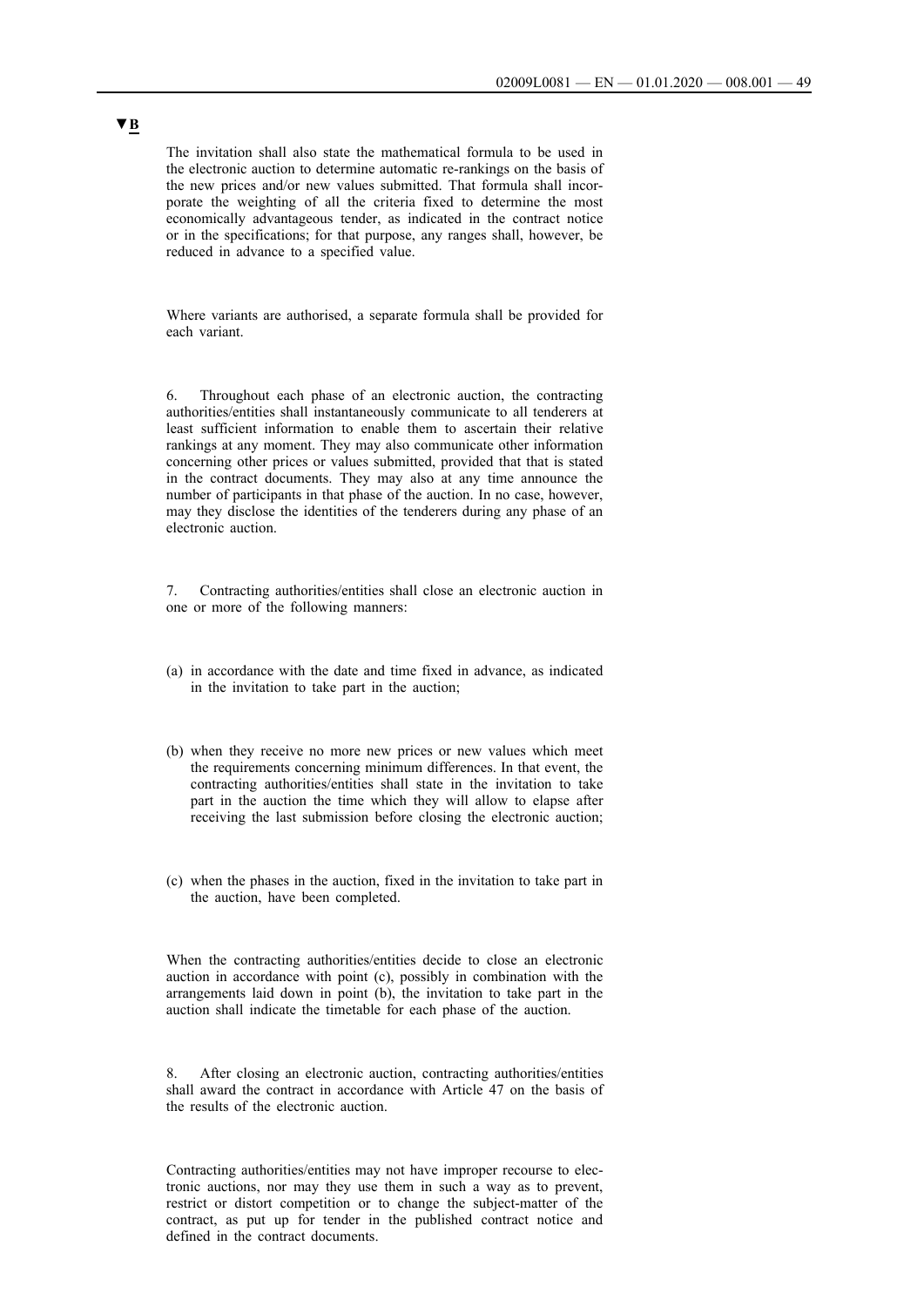▼B

The invitation shall also state the mathematical formula to be used in the electronic auction to determine automatic re-rankings on the basis of the new prices and/or new values submitted. That formula shall incorporate the weighting of all the criteria fixed to determine the most economically advantageous tender, as indicated in the contract notice or in the specifications; for that purpose, any ranges shall, however, be reduced in advance to a specified value.

Where variants are authorised, a separate formula shall be provided for each variant.

6. Throughout each phase of an electronic auction, the contracting authorities/entities shall instantaneously communicate to all tenderers at least sufficient information to enable them to ascertain their relative rankings at any moment. They may also communicate other information concerning other prices or values submitted, provided that that is stated in the contract documents. They may also at any time announce the number of participants in that phase of the auction. In no case, however, may they disclose the identities of the tenderers during any phase of an electronic auction.

7. Contracting authorities/entities shall close an electronic auction in one or more of the following manners:

(a) in accordance with the date and time fixed in advance, as indicated in the invitation to take part in the auction;

(b) when they receive no more new prices or new values which meet the requirements concerning minimum differences. In that event, the contracting authorities/entities shall state in the invitation to take part in the auction the time which they will allow to elapse after receiving the last submission before closing the electronic auction;

(c) when the phases in the auction, fixed in the invitation to take part in the auction, have been completed.

When the contracting authorities/entities decide to close an electronic auction in accordance with point (c), possibly in combination with the arrangements laid down in point (b), the invitation to take part in the auction shall indicate the timetable for each phase of the auction.

8. After closing an electronic auction, contracting authorities/entities shall award the contract in accordance with Article 47 on the basis of the results of the electronic auction.

Contracting authorities/entities may not have improper recourse to electronic auctions, nor may they use them in such a way as to prevent, restrict or distort competition or to change the subject-matter of the contract, as put up for tender in the published contract notice and defined in the contract documents.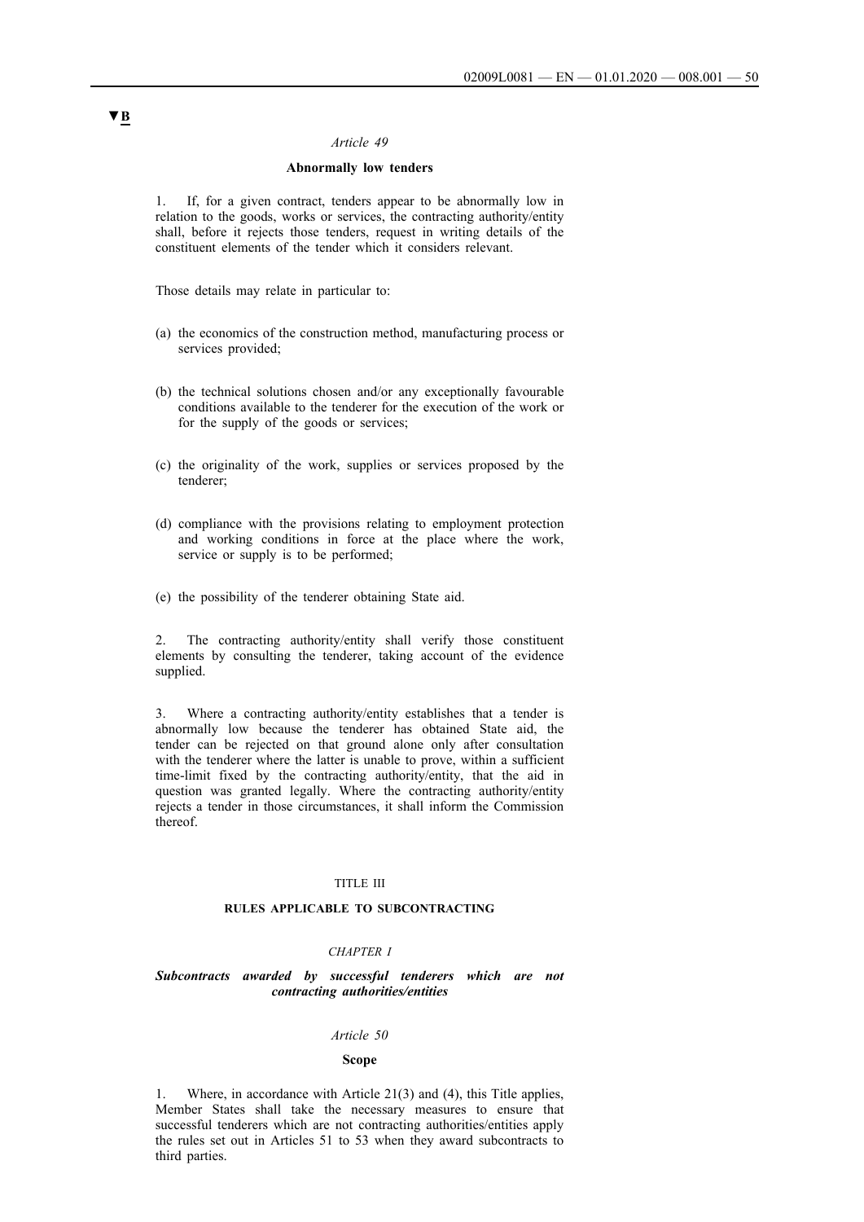▼B

*Article 49*

**Abnormally low tenders**

1. If, for a given contract, tenders appear to be abnormally low in relation to the goods, works or services, the contracting authority/entity shall, before it rejects those tenders, request in writing details of the constituent elements of the tender which it considers relevant.

Those details may relate in particular to:

(a) the economics of the construction method, manufacturing process or services provided;

(b) the technical solutions chosen and/or any exceptionally favourable conditions available to the tenderer for the execution of the work or for the supply of the goods or services;

(c) the originality of the work, supplies or services proposed by the tenderer;

(d) compliance with the provisions relating to employment protection and working conditions in force at the place where the work, service or supply is to be performed;

(e) the possibility of the tenderer obtaining State aid.

2. The contracting authority/entity shall verify those constituent elements by consulting the tenderer, taking account of the evidence supplied.

3. Where a contracting authority/entity establishes that a tender is abnormally low because the tenderer has obtained State aid, the tender can be rejected on that ground alone only after consultation with the tenderer where the latter is unable to prove, within a sufficient time-limit fixed by the contracting authority/entity, that the aid in question was granted legally. Where the contracting authority/entity rejects a tender in those circumstances, it shall inform the Commission thereof.

TITLE III

**RULES APPLICABLE TO SUBCONTRACTING**

*CHAPTER I*

***Subcontracts awarded by successful tenderers which are not contracting authorities/entities***

*Article 50*

**Scope**

1. Where, in accordance with Article 21(3) and (4), this Title applies, Member States shall take the necessary measures to ensure that successful tenderers which are not contracting authorities/entities apply the rules set out in Articles 51 to 53 when they award subcontracts to third parties.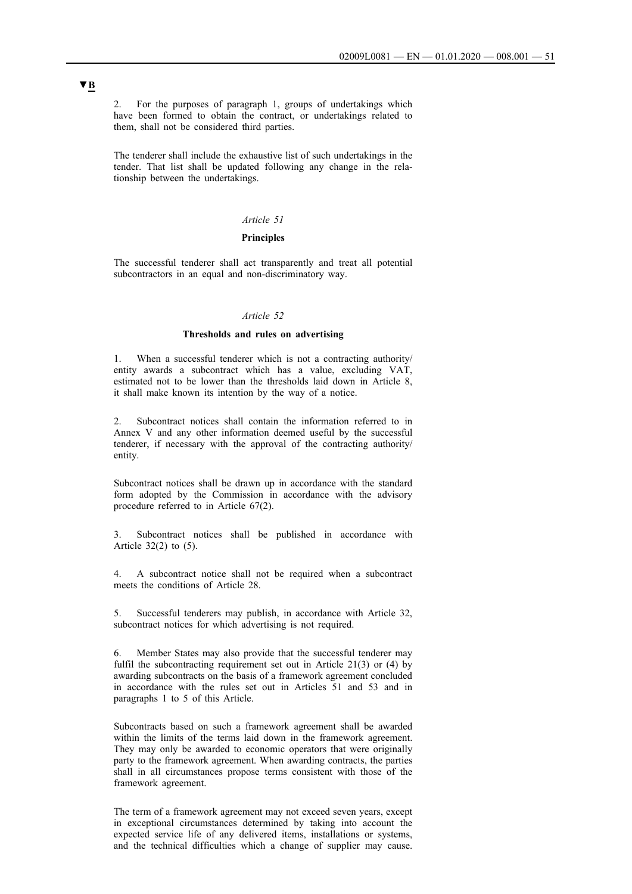▼B

2. For the purposes of paragraph 1, groups of undertakings which have been formed to obtain the contract, or undertakings related to them, shall not be considered third parties.

The tenderer shall include the exhaustive list of such undertakings in the tender. That list shall be updated following any change in the relationship between the undertakings.

*Article 51*

**Principles**

The successful tenderer shall act transparently and treat all potential subcontractors in an equal and non-discriminatory way.

*Article 52*

**Thresholds and rules on advertising**

1. When a successful tenderer which is not a contracting authority/entity awards a subcontract which has a value, excluding VAT, estimated not to be lower than the thresholds laid down in Article 8, it shall make known its intention by the way of a notice.

2. Subcontract notices shall contain the information referred to in Annex V and any other information deemed useful by the successful tenderer, if necessary with the approval of the contracting authority/entity.

Subcontract notices shall be drawn up in accordance with the standard form adopted by the Commission in accordance with the advisory procedure referred to in Article 67(2).

3. Subcontract notices shall be published in accordance with Article 32(2) to (5).

4. A subcontract notice shall not be required when a subcontract meets the conditions of Article 28.

5. Successful tenderers may publish, in accordance with Article 32, subcontract notices for which advertising is not required.

6. Member States may also provide that the successful tenderer may fulfil the subcontracting requirement set out in Article 21(3) or (4) by awarding subcontracts on the basis of a framework agreement concluded in accordance with the rules set out in Articles 51 and 53 and in paragraphs 1 to 5 of this Article.

Subcontracts based on such a framework agreement shall be awarded within the limits of the terms laid down in the framework agreement. They may only be awarded to economic operators that were originally party to the framework agreement. When awarding contracts, the parties shall in all circumstances propose terms consistent with those of the framework agreement.

The term of a framework agreement may not exceed seven years, except in exceptional circumstances determined by taking into account the expected service life of any delivered items, installations or systems, and the technical difficulties which a change of supplier may cause.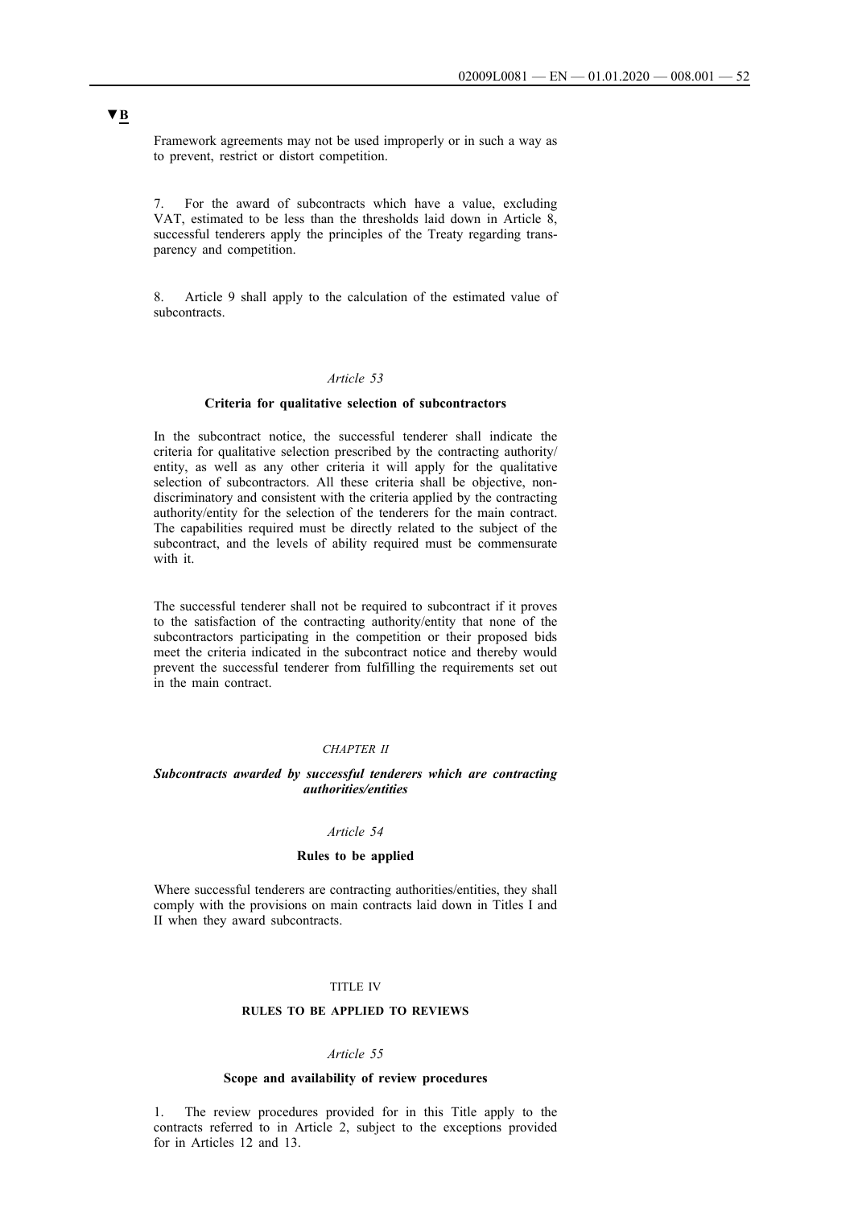▼B

Framework agreements may not be used improperly or in such a way as to prevent, restrict or distort competition.

7. For the award of subcontracts which have a value, excluding VAT, estimated to be less than the thresholds laid down in Article 8, successful tenderers apply the principles of the Treaty regarding transparency and competition.

8. Article 9 shall apply to the calculation of the estimated value of subcontracts.

*Article 53*

**Criteria for qualitative selection of subcontractors**

In the subcontract notice, the successful tenderer shall indicate the criteria for qualitative selection prescribed by the contracting authority/entity, as well as any other criteria it will apply for the qualitative selection of subcontractors. All these criteria shall be objective, non-discriminatory and consistent with the criteria applied by the contracting authority/entity for the selection of the tenderers for the main contract. The capabilities required must be directly related to the subject of the subcontract, and the levels of ability required must be commensurate with it.

The successful tenderer shall not be required to subcontract if it proves to the satisfaction of the contracting authority/entity that none of the subcontractors participating in the competition or their proposed bids meet the criteria indicated in the subcontract notice and thereby would prevent the successful tenderer from fulfilling the requirements set out in the main contract.

*CHAPTER II*

***Subcontracts awarded by successful tenderers which are contracting authorities/entities***

*Article 54*

**Rules to be applied**

Where successful tenderers are contracting authorities/entities, they shall comply with the provisions on main contracts laid down in Titles I and II when they award subcontracts.

TITLE IV

**RULES TO BE APPLIED TO REVIEWS**

*Article 55*

**Scope and availability of review procedures**

1. The review procedures provided for in this Title apply to the contracts referred to in Article 2, subject to the exceptions provided for in Articles 12 and 13.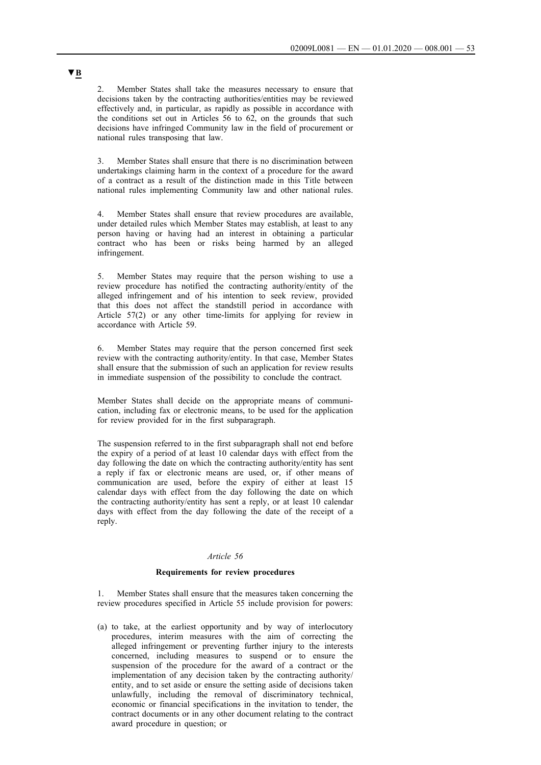▼B

2. Member States shall take the measures necessary to ensure that decisions taken by the contracting authorities/entities may be reviewed effectively and, in particular, as rapidly as possible in accordance with the conditions set out in Articles 56 to 62, on the grounds that such decisions have infringed Community law in the field of procurement or national rules transposing that law.

3. Member States shall ensure that there is no discrimination between undertakings claiming harm in the context of a procedure for the award of a contract as a result of the distinction made in this Title between national rules implementing Community law and other national rules.

4. Member States shall ensure that review procedures are available, under detailed rules which Member States may establish, at least to any person having or having had an interest in obtaining a particular contract who has been or risks being harmed by an alleged infringement.

5. Member States may require that the person wishing to use a review procedure has notified the contracting authority/entity of the alleged infringement and of his intention to seek review, provided that this does not affect the standstill period in accordance with Article 57(2) or any other time-limits for applying for review in accordance with Article 59.

6. Member States may require that the person concerned first seek review with the contracting authority/entity. In that case, Member States shall ensure that the submission of such an application for review results in immediate suspension of the possibility to conclude the contract.

Member States shall decide on the appropriate means of communication, including fax or electronic means, to be used for the application for review provided for in the first subparagraph.

The suspension referred to in the first subparagraph shall not end before the expiry of a period of at least 10 calendar days with effect from the day following the date on which the contracting authority/entity has sent a reply if fax or electronic means are used, or, if other means of communication are used, before the expiry of either at least 15 calendar days with effect from the day following the date on which the contracting authority/entity has sent a reply, or at least 10 calendar days with effect from the day following the date of the receipt of a reply.

*Article 56*

**Requirements for review procedures**

1. Member States shall ensure that the measures taken concerning the review procedures specified in Article 55 include provision for powers:

(a) to take, at the earliest opportunity and by way of interlocutory procedures, interim measures with the aim of correcting the alleged infringement or preventing further injury to the interests concerned, including measures to suspend or to ensure the suspension of the procedure for the award of a contract or the implementation of any decision taken by the contracting authority/entity, and to set aside or ensure the setting aside of decisions taken unlawfully, including the removal of discriminatory technical, economic or financial specifications in the invitation to tender, the contract documents or in any other document relating to the contract award procedure in question; or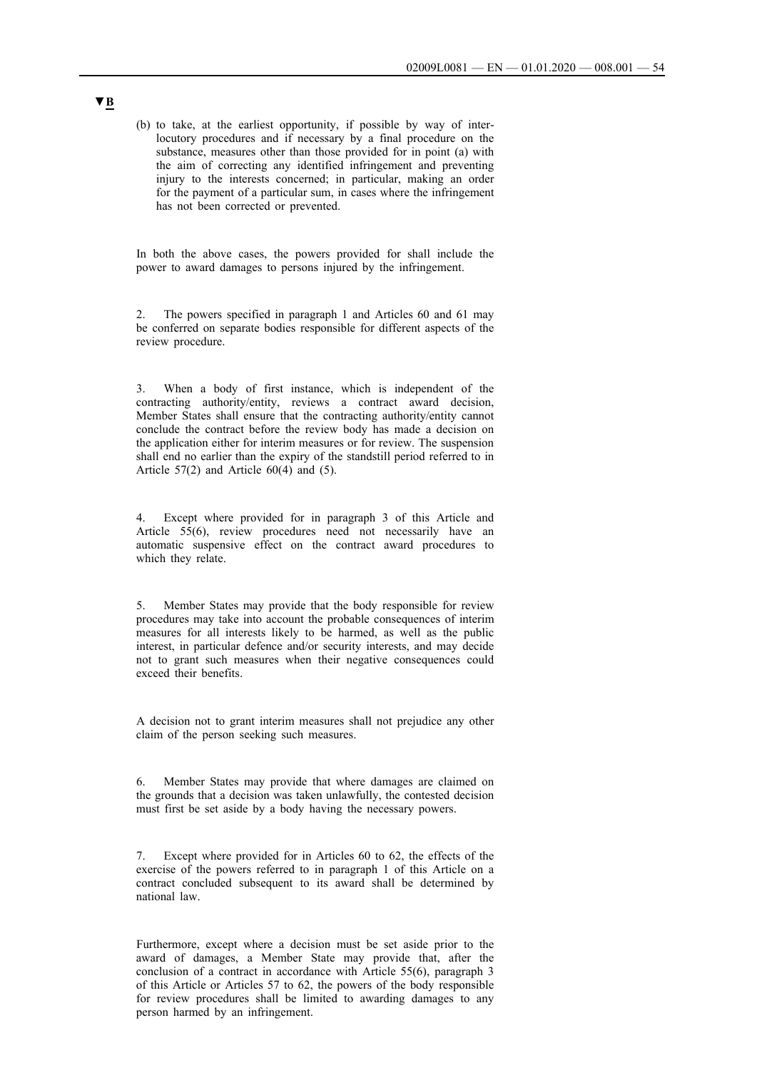▼B

(b) to take, at the earliest opportunity, if possible by way of interlocutory procedures and if necessary by a final procedure on the substance, measures other than those provided for in point (a) with the aim of correcting any identified infringement and preventing injury to the interests concerned; in particular, making an order for the payment of a particular sum, in cases where the infringement has not been corrected or prevented.

In both the above cases, the powers provided for shall include the power to award damages to persons injured by the infringement.

2. The powers specified in paragraph 1 and Articles 60 and 61 may be conferred on separate bodies responsible for different aspects of the review procedure.

3. When a body of first instance, which is independent of the contracting authority/entity, reviews a contract award decision, Member States shall ensure that the contracting authority/entity cannot conclude the contract before the review body has made a decision on the application either for interim measures or for review. The suspension shall end no earlier than the expiry of the standstill period referred to in Article 57(2) and Article 60(4) and (5).

4. Except where provided for in paragraph 3 of this Article and Article 55(6), review procedures need not necessarily have an automatic suspensive effect on the contract award procedures to which they relate.

5. Member States may provide that the body responsible for review procedures may take into account the probable consequences of interim measures for all interests likely to be harmed, as well as the public interest, in particular defence and/or security interests, and may decide not to grant such measures when their negative consequences could exceed their benefits.

A decision not to grant interim measures shall not prejudice any other claim of the person seeking such measures.

6. Member States may provide that where damages are claimed on the grounds that a decision was taken unlawfully, the contested decision must first be set aside by a body having the necessary powers.

7. Except where provided for in Articles 60 to 62, the effects of the exercise of the powers referred to in paragraph 1 of this Article on a contract concluded subsequent to its award shall be determined by national law.

Furthermore, except where a decision must be set aside prior to the award of damages, a Member State may provide that, after the conclusion of a contract in accordance with Article 55(6), paragraph 3 of this Article or Articles 57 to 62, the powers of the body responsible for review procedures shall be limited to awarding damages to any person harmed by an infringement.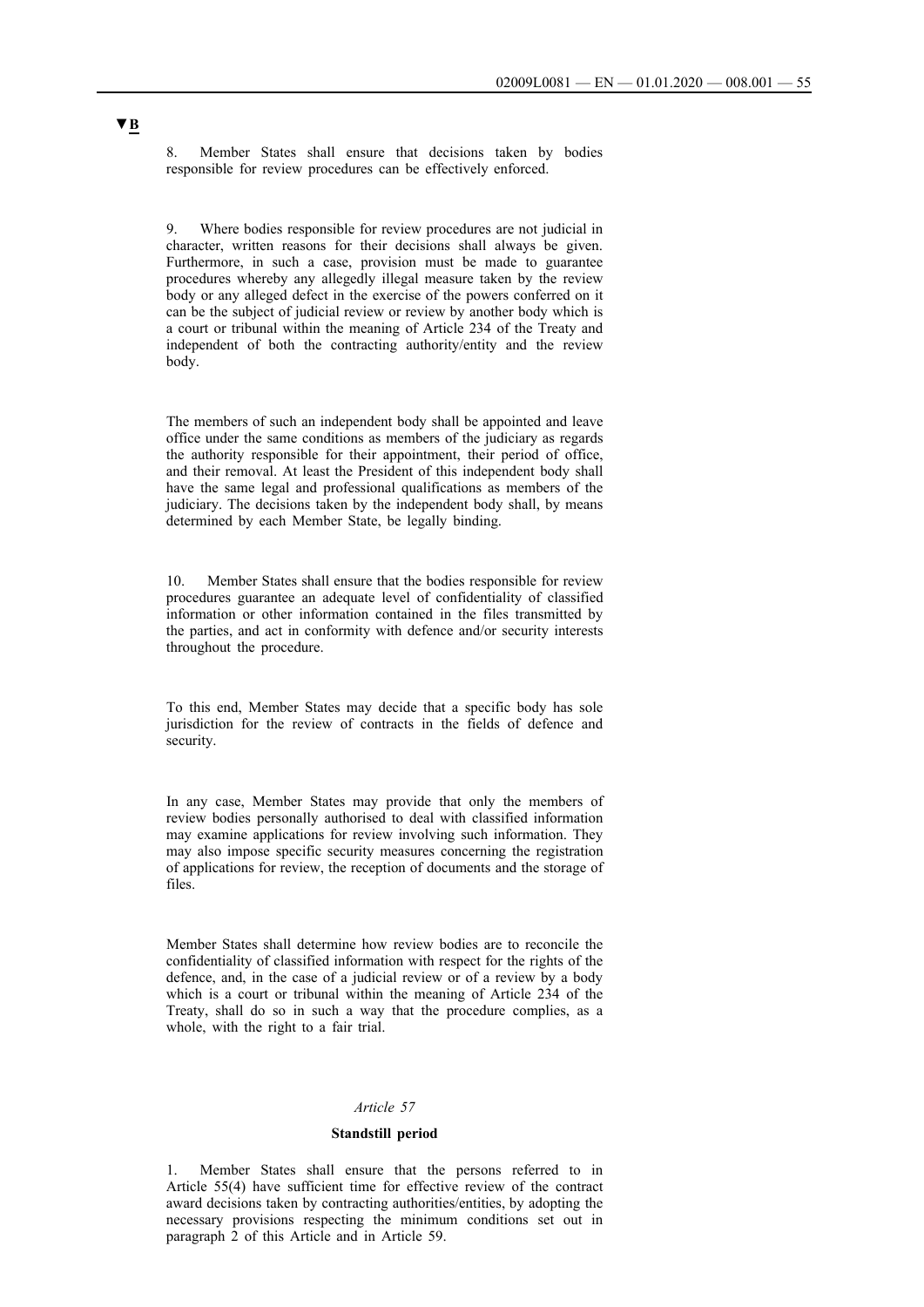▼B

8. Member States shall ensure that decisions taken by bodies responsible for review procedures can be effectively enforced.

9. Where bodies responsible for review procedures are not judicial in character, written reasons for their decisions shall always be given. Furthermore, in such a case, provision must be made to guarantee procedures whereby any allegedly illegal measure taken by the review body or any alleged defect in the exercise of the powers conferred on it can be the subject of judicial review or review by another body which is a court or tribunal within the meaning of Article 234 of the Treaty and independent of both the contracting authority/entity and the review body.

The members of such an independent body shall be appointed and leave office under the same conditions as members of the judiciary as regards the authority responsible for their appointment, their period of office, and their removal. At least the President of this independent body shall have the same legal and professional qualifications as members of the judiciary. The decisions taken by the independent body shall, by means determined by each Member State, be legally binding.

10. Member States shall ensure that the bodies responsible for review procedures guarantee an adequate level of confidentiality of classified information or other information contained in the files transmitted by the parties, and act in conformity with defence and/or security interests throughout the procedure.

To this end, Member States may decide that a specific body has sole jurisdiction for the review of contracts in the fields of defence and security.

In any case, Member States may provide that only the members of review bodies personally authorised to deal with classified information may examine applications for review involving such information. They may also impose specific security measures concerning the registration of applications for review, the reception of documents and the storage of files.

Member States shall determine how review bodies are to reconcile the confidentiality of classified information with respect for the rights of the defence, and, in the case of a judicial review or of a review by a body which is a court or tribunal within the meaning of Article 234 of the Treaty, shall do so in such a way that the procedure complies, as a whole, with the right to a fair trial.

*Article 57*

**Standstill period**

1. Member States shall ensure that the persons referred to in Article 55(4) have sufficient time for effective review of the contract award decisions taken by contracting authorities/entities, by adopting the necessary provisions respecting the minimum conditions set out in paragraph 2 of this Article and in Article 59.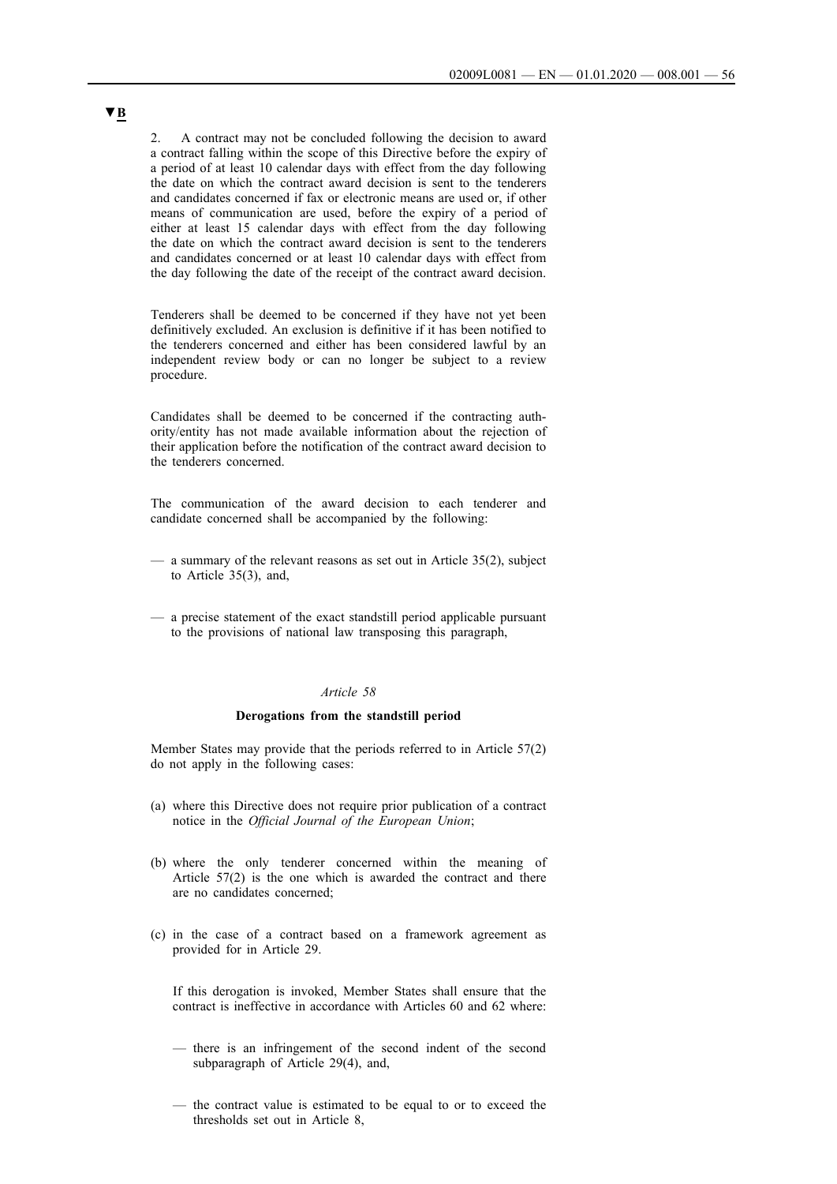▼B

2. A contract may not be concluded following the decision to award a contract falling within the scope of this Directive before the expiry of a period of at least 10 calendar days with effect from the day following the date on which the contract award decision is sent to the tenderers and candidates concerned if fax or electronic means are used or, if other means of communication are used, before the expiry of a period of either at least 15 calendar days with effect from the day following the date on which the contract award decision is sent to the tenderers and candidates concerned or at least 10 calendar days with effect from the day following the date of the receipt of the contract award decision.

Tenderers shall be deemed to be concerned if they have not yet been definitively excluded. An exclusion is definitive if it has been notified to the tenderers concerned and either has been considered lawful by an independent review body or can no longer be subject to a review procedure.

Candidates shall be deemed to be concerned if the contracting authority/entity has not made available information about the rejection of their application before the notification of the contract award decision to the tenderers concerned.

The communication of the award decision to each tenderer and candidate concerned shall be accompanied by the following:

— a summary of the relevant reasons as set out in Article 35(2), subject to Article 35(3), and,

— a precise statement of the exact standstill period applicable pursuant to the provisions of national law transposing this paragraph,

*Article 58*

**Derogations from the standstill period**

Member States may provide that the periods referred to in Article 57(2) do not apply in the following cases:

(a) where this Directive does not require prior publication of a contract notice in the *Official Journal of the European Union*;

(b) where the only tenderer concerned within the meaning of Article 57(2) is the one which is awarded the contract and there are no candidates concerned;

(c) in the case of a contract based on a framework agreement as provided for in Article 29.

If this derogation is invoked, Member States shall ensure that the contract is ineffective in accordance with Articles 60 and 62 where:

— there is an infringement of the second indent of the second subparagraph of Article 29(4), and,

— the contract value is estimated to be equal to or to exceed the thresholds set out in Article 8,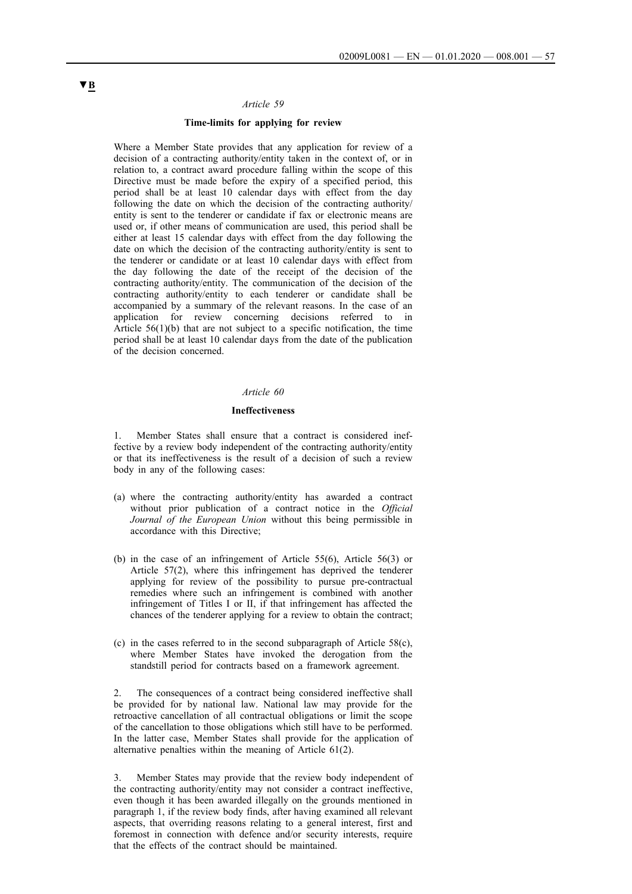▼B

*Article 59*

**Time-limits for applying for review**

Where a Member State provides that any application for review of a decision of a contracting authority/entity taken in the context of, or in relation to, a contract award procedure falling within the scope of this Directive must be made before the expiry of a specified period, this period shall be at least 10 calendar days with effect from the day following the date on which the decision of the contracting authority/entity is sent to the tenderer or candidate if fax or electronic means are used or, if other means of communication are used, this period shall be either at least 15 calendar days with effect from the day following the date on which the decision of the contracting authority/entity is sent to the tenderer or candidate or at least 10 calendar days with effect from the day following the date of the receipt of the decision of the contracting authority/entity. The communication of the decision of the contracting authority/entity to each tenderer or candidate shall be accompanied by a summary of the relevant reasons. In the case of an application for review concerning decisions referred to in Article 56(1)(b) that are not subject to a specific notification, the time period shall be at least 10 calendar days from the date of the publication of the decision concerned.

*Article 60*

**Ineffectiveness**

1. Member States shall ensure that a contract is considered ineffective by a review body independent of the contracting authority/entity or that its ineffectiveness is the result of a decision of such a review body in any of the following cases:

(a) where the contracting authority/entity has awarded a contract without prior publication of a contract notice in the *Official Journal of the European Union* without this being permissible in accordance with this Directive;

(b) in the case of an infringement of Article 55(6), Article 56(3) or Article 57(2), where this infringement has deprived the tenderer applying for review of the possibility to pursue pre-contractual remedies where such an infringement is combined with another infringement of Titles I or II, if that infringement has affected the chances of the tenderer applying for a review to obtain the contract;

(c) in the cases referred to in the second subparagraph of Article 58(c), where Member States have invoked the derogation from the standstill period for contracts based on a framework agreement.

2. The consequences of a contract being considered ineffective shall be provided for by national law. National law may provide for the retroactive cancellation of all contractual obligations or limit the scope of the cancellation to those obligations which still have to be performed. In the latter case, Member States shall provide for the application of alternative penalties within the meaning of Article 61(2).

3. Member States may provide that the review body independent of the contracting authority/entity may not consider a contract ineffective, even though it has been awarded illegally on the grounds mentioned in paragraph 1, if the review body finds, after having examined all relevant aspects, that overriding reasons relating to a general interest, first and foremost in connection with defence and/or security interests, require that the effects of the contract should be maintained.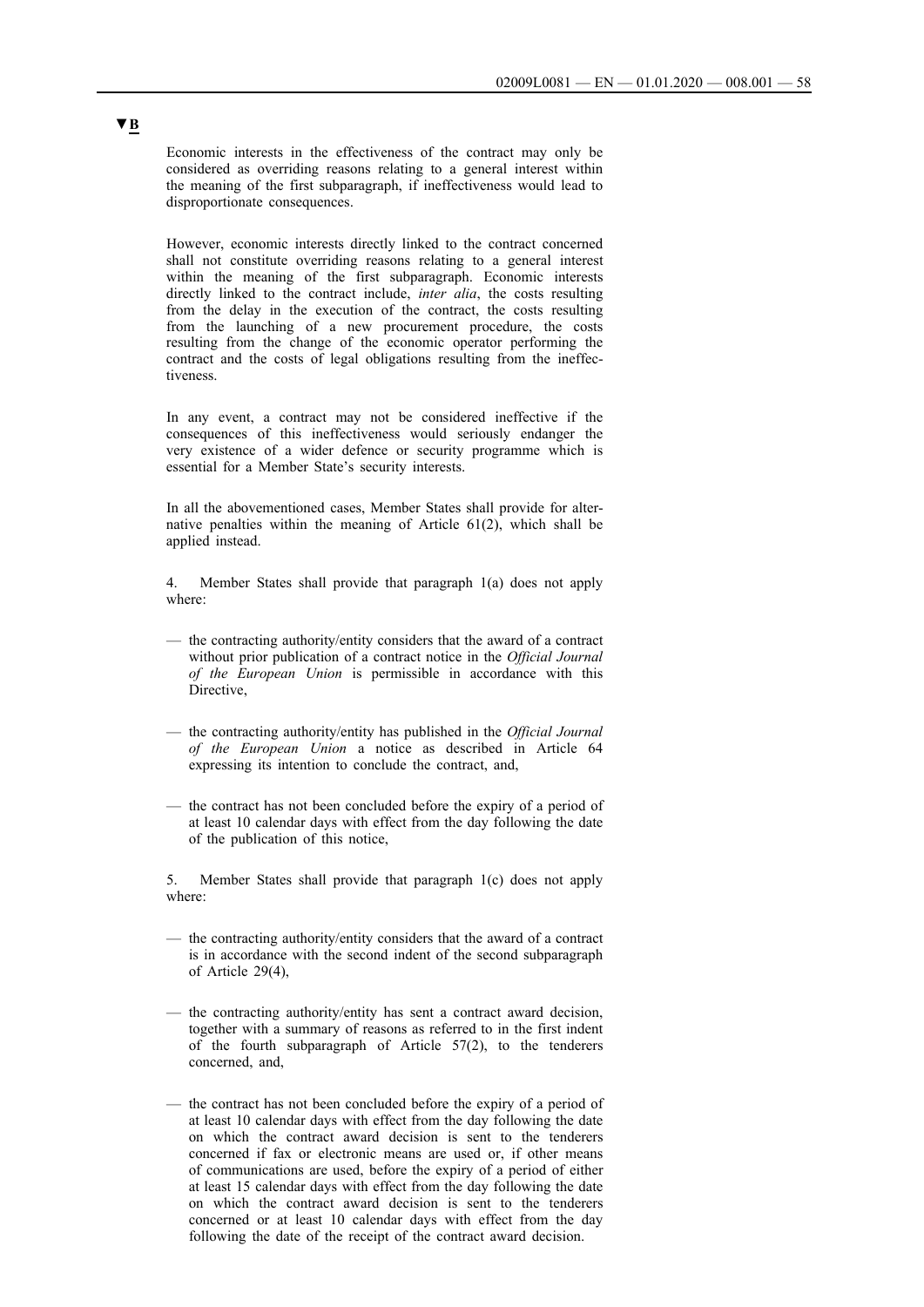▼B

Economic interests in the effectiveness of the contract may only be considered as overriding reasons relating to a general interest within the meaning of the first subparagraph, if ineffectiveness would lead to disproportionate consequences.

However, economic interests directly linked to the contract concerned shall not constitute overriding reasons relating to a general interest within the meaning of the first subparagraph. Economic interests directly linked to the contract include, *inter alia*, the costs resulting from the delay in the execution of the contract, the costs resulting from the launching of a new procurement procedure, the costs resulting from the change of the economic operator performing the contract and the costs of legal obligations resulting from the ineffectiveness.

In any event, a contract may not be considered ineffective if the consequences of this ineffectiveness would seriously endanger the very existence of a wider defence or security programme which is essential for a Member State's security interests.

In all the abovementioned cases, Member States shall provide for alternative penalties within the meaning of Article 61(2), which shall be applied instead.

4. Member States shall provide that paragraph 1(a) does not apply where:

— the contracting authority/entity considers that the award of a contract without prior publication of a contract notice in the *Official Journal of the European Union* is permissible in accordance with this Directive,

— the contracting authority/entity has published in the *Official Journal of the European Union* a notice as described in Article 64 expressing its intention to conclude the contract, and,

— the contract has not been concluded before the expiry of a period of at least 10 calendar days with effect from the day following the date of the publication of this notice,

5. Member States shall provide that paragraph 1(c) does not apply where:

— the contracting authority/entity considers that the award of a contract is in accordance with the second indent of the second subparagraph of Article 29(4),

— the contracting authority/entity has sent a contract award decision, together with a summary of reasons as referred to in the first indent of the fourth subparagraph of Article 57(2), to the tenderers concerned, and,

— the contract has not been concluded before the expiry of a period of at least 10 calendar days with effect from the day following the date on which the contract award decision is sent to the tenderers concerned if fax or electronic means are used or, if other means of communications are used, before the expiry of a period of either at least 15 calendar days with effect from the day following the date on which the contract award decision is sent to the tenderers concerned or at least 10 calendar days with effect from the day following the date of the receipt of the contract award decision.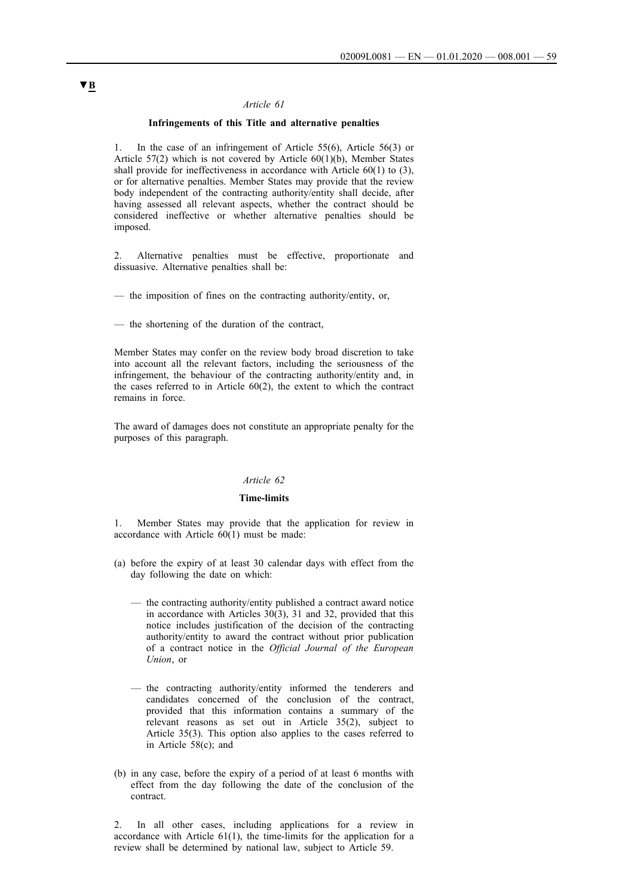▼B

*Article 61*

**Infringements of this Title and alternative penalties**

1. In the case of an infringement of Article 55(6), Article 56(3) or Article 57(2) which is not covered by Article 60(1)(b), Member States shall provide for ineffectiveness in accordance with Article 60(1) to (3), or for alternative penalties. Member States may provide that the review body independent of the contracting authority/entity shall decide, after having assessed all relevant aspects, whether the contract should be considered ineffective or whether alternative penalties should be imposed.

2. Alternative penalties must be effective, proportionate and dissuasive. Alternative penalties shall be:

— the imposition of fines on the contracting authority/entity, or,

— the shortening of the duration of the contract,

Member States may confer on the review body broad discretion to take into account all the relevant factors, including the seriousness of the infringement, the behaviour of the contracting authority/entity and, in the cases referred to in Article 60(2), the extent to which the contract remains in force.

The award of damages does not constitute an appropriate penalty for the purposes of this paragraph.

*Article 62*

**Time-limits**

1. Member States may provide that the application for review in accordance with Article 60(1) must be made:

(a) before the expiry of at least 30 calendar days with effect from the day following the date on which:

— the contracting authority/entity published a contract award notice in accordance with Articles 30(3), 31 and 32, provided that this notice includes justification of the decision of the contracting authority/entity to award the contract without prior publication of a contract notice in the *Official Journal of the European Union*, or

— the contracting authority/entity informed the tenderers and candidates concerned of the conclusion of the contract, provided that this information contains a summary of the relevant reasons as set out in Article 35(2), subject to Article 35(3). This option also applies to the cases referred to in Article 58(c); and

(b) in any case, before the expiry of a period of at least 6 months with effect from the day following the date of the conclusion of the contract.

2. In all other cases, including applications for a review in accordance with Article 61(1), the time-limits for the application for a review shall be determined by national law, subject to Article 59.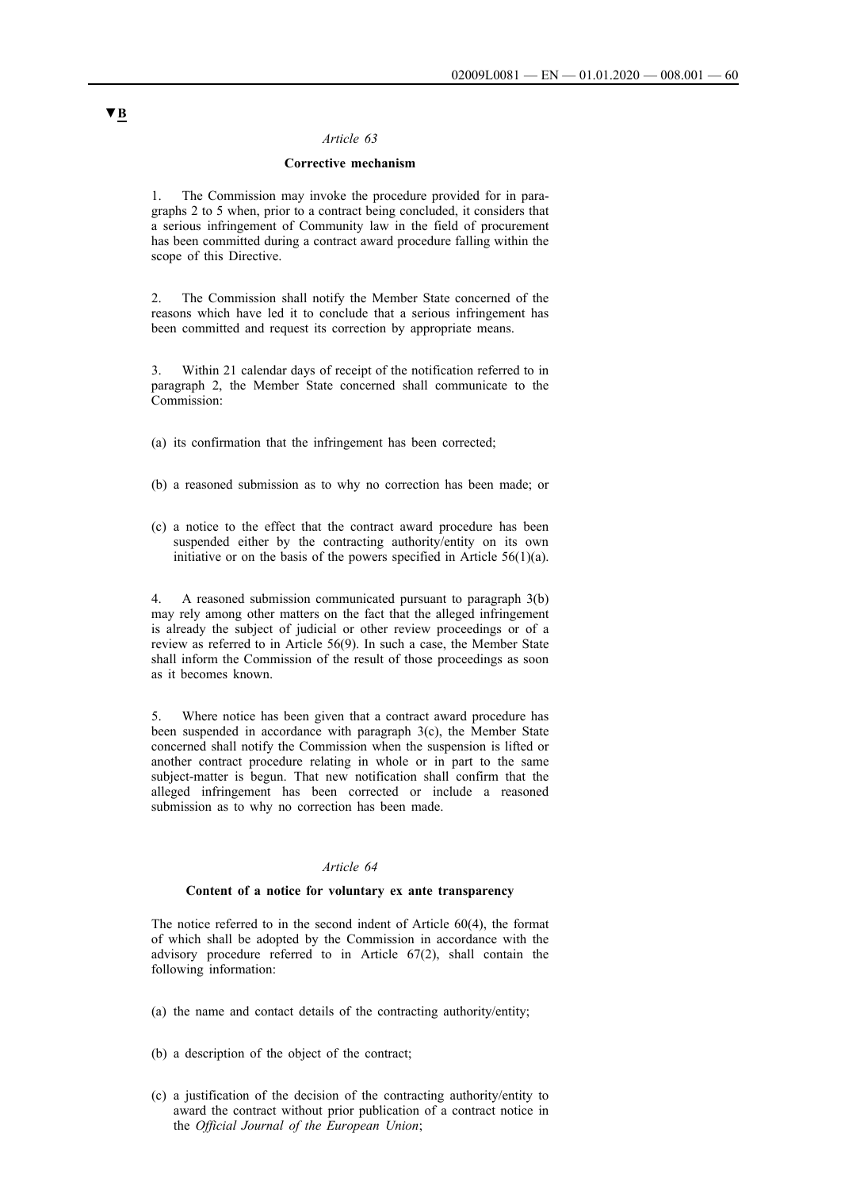▼B

*Article 63*

**Corrective mechanism**

1. The Commission may invoke the procedure provided for in paragraphs 2 to 5 when, prior to a contract being concluded, it considers that a serious infringement of Community law in the field of procurement has been committed during a contract award procedure falling within the scope of this Directive.

2. The Commission shall notify the Member State concerned of the reasons which have led it to conclude that a serious infringement has been committed and request its correction by appropriate means.

3. Within 21 calendar days of receipt of the notification referred to in paragraph 2, the Member State concerned shall communicate to the Commission:

(a) its confirmation that the infringement has been corrected;

(b) a reasoned submission as to why no correction has been made; or

(c) a notice to the effect that the contract award procedure has been suspended either by the contracting authority/entity on its own initiative or on the basis of the powers specified in Article 56(1)(a).

4. A reasoned submission communicated pursuant to paragraph 3(b) may rely among other matters on the fact that the alleged infringement is already the subject of judicial or other review proceedings or of a review as referred to in Article 56(9). In such a case, the Member State shall inform the Commission of the result of those proceedings as soon as it becomes known.

5. Where notice has been given that a contract award procedure has been suspended in accordance with paragraph 3(c), the Member State concerned shall notify the Commission when the suspension is lifted or another contract procedure relating in whole or in part to the same subject-matter is begun. That new notification shall confirm that the alleged infringement has been corrected or include a reasoned submission as to why no correction has been made.

*Article 64*

**Content of a notice for voluntary ex ante transparency**

The notice referred to in the second indent of Article 60(4), the format of which shall be adopted by the Commission in accordance with the advisory procedure referred to in Article 67(2), shall contain the following information:

(a) the name and contact details of the contracting authority/entity;

(b) a description of the object of the contract;

(c) a justification of the decision of the contracting authority/entity to award the contract without prior publication of a contract notice in the *Official Journal of the European Union*;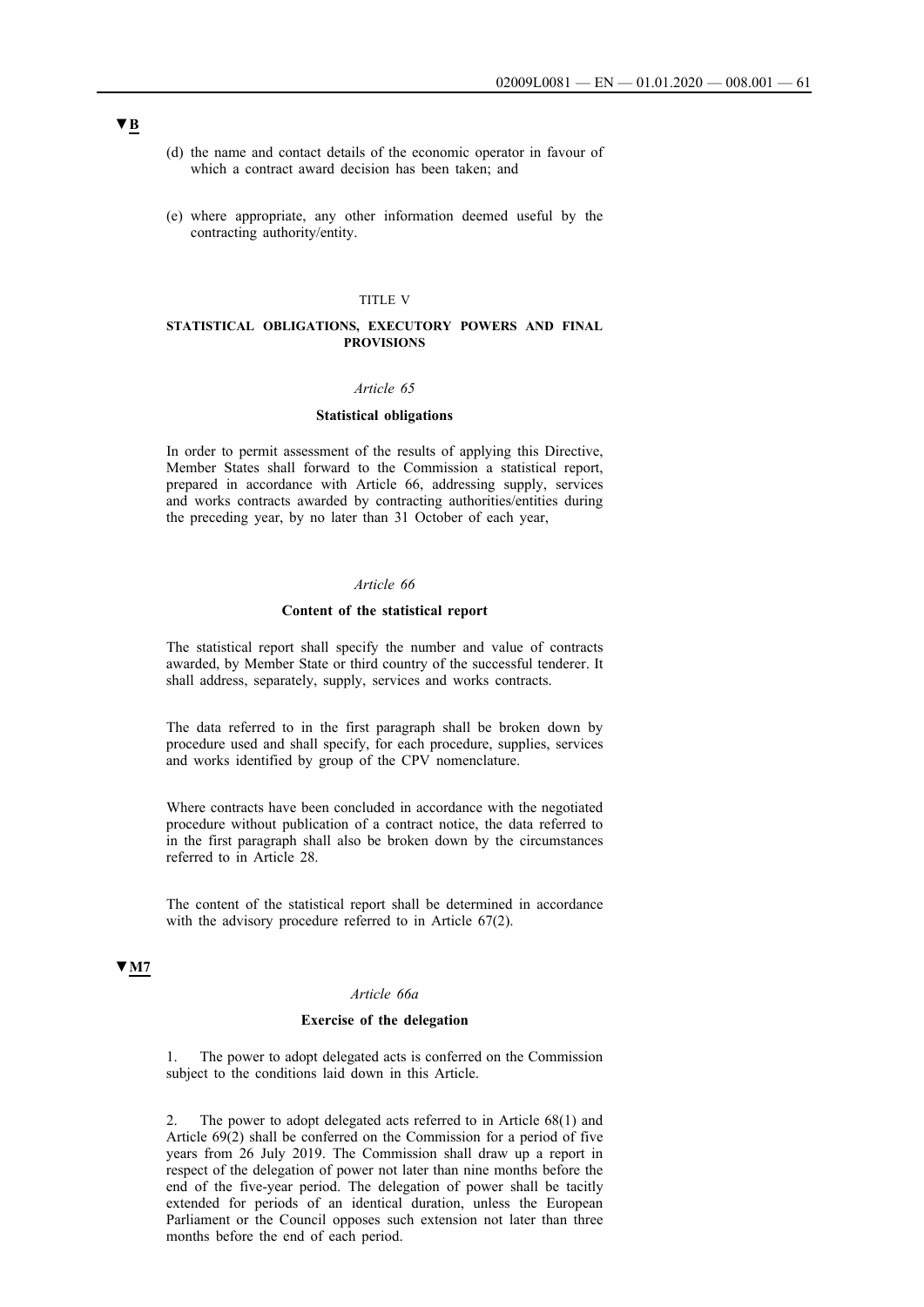▼B

(d) the name and contact details of the economic operator in favour of which a contract award decision has been taken; and

(e) where appropriate, any other information deemed useful by the contracting authority/entity.

TITLE V

**STATISTICAL OBLIGATIONS, EXECUTORY POWERS AND FINAL PROVISIONS**

*Article 65*

**Statistical obligations**

In order to permit assessment of the results of applying this Directive, Member States shall forward to the Commission a statistical report, prepared in accordance with Article 66, addressing supply, services and works contracts awarded by contracting authorities/entities during the preceding year, by no later than 31 October of each year,

*Article 66*

**Content of the statistical report**

The statistical report shall specify the number and value of contracts awarded, by Member State or third country of the successful tenderer. It shall address, separately, supply, services and works contracts.

The data referred to in the first paragraph shall be broken down by procedure used and shall specify, for each procedure, supplies, services and works identified by group of the CPV nomenclature.

Where contracts have been concluded in accordance with the negotiated procedure without publication of a contract notice, the data referred to in the first paragraph shall also be broken down by the circumstances referred to in Article 28.

The content of the statistical report shall be determined in accordance with the advisory procedure referred to in Article 67(2).

▼M7

*Article 66a*

**Exercise of the delegation**

1. The power to adopt delegated acts is conferred on the Commission subject to the conditions laid down in this Article.

2. The power to adopt delegated acts referred to in Article 68(1) and Article 69(2) shall be conferred on the Commission for a period of five years from 26 July 2019. The Commission shall draw up a report in respect of the delegation of power not later than nine months before the end of the five-year period. The delegation of power shall be tacitly extended for periods of an identical duration, unless the European Parliament or the Council opposes such extension not later than three months before the end of each period.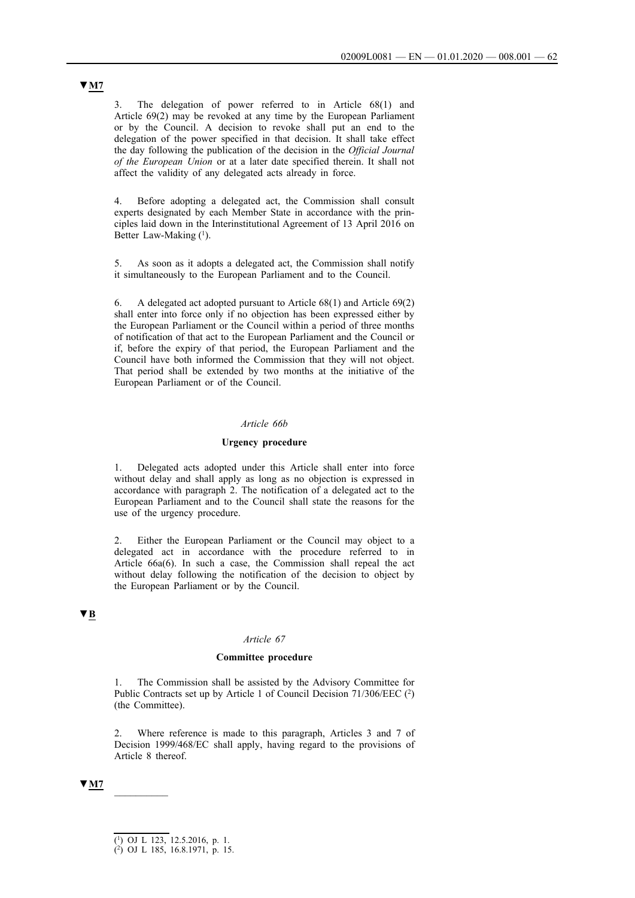▼M7

3. The delegation of power referred to in Article 68(1) and Article 69(2) may be revoked at any time by the European Parliament or by the Council. A decision to revoke shall put an end to the delegation of the power specified in that decision. It shall take effect the day following the publication of the decision in the *Official Journal of the European Union* or at a later date specified therein. It shall not affect the validity of any delegated acts already in force.

4. Before adopting a delegated act, the Commission shall consult experts designated by each Member State in accordance with the principles laid down in the Interinstitutional Agreement of 13 April 2016 on Better Law-Making [1].

5. As soon as it adopts a delegated act, the Commission shall notify it simultaneously to the European Parliament and to the Council.

6. A delegated act adopted pursuant to Article 68(1) and Article 69(2) shall enter into force only if no objection has been expressed either by the European Parliament or the Council within a period of three months of notification of that act to the European Parliament and the Council or if, before the expiry of that period, the European Parliament and the Council have both informed the Commission that they will not object. That period shall be extended by two months at the initiative of the European Parliament or of the Council.

*Article 66b*

**Urgency procedure**

1. Delegated acts adopted under this Article shall enter into force without delay and shall apply as long as no objection is expressed in accordance with paragraph 2. The notification of a delegated act to the European Parliament and to the Council shall state the reasons for the use of the urgency procedure.

2. Either the European Parliament or the Council may object to a delegated act in accordance with the procedure referred to in Article 66a(6). In such a case, the Commission shall repeal the act without delay following the notification of the decision to object by the European Parliament or by the Council.

▼B

*Article 67*

**Committee procedure**

1. The Commission shall be assisted by the Advisory Committee for Public Contracts set up by Article 1 of Council Decision 71/306/EEC [2] (the Committee).

2. Where reference is made to this paragraph, Articles 3 and 7 of Decision 1999/468/EC shall apply, having regard to the provisions of Article 8 thereof.

▼M7

__________

[1] OJ L 123, 12.5.2016, p. 1.

[2] OJ L 185, 16.8.1971, p. 15.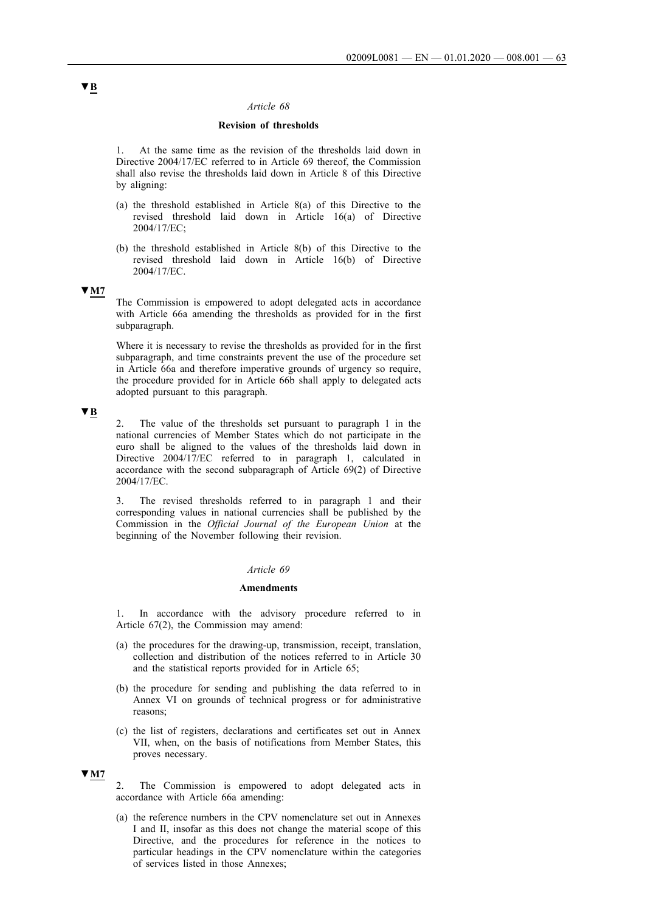▼B

*Article 68*

**Revision of thresholds**

1. At the same time as the revision of the thresholds laid down in Directive 2004/17/EC referred to in Article 69 thereof, the Commission shall also revise the thresholds laid down in Article 8 of this Directive by aligning:

(a) the threshold established in Article 8(a) of this Directive to the revised threshold laid down in Article 16(a) of Directive 2004/17/EC;

(b) the threshold established in Article 8(b) of this Directive to the revised threshold laid down in Article 16(b) of Directive 2004/17/EC.

▼M7

The Commission is empowered to adopt delegated acts in accordance with Article 66a amending the thresholds as provided for in the first subparagraph.

Where it is necessary to revise the thresholds as provided for in the first subparagraph, and time constraints prevent the use of the procedure set in Article 66a and therefore imperative grounds of urgency so require, the procedure provided for in Article 66b shall apply to delegated acts adopted pursuant to this paragraph.

▼B

2. The value of the thresholds set pursuant to paragraph 1 in the national currencies of Member States which do not participate in the euro shall be aligned to the values of the thresholds laid down in Directive 2004/17/EC referred to in paragraph 1, calculated in accordance with the second subparagraph of Article 69(2) of Directive 2004/17/EC.

3. The revised thresholds referred to in paragraph 1 and their corresponding values in national currencies shall be published by the Commission in the *Official Journal of the European Union* at the beginning of the November following their revision.

*Article 69*

**Amendments**

1. In accordance with the advisory procedure referred to in Article 67(2), the Commission may amend:

(a) the procedures for the drawing-up, transmission, receipt, translation, collection and distribution of the notices referred to in Article 30 and the statistical reports provided for in Article 65;

(b) the procedure for sending and publishing the data referred to in Annex VI on grounds of technical progress or for administrative reasons;

(c) the list of registers, declarations and certificates set out in Annex VII, when, on the basis of notifications from Member States, this proves necessary.

▼M7

2. The Commission is empowered to adopt delegated acts in accordance with Article 66a amending:

(a) the reference numbers in the CPV nomenclature set out in Annexes I and II, insofar as this does not change the material scope of this Directive, and the procedures for reference in the notices to particular headings in the CPV nomenclature within the categories of services listed in those Annexes;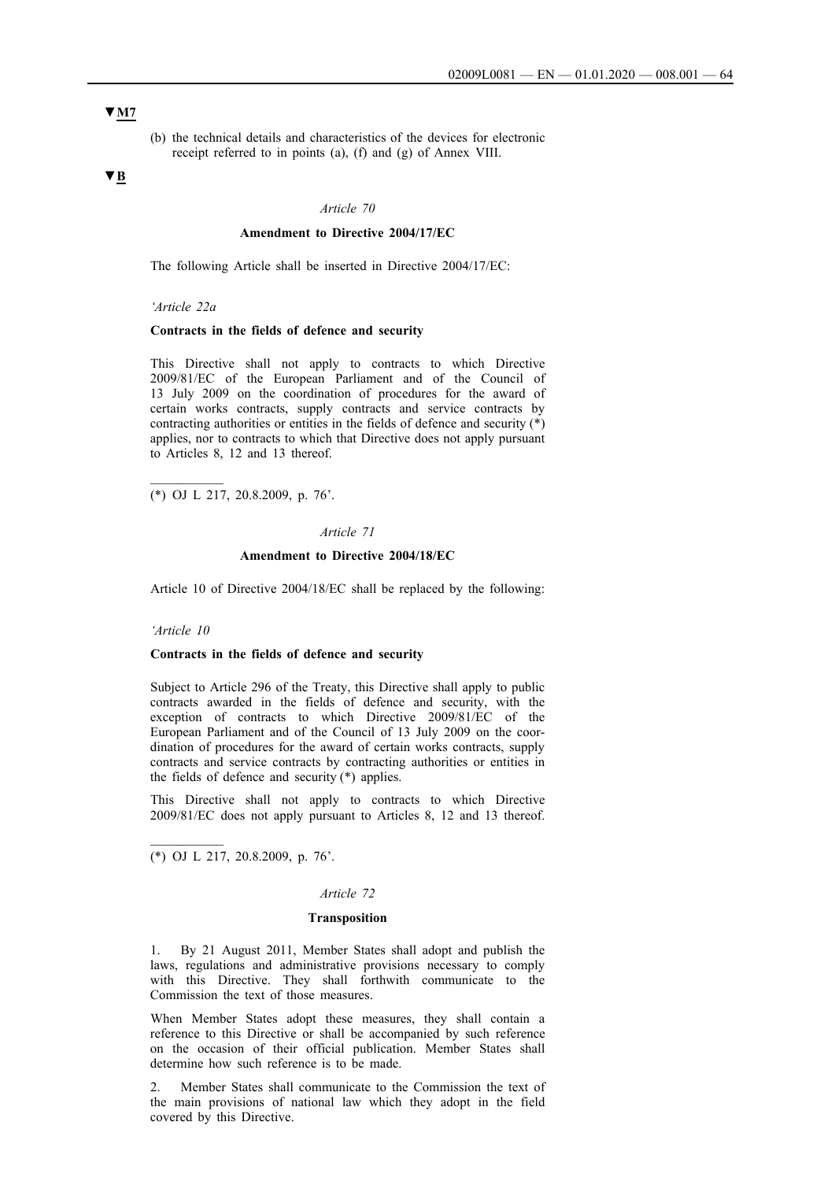▼M7

(b) the technical details and characteristics of the devices for electronic receipt referred to in points (a), (f) and (g) of Annex VIII.

▼B

*Article 70*

**Amendment to Directive 2004/17/EC**

The following Article shall be inserted in Directive 2004/17/EC:

*'Article 22a*

**Contracts in the fields of defence and security**

This Directive shall not apply to contracts to which Directive 2009/81/EC of the European Parliament and of the Council of 13 July 2009 on the coordination of procedures for the award of certain works contracts, supply contracts and service contracts by contracting authorities or entities in the fields of defence and security (*) applies, nor to contracts to which that Directive does not apply pursuant to Articles 8, 12 and 13 thereof.

(*) OJ L 217, 20.8.2009, p. 76'.

*Article 71*

**Amendment to Directive 2004/18/EC**

Article 10 of Directive 2004/18/EC shall be replaced by the following:

*'Article 10*

**Contracts in the fields of defence and security**

Subject to Article 296 of the Treaty, this Directive shall apply to public contracts awarded in the fields of defence and security, with the exception of contracts to which Directive 2009/81/EC of the European Parliament and of the Council of 13 July 2009 on the coordination of procedures for the award of certain works contracts, supply contracts and service contracts by contracting authorities or entities in the fields of defence and security (*) applies.

This Directive shall not apply to contracts to which Directive 2009/81/EC does not apply pursuant to Articles 8, 12 and 13 thereof.

(*) OJ L 217, 20.8.2009, p. 76'.

*Article 72*

**Transposition**

1. By 21 August 2011, Member States shall adopt and publish the laws, regulations and administrative provisions necessary to comply with this Directive. They shall forthwith communicate to the Commission the text of those measures.

When Member States adopt these measures, they shall contain a reference to this Directive or shall be accompanied by such reference on the occasion of their official publication. Member States shall determine how such reference is to be made.

2. Member States shall communicate to the Commission the text of the main provisions of national law which they adopt in the field covered by this Directive.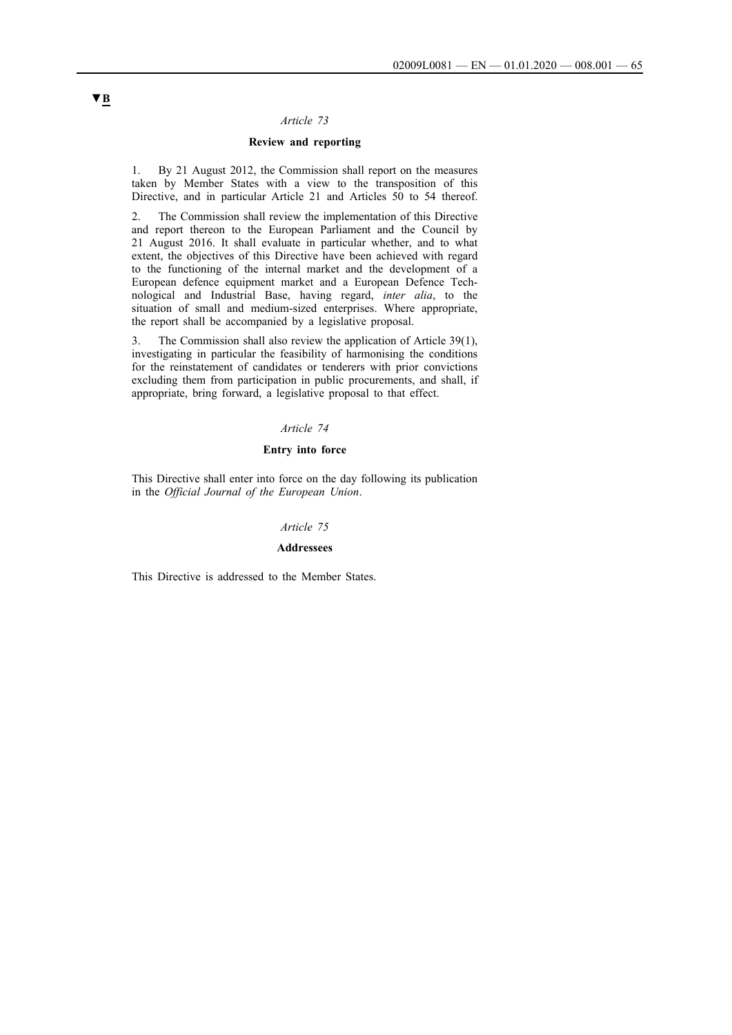▼B

*Article 73*

**Review and reporting**

1. By 21 August 2012, the Commission shall report on the measures taken by Member States with a view to the transposition of this Directive, and in particular Article 21 and Articles 50 to 54 thereof.

2. The Commission shall review the implementation of this Directive and report thereon to the European Parliament and the Council by 21 August 2016. It shall evaluate in particular whether, and to what extent, the objectives of this Directive have been achieved with regard to the functioning of the internal market and the development of a European defence equipment market and a European Defence Technological and Industrial Base, having regard, *inter alia*, to the situation of small and medium-sized enterprises. Where appropriate, the report shall be accompanied by a legislative proposal.

3. The Commission shall also review the application of Article 39(1), investigating in particular the feasibility of harmonising the conditions for the reinstatement of candidates or tenderers with prior convictions excluding them from participation in public procurements, and shall, if appropriate, bring forward, a legislative proposal to that effect.

*Article 74*

**Entry into force**

This Directive shall enter into force on the day following its publication in the *Official Journal of the European Union*.

*Article 75*

**Addressees**

This Directive is addressed to the Member States.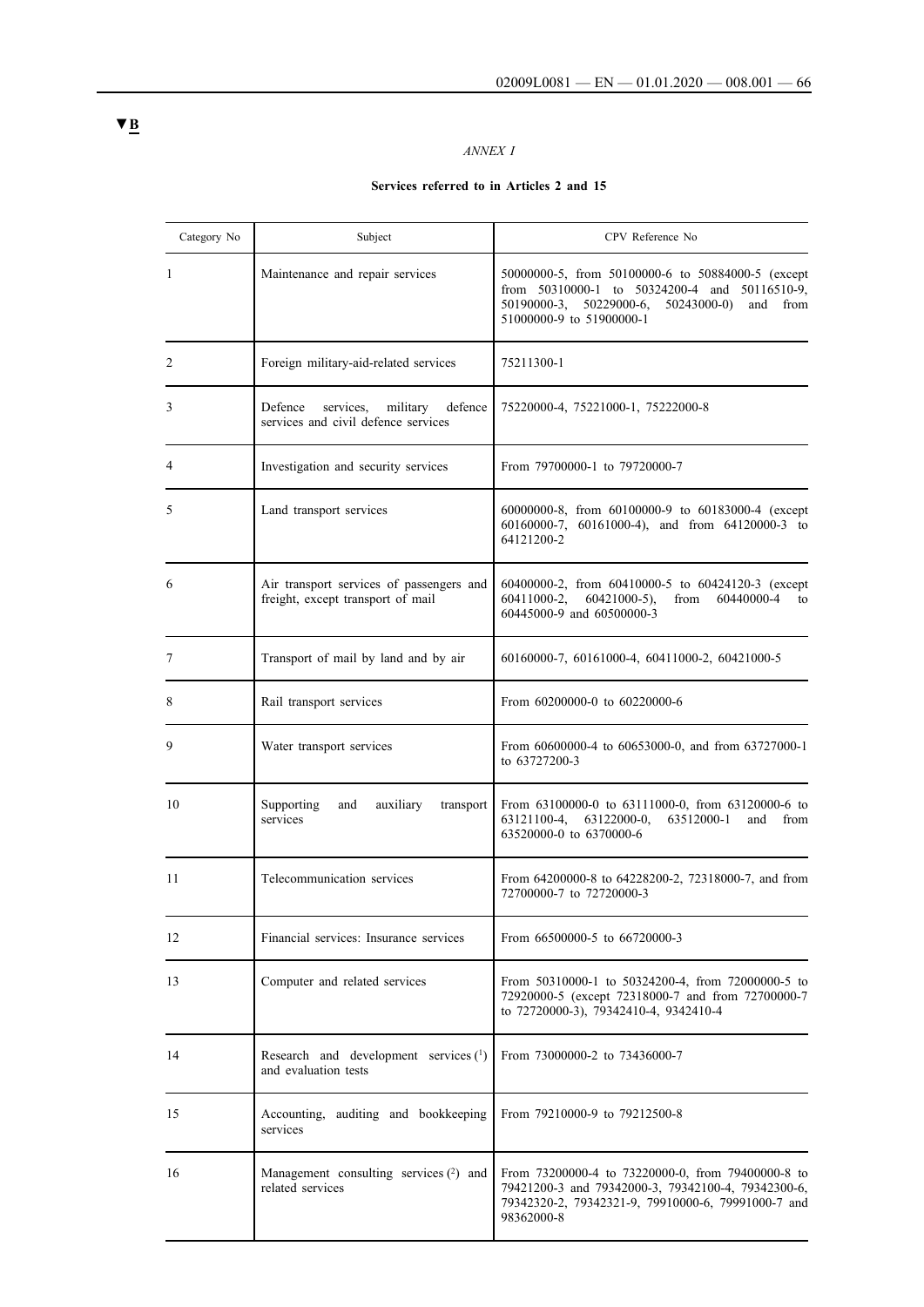▼B

*ANNEX I*

**Services referred to in Articles 2 and 15**

| Category No | Subject | CPV Reference No |
|---|---|---|
| 1 | Maintenance and repair services | 50000000-5, from 50100000-6 to 50884000-5 (except from 50310000-1 to 50324200-4 and 50116510-9, 50190000-3, 50229000-6, 50243000-0) and from 51000000-9 to 51900000-1 |
| 2 | Foreign military-aid-related services | 75211300-1 |
| 3 | Defence services, military defence services and civil defence services | 75220000-4, 75221000-1, 75222000-8 |
| 4 | Investigation and security services | From 79700000-1 to 79720000-7 |
| 5 | Land transport services | 60000000-8, from 60100000-9 to 60183000-4 (except 60160000-7, 60161000-4), and from 64120000-3 to 64121200-2 |
| 6 | Air transport services of passengers and freight, except transport of mail | 60400000-2, from 60410000-5 to 60424120-3 (except 60411000-2, 60421000-5), from 60440000-4 to 60445000-9 and 60500000-3 |
| 7 | Transport of mail by land and by air | 60160000-7, 60161000-4, 60411000-2, 60421000-5 |
| 8 | Rail transport services | From 60200000-0 to 60220000-6 |
| 9 | Water transport services | From 60600000-4 to 60653000-0, and from 63727000-1 to 63727200-3 |
| 10 | Supporting and auxiliary transport services | From 63100000-0 to 63111000-0, from 63120000-6 to 63121100-4, 63122000-0, 63512000-1 and from 63520000-0 to 6370000-6 |
| 11 | Telecommunication services | From 64200000-8 to 64228200-2, 72318000-7, and from 72700000-7 to 72720000-3 |
| 12 | Financial services: Insurance services | From 66500000-5 to 66720000-3 |
| 13 | Computer and related services | From 50310000-1 to 50324200-4, from 72000000-5 to 72920000-5 (except 72318000-7 and from 72700000-7 to 72720000-3), 79342410-4, 9342410-4 |
| 14 | Research and development services [1] and evaluation tests | From 73000000-2 to 73436000-7 |
| 15 | Accounting, auditing and bookkeeping services | From 79210000-9 to 79212500-8 |
| 16 | Management consulting services [2] and related services | From 73200000-4 to 73220000-0, from 79400000-8 to 79421200-3 and 79342000-3, 79342100-4, 79342300-6, 79342320-2, 79342321-9, 79910000-6, 79991000-7 and 98362000-8 |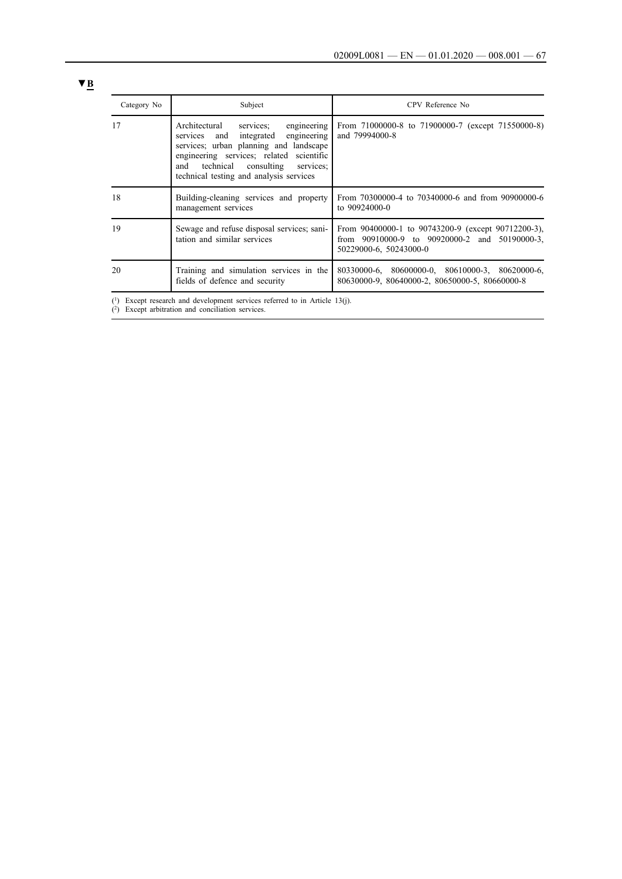▼B

| Category No | Subject | CPV Reference No |
|---|---|---|
| 17 | Architectural services; engineering services and integrated engineering services; urban planning and landscape engineering services; related scientific and technical consulting services; technical testing and analysis services | From 71000000-8 to 71900000-7 (except 71550000-8) and 79994000-8 |
| 18 | Building-cleaning services and property management services | From 70300000-4 to 70340000-6 and from 90900000-6 to 90924000-0 |
| 19 | Sewage and refuse disposal services; sanitation and similar services | From 90400000-1 to 90743200-9 (except 90712200-3), from 90910000-9 to 90920000-2 and 50190000-3, 50229000-6, 50243000-0 |
| 20 | Training and simulation services in the fields of defence and security | 80330000-6, 80600000-0, 80610000-3, 80620000-6, 80630000-9, 80640000-2, 80650000-5, 80660000-8 |

(1) Except research and development services referred to in Article 13(j).
(2) Except arbitration and conciliation services.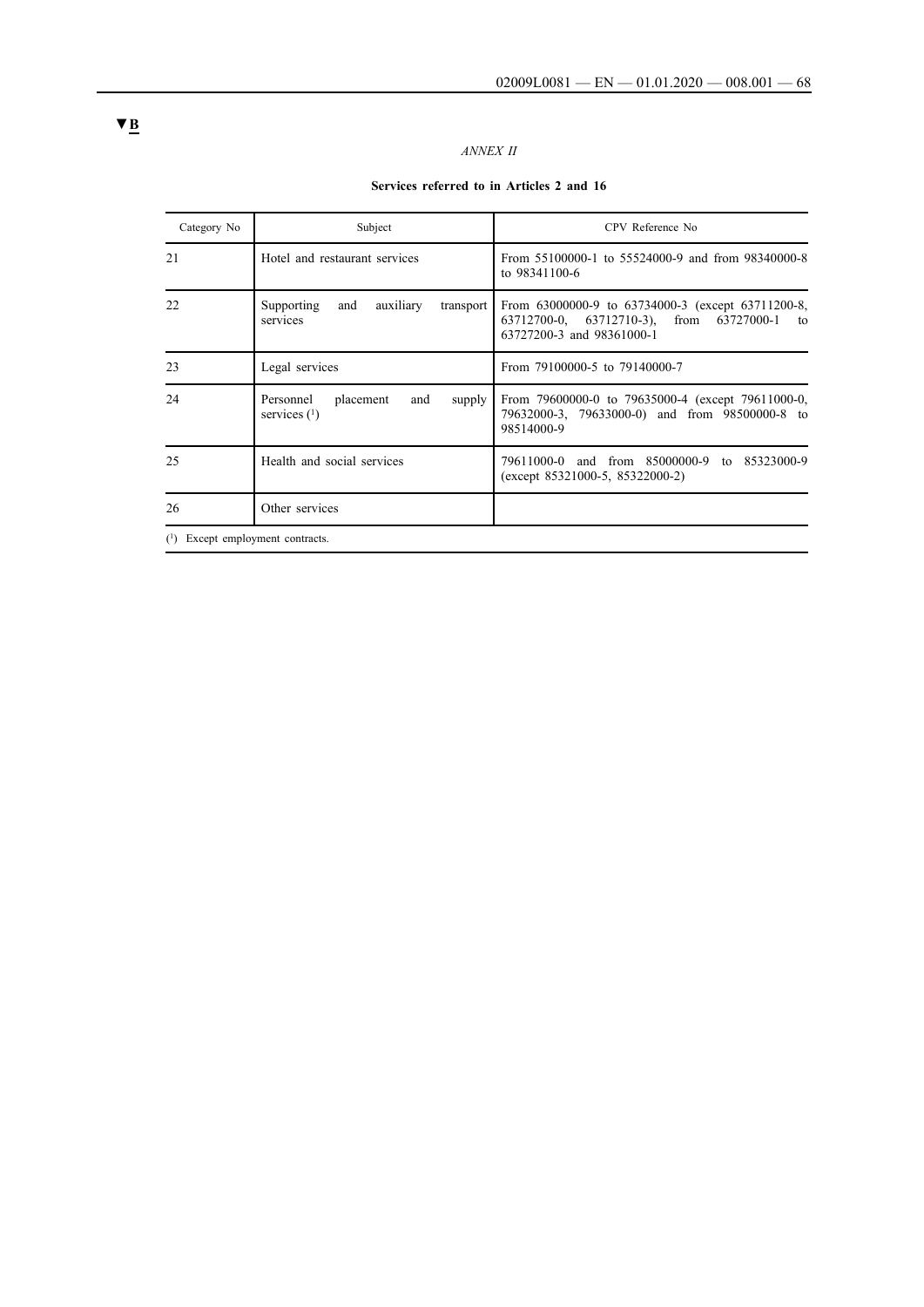▼B

*ANNEX II*

**Services referred to in Articles 2 and 16**

| Category No | Subject | CPV Reference No |
|---|---|---|
| 21 | Hotel and restaurant services | From 55100000-1 to 55524000-9 and from 98340000-8 to 98341100-6 |
| 22 | Supporting and auxiliary transport services | From 63000000-9 to 63734000-3 (except 63711200-8, 63712700-0, 63712710-3), from 63727000-1 to 63727200-3 and 98361000-1 |
| 23 | Legal services | From 79100000-5 to 79140000-7 |
| 24 | Personnel placement and supply services [1] | From 79600000-0 to 79635000-4 (except 79611000-0, 79632000-3, 79633000-0) and from 98500000-8 to 98514000-9 |
| 25 | Health and social services | 79611000-0 and from 85000000-9 to 85323000-9 (except 85321000-5, 85322000-2) |
| 26 | Other services | |

[1] Except employment contracts.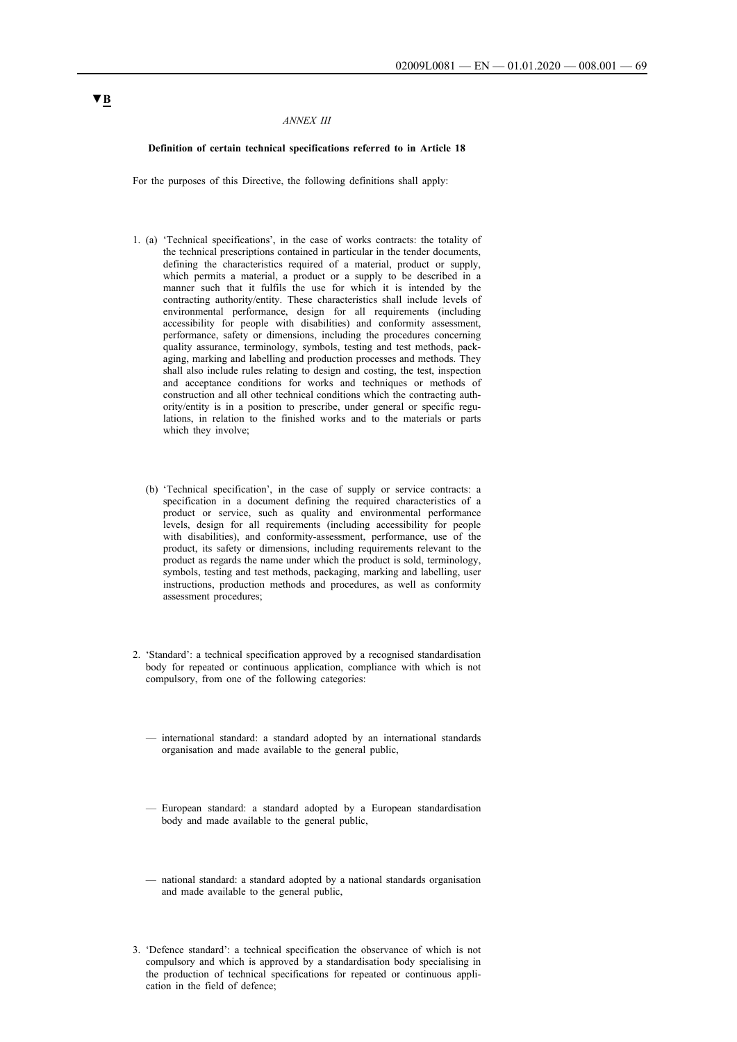▼B

*ANNEX III*

**Definition of certain technical specifications referred to in Article 18**

For the purposes of this Directive, the following definitions shall apply:

1. (a) 'Technical specifications', in the case of works contracts: the totality of the technical prescriptions contained in particular in the tender documents, defining the characteristics required of a material, product or supply, which permits a material, a product or a supply to be described in a manner such that it fulfils the use for which it is intended by the contracting authority/entity. These characteristics shall include levels of environmental performance, design for all requirements (including accessibility for people with disabilities) and conformity assessment, performance, safety or dimensions, including the procedures concerning quality assurance, terminology, symbols, testing and test methods, packaging, marking and labelling and production processes and methods. They shall also include rules relating to design and costing, the test, inspection and acceptance conditions for works and techniques or methods of construction and all other technical conditions which the contracting authority/entity is in a position to prescribe, under general or specific regulations, in relation to the finished works and to the materials or parts which they involve;

   (b) 'Technical specification', in the case of supply or service contracts: a specification in a document defining the required characteristics of a product or service, such as quality and environmental performance levels, design for all requirements (including accessibility for people with disabilities), and conformity-assessment, performance, use of the product, its safety or dimensions, including requirements relevant to the product as regards the name under which the product is sold, terminology, symbols, testing and test methods, packaging, marking and labelling, user instructions, production methods and procedures, as well as conformity assessment procedures;

2. 'Standard': a technical specification approved by a recognised standardisation body for repeated or continuous application, compliance with which is not compulsory, from one of the following categories:

   — international standard: a standard adopted by an international standards organisation and made available to the general public,

   — European standard: a standard adopted by a European standardisation body and made available to the general public,

   — national standard: a standard adopted by a national standards organisation and made available to the general public,

3. 'Defence standard': a technical specification the observance of which is not compulsory and which is approved by a standardisation body specialising in the production of technical specifications for repeated or continuous application in the field of defence;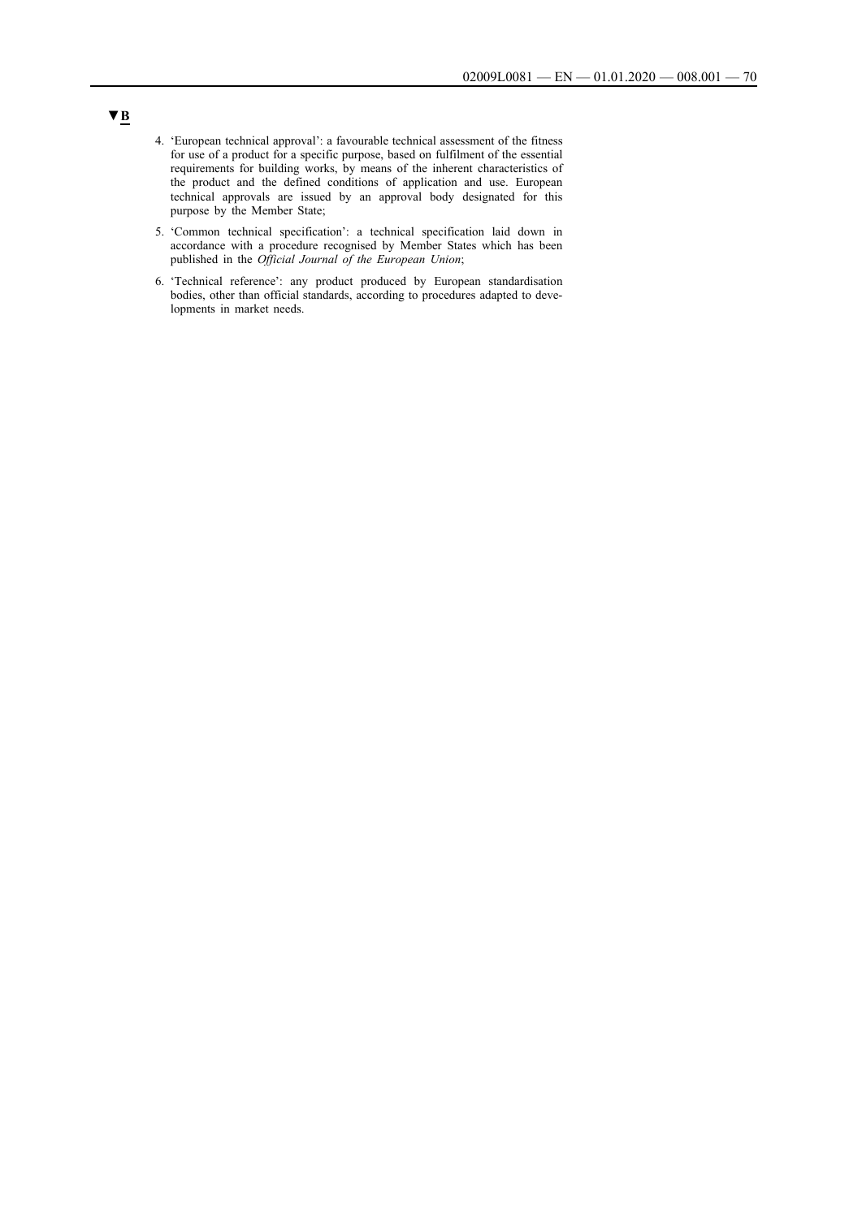▼**B**

4. 'European technical approval': a favourable technical assessment of the fitness for use of a product for a specific purpose, based on fulfilment of the essential requirements for building works, by means of the inherent characteristics of the product and the defined conditions of application and use. European technical approvals are issued by an approval body designated for this purpose by the Member State;

5. 'Common technical specification': a technical specification laid down in accordance with a procedure recognised by Member States which has been published in the *Official Journal of the European Union*;

6. 'Technical reference': any product produced by European standardisation bodies, other than official standards, according to procedures adapted to developments in market needs.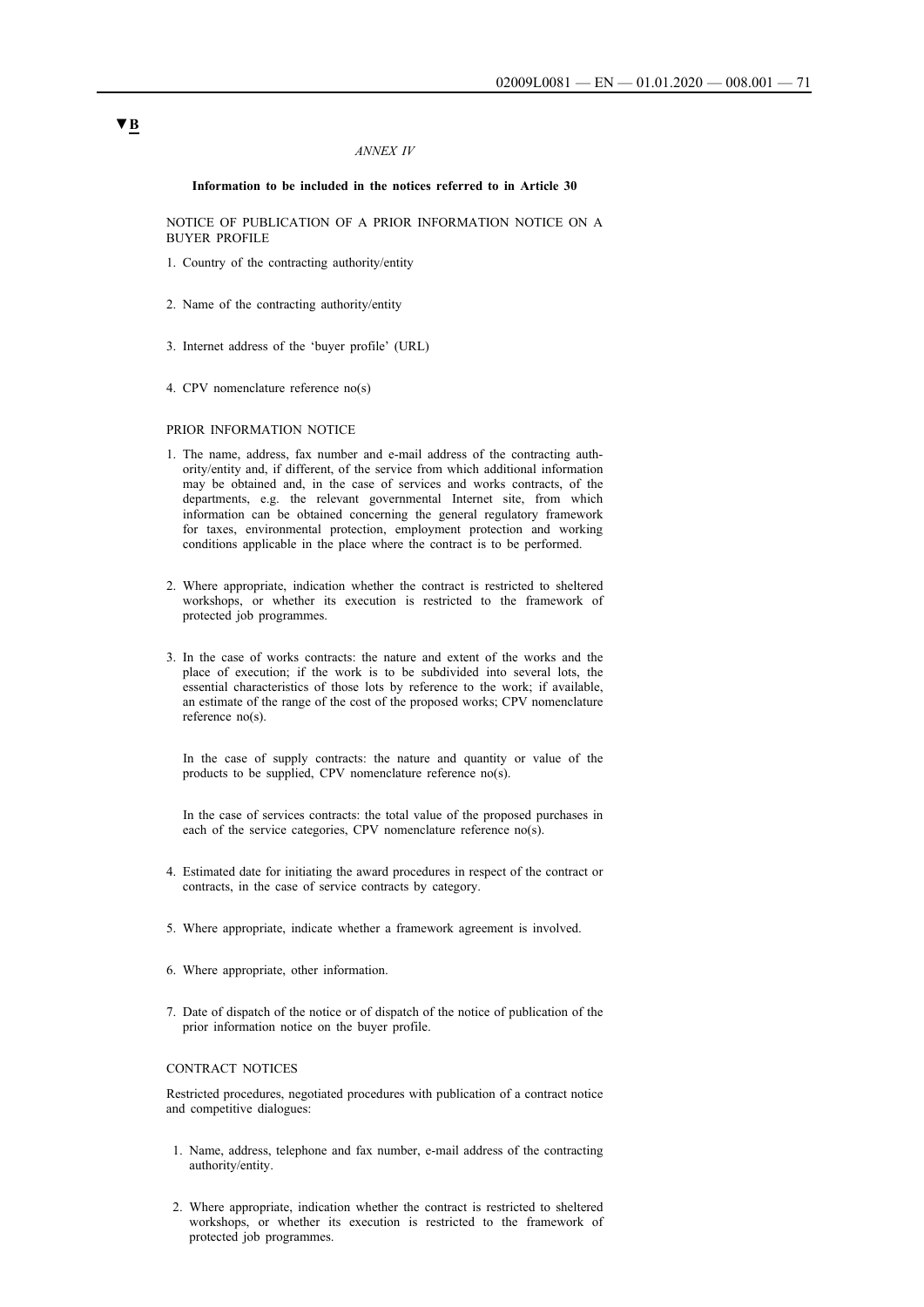▼B

*ANNEX IV*

**Information to be included in the notices referred to in Article 30**

NOTICE OF PUBLICATION OF A PRIOR INFORMATION NOTICE ON A BUYER PROFILE

1. Country of the contracting authority/entity

2. Name of the contracting authority/entity

3. Internet address of the 'buyer profile' (URL)

4. CPV nomenclature reference no(s)

PRIOR INFORMATION NOTICE

1. The name, address, fax number and e-mail address of the contracting authority/entity and, if different, of the service from which additional information may be obtained and, in the case of services and works contracts, of the departments, e.g. the relevant governmental Internet site, from which information can be obtained concerning the general regulatory framework for taxes, environmental protection, employment protection and working conditions applicable in the place where the contract is to be performed.

2. Where appropriate, indication whether the contract is restricted to sheltered workshops, or whether its execution is restricted to the framework of protected job programmes.

3. In the case of works contracts: the nature and extent of the works and the place of execution; if the work is to be subdivided into several lots, the essential characteristics of those lots by reference to the work; if available, an estimate of the range of the cost of the proposed works; CPV nomenclature reference no(s).

   In the case of supply contracts: the nature and quantity or value of the products to be supplied, CPV nomenclature reference no(s).

   In the case of services contracts: the total value of the proposed purchases in each of the service categories, CPV nomenclature reference no(s).

4. Estimated date for initiating the award procedures in respect of the contract or contracts, in the case of service contracts by category.

5. Where appropriate, indicate whether a framework agreement is involved.

6. Where appropriate, other information.

7. Date of dispatch of the notice or of dispatch of the notice of publication of the prior information notice on the buyer profile.

CONTRACT NOTICES

Restricted procedures, negotiated procedures with publication of a contract notice and competitive dialogues:

1. Name, address, telephone and fax number, e-mail address of the contracting authority/entity.

2. Where appropriate, indication whether the contract is restricted to sheltered workshops, or whether its execution is restricted to the framework of protected job programmes.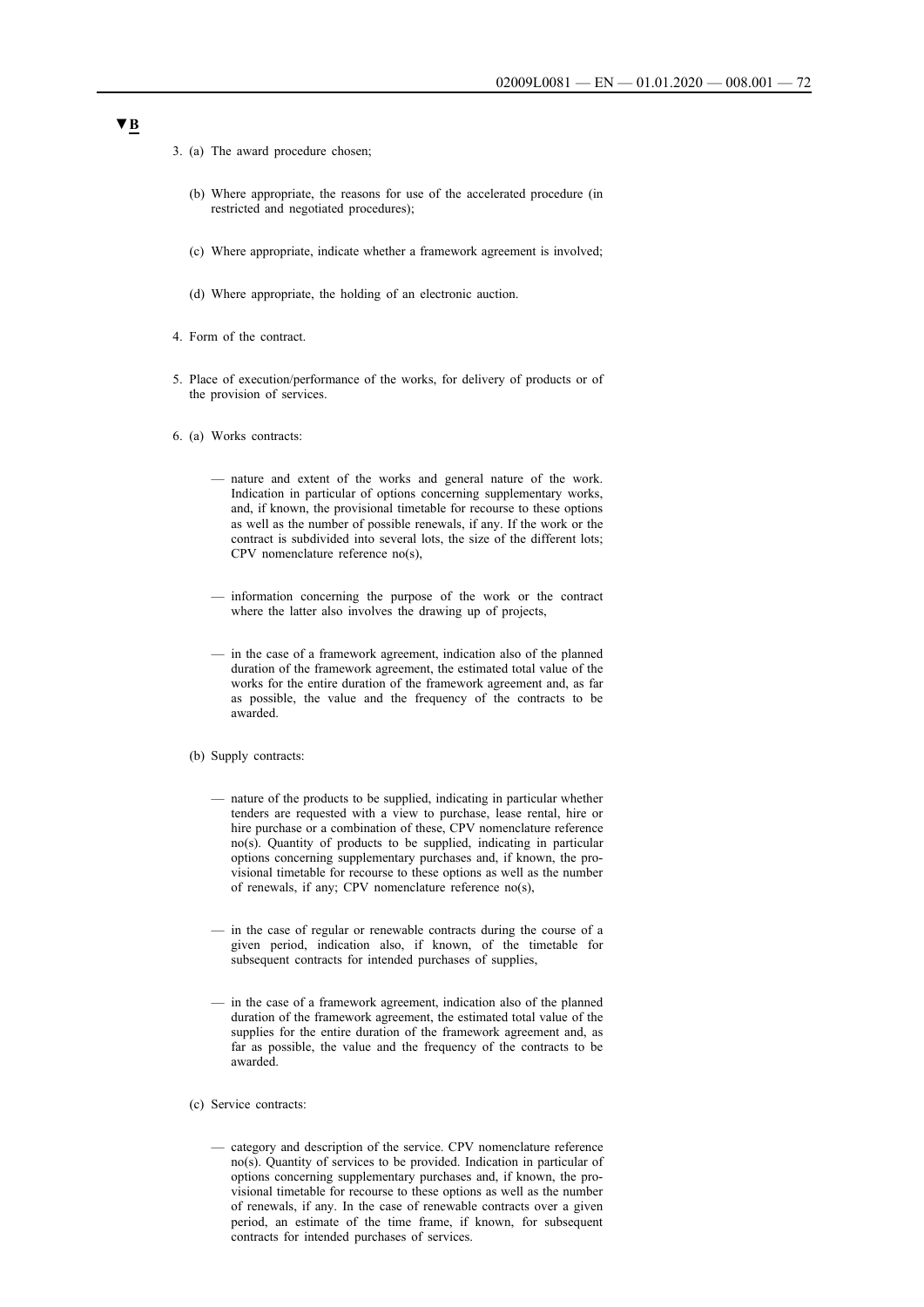▼B

3. (a) The award procedure chosen;

   (b) Where appropriate, the reasons for use of the accelerated procedure (in restricted and negotiated procedures);

   (c) Where appropriate, indicate whether a framework agreement is involved;

   (d) Where appropriate, the holding of an electronic auction.

4. Form of the contract.

5. Place of execution/performance of the works, for delivery of products or of the provision of services.

6. (a) Works contracts:

   — nature and extent of the works and general nature of the work. Indication in particular of options concerning supplementary works, and, if known, the provisional timetable for recourse to these options as well as the number of possible renewals, if any. If the work or the contract is subdivided into several lots, the size of the different lots; CPV nomenclature reference no(s),

   — information concerning the purpose of the work or the contract where the latter also involves the drawing up of projects,

   — in the case of a framework agreement, indication also of the planned duration of the framework agreement, the estimated total value of the works for the entire duration of the framework agreement and, as far as possible, the value and the frequency of the contracts to be awarded.

   (b) Supply contracts:

   — nature of the products to be supplied, indicating in particular whether tenders are requested with a view to purchase, lease rental, hire or hire purchase or a combination of these, CPV nomenclature reference no(s). Quantity of products to be supplied, indicating in particular options concerning supplementary purchases and, if known, the provisional timetable for recourse to these options as well as the number of renewals, if any; CPV nomenclature reference no(s),

   — in the case of regular or renewable contracts during the course of a given period, indication also, if known, of the timetable for subsequent contracts for intended purchases of supplies,

   — in the case of a framework agreement, indication also of the planned duration of the framework agreement, the estimated total value of the supplies for the entire duration of the framework agreement and, as far as possible, the value and the frequency of the contracts to be awarded.

   (c) Service contracts:

   — category and description of the service. CPV nomenclature reference no(s). Quantity of services to be provided. Indication in particular of options concerning supplementary purchases and, if known, the provisional timetable for recourse to these options as well as the number of renewals, if any. In the case of renewable contracts over a given period, an estimate of the time frame, if known, for subsequent contracts for intended purchases of services.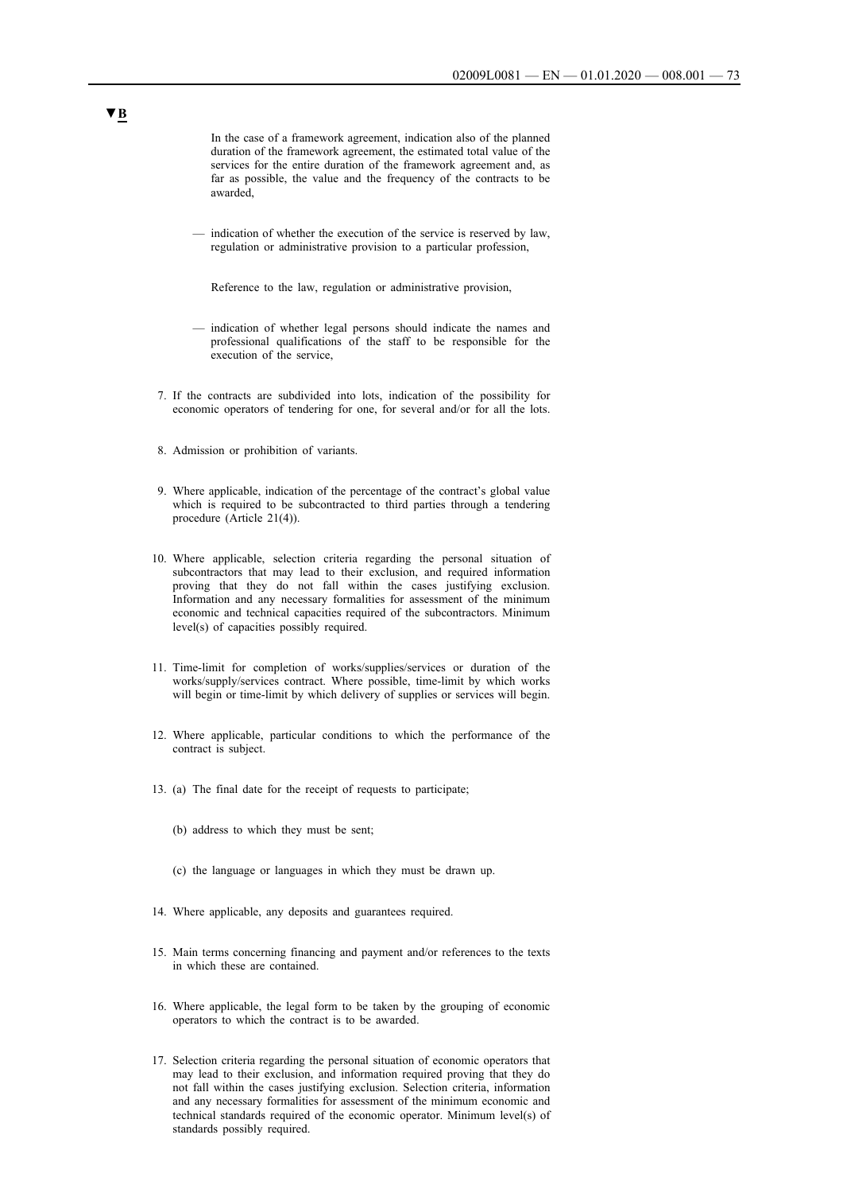▼B

In the case of a framework agreement, indication also of the planned duration of the framework agreement, the estimated total value of the services for the entire duration of the framework agreement and, as far as possible, the value and the frequency of the contracts to be awarded,

— indication of whether the execution of the service is reserved by law, regulation or administrative provision to a particular profession,

Reference to the law, regulation or administrative provision,

— indication of whether legal persons should indicate the names and professional qualifications of the staff to be responsible for the execution of the service,

7. If the contracts are subdivided into lots, indication of the possibility for economic operators of tendering for one, for several and/or for all the lots.

8. Admission or prohibition of variants.

9. Where applicable, indication of the percentage of the contract's global value which is required to be subcontracted to third parties through a tendering procedure (Article 21(4)).

10. Where applicable, selection criteria regarding the personal situation of subcontractors that may lead to their exclusion, and required information proving that they do not fall within the cases justifying exclusion. Information and any necessary formalities for assessment of the minimum economic and technical capacities required of the subcontractors. Minimum level(s) of capacities possibly required.

11. Time-limit for completion of works/supplies/services or duration of the works/supply/services contract. Where possible, time-limit by which works will begin or time-limit by which delivery of supplies or services will begin.

12. Where applicable, particular conditions to which the performance of the contract is subject.

13. (a) The final date for the receipt of requests to participate;

    (b) address to which they must be sent;

    (c) the language or languages in which they must be drawn up.

14. Where applicable, any deposits and guarantees required.

15. Main terms concerning financing and payment and/or references to the texts in which these are contained.

16. Where applicable, the legal form to be taken by the grouping of economic operators to which the contract is to be awarded.

17. Selection criteria regarding the personal situation of economic operators that may lead to their exclusion, and information required proving that they do not fall within the cases justifying exclusion. Selection criteria, information and any necessary formalities for assessment of the minimum economic and technical standards required of the economic operator. Minimum level(s) of standards possibly required.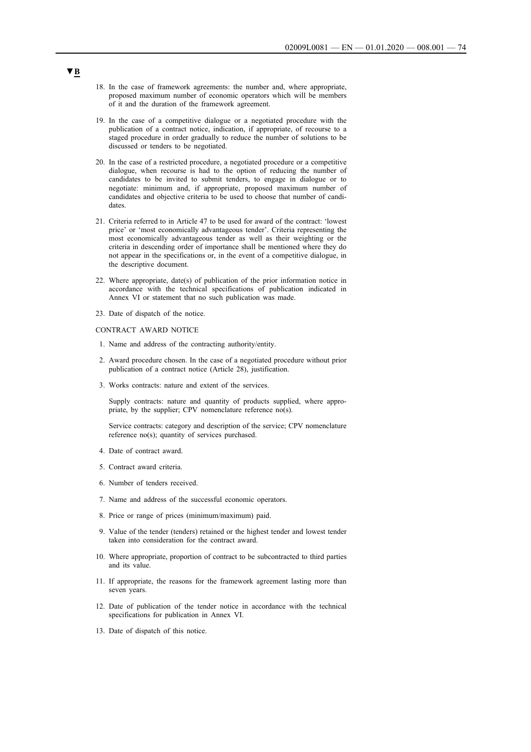▼B

18. In the case of framework agreements: the number and, where appropriate, proposed maximum number of economic operators which will be members of it and the duration of the framework agreement.

19. In the case of a competitive dialogue or a negotiated procedure with the publication of a contract notice, indication, if appropriate, of recourse to a staged procedure in order gradually to reduce the number of solutions to be discussed or tenders to be negotiated.

20. In the case of a restricted procedure, a negotiated procedure or a competitive dialogue, when recourse is had to the option of reducing the number of candidates to be invited to submit tenders, to engage in dialogue or to negotiate: minimum and, if appropriate, proposed maximum number of candidates and objective criteria to be used to choose that number of candidates.

21. Criteria referred to in Article 47 to be used for award of the contract: 'lowest price' or 'most economically advantageous tender'. Criteria representing the most economically advantageous tender as well as their weighting or the criteria in descending order of importance shall be mentioned where they do not appear in the specifications or, in the event of a competitive dialogue, in the descriptive document.

22. Where appropriate, date(s) of publication of the prior information notice in accordance with the technical specifications of publication indicated in Annex VI or statement that no such publication was made.

23. Date of dispatch of the notice.

CONTRACT AWARD NOTICE

1. Name and address of the contracting authority/entity.

2. Award procedure chosen. In the case of a negotiated procedure without prior publication of a contract notice (Article 28), justification.

3. Works contracts: nature and extent of the services.

   Supply contracts: nature and quantity of products supplied, where appropriate, by the supplier; CPV nomenclature reference no(s).

   Service contracts: category and description of the service; CPV nomenclature reference no(s); quantity of services purchased.

4. Date of contract award.

5. Contract award criteria.

6. Number of tenders received.

7. Name and address of the successful economic operators.

8. Price or range of prices (minimum/maximum) paid.

9. Value of the tender (tenders) retained or the highest tender and lowest tender taken into consideration for the contract award.

10. Where appropriate, proportion of contract to be subcontracted to third parties and its value.

11. If appropriate, the reasons for the framework agreement lasting more than seven years.

12. Date of publication of the tender notice in accordance with the technical specifications for publication in Annex VI.

13. Date of dispatch of this notice.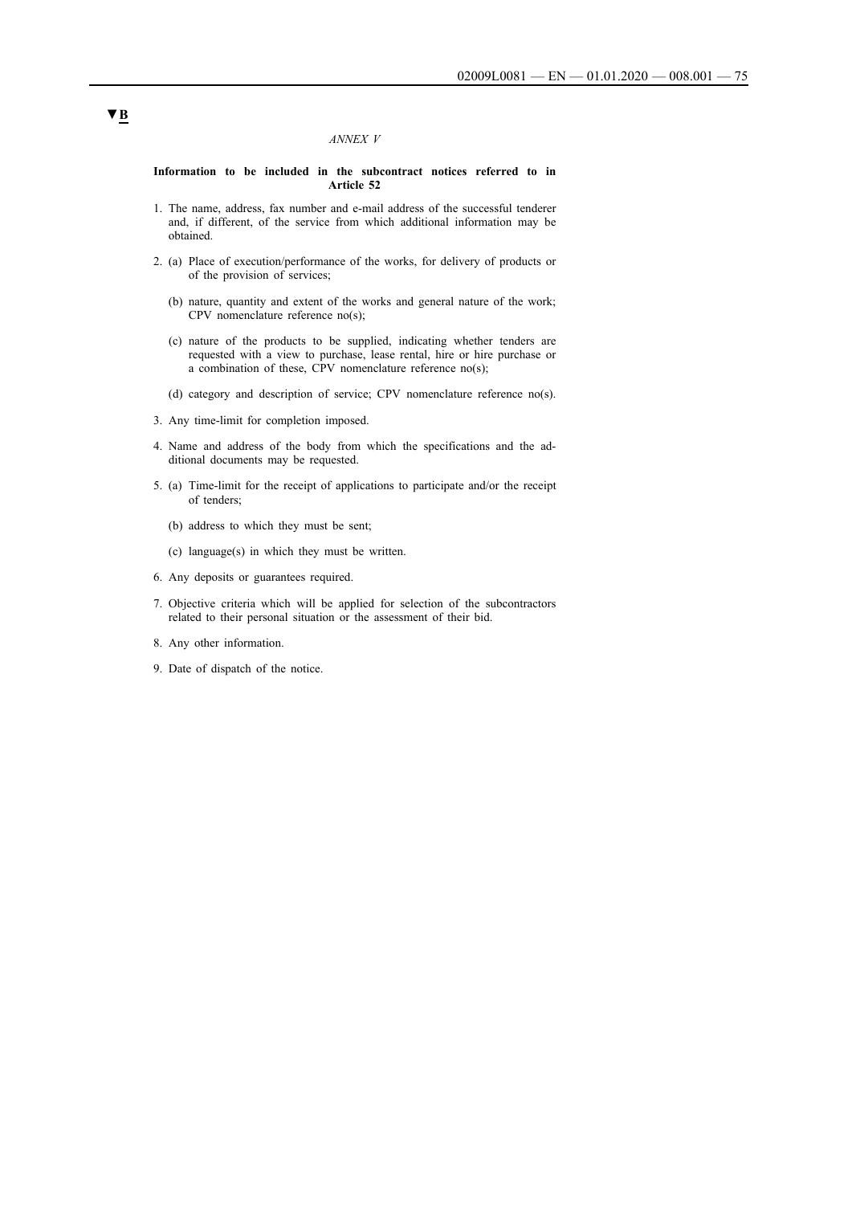▼B

*ANNEX V*

**Information to be included in the subcontract notices referred to in Article 52**

1. The name, address, fax number and e-mail address of the successful tenderer and, if different, of the service from which additional information may be obtained.

2. (a) Place of execution/performance of the works, for delivery of products or of the provision of services;

   (b) nature, quantity and extent of the works and general nature of the work; CPV nomenclature reference no(s);

   (c) nature of the products to be supplied, indicating whether tenders are requested with a view to purchase, lease rental, hire or hire purchase or a combination of these, CPV nomenclature reference no(s);

   (d) category and description of service; CPV nomenclature reference no(s).

3. Any time-limit for completion imposed.

4. Name and address of the body from which the specifications and the additional documents may be requested.

5. (a) Time-limit for the receipt of applications to participate and/or the receipt of tenders;

   (b) address to which they must be sent;

   (c) language(s) in which they must be written.

6. Any deposits or guarantees required.

7. Objective criteria which will be applied for selection of the subcontractors related to their personal situation or the assessment of their bid.

8. Any other information.

9. Date of dispatch of the notice.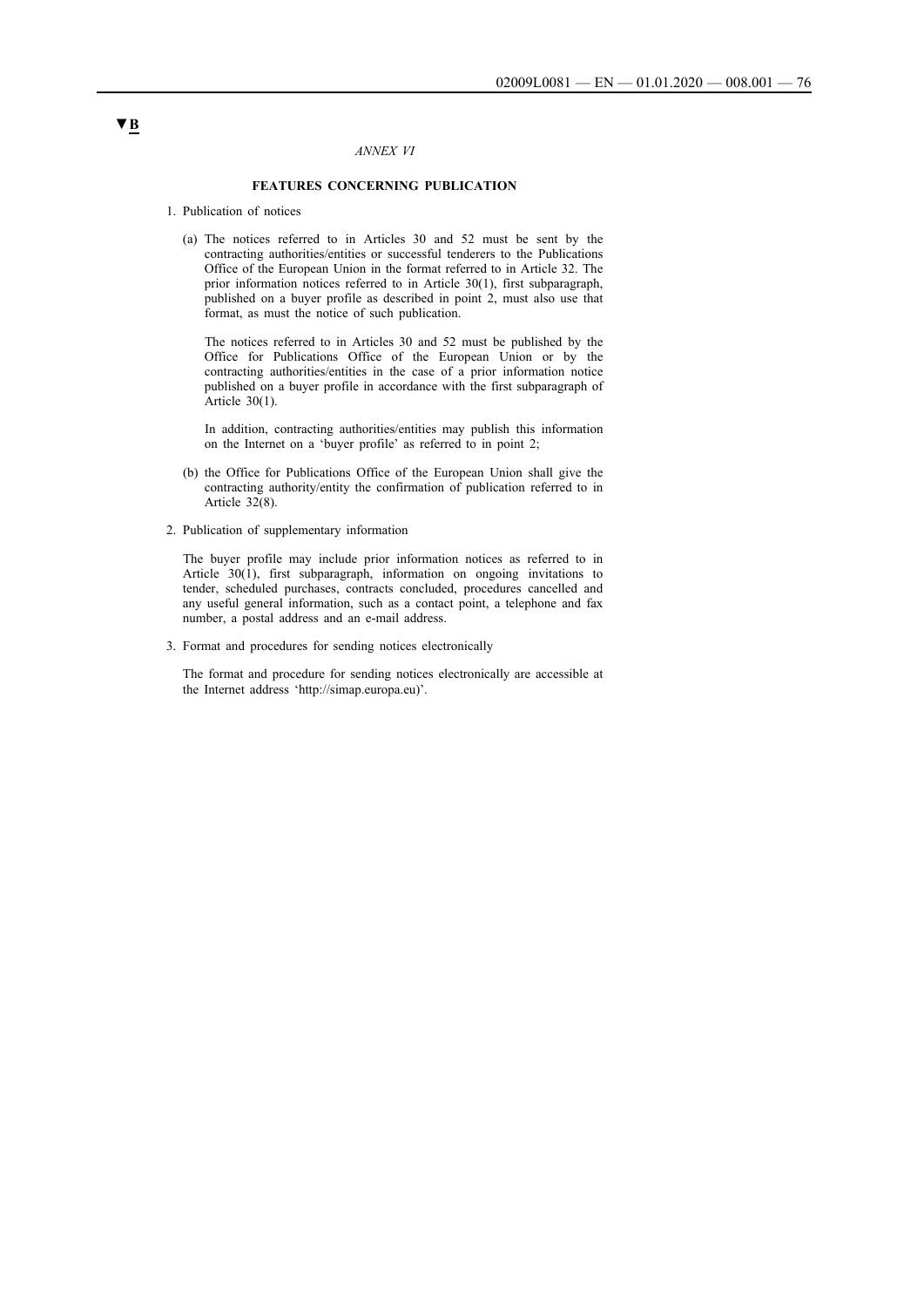▼B

*ANNEX VI*

**FEATURES CONCERNING PUBLICATION**

1. Publication of notices

   (a) The notices referred to in Articles 30 and 52 must be sent by the contracting authorities/entities or successful tenderers to the Publications Office of the European Union in the format referred to in Article 32. The prior information notices referred to in Article 30(1), first subparagraph, published on a buyer profile as described in point 2, must also use that format, as must the notice of such publication.

   The notices referred to in Articles 30 and 52 must be published by the Office for Publications Office of the European Union or by the contracting authorities/entities in the case of a prior information notice published on a buyer profile in accordance with the first subparagraph of Article 30(1).

   In addition, contracting authorities/entities may publish this information on the Internet on a 'buyer profile' as referred to in point 2;

   (b) the Office for Publications Office of the European Union shall give the contracting authority/entity the confirmation of publication referred to in Article 32(8).

2. Publication of supplementary information

   The buyer profile may include prior information notices as referred to in Article 30(1), first subparagraph, information on ongoing invitations to tender, scheduled purchases, contracts concluded, procedures cancelled and any useful general information, such as a contact point, a telephone and fax number, a postal address and an e-mail address.

3. Format and procedures for sending notices electronically

   The format and procedure for sending notices electronically are accessible at the Internet address 'http://simap.europa.eu)'.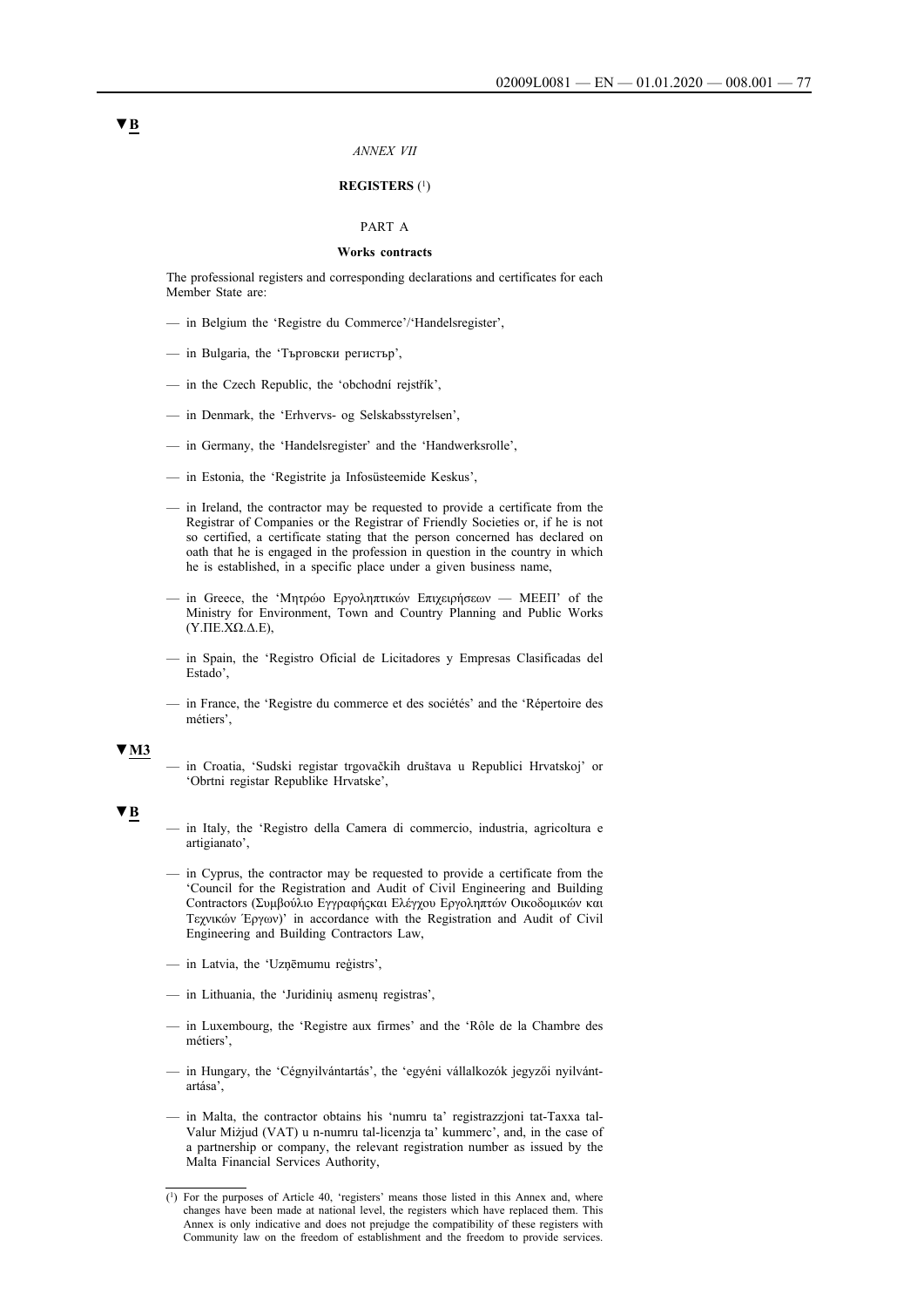▼B

*ANNEX VII*

**REGISTERS** [1]

PART A

**Works contracts**

The professional registers and corresponding declarations and certificates for each Member State are:

— in Belgium the 'Registre du Commerce'/'Handelsregister',

— in Bulgaria, the 'Търговски регистър',

— in the Czech Republic, the 'obchodní rejstřík',

— in Denmark, the 'Erhvervs- og Selskabsstyrelsen',

— in Germany, the 'Handelsregister' and the 'Handwerksrolle',

— in Estonia, the 'Registrite ja Infosüsteemide Keskus',

— in Ireland, the contractor may be requested to provide a certificate from the Registrar of Companies or the Registrar of Friendly Societies or, if he is not so certified, a certificate stating that the person concerned has declared on oath that he is engaged in the profession in question in the country in which he is established, in a specific place under a given business name,

— in Greece, the 'Μητρώο Εργοληπτικών Επιχειρήσεων — ΜΕΕΠ' of the Ministry for Environment, Town and Country Planning and Public Works (Υ.ΠΕ.ΧΩ.Δ.Ε),

— in Spain, the 'Registro Oficial de Licitadores y Empresas Clasificadas del Estado',

— in France, the 'Registre du commerce et des sociétés' and the 'Répertoire des métiers',

▼M3

— in Croatia, 'Sudski registar trgovačkih društava u Republici Hrvatskoj' or 'Obrtni registar Republike Hrvatske',

▼B

— in Italy, the 'Registro della Camera di commercio, industria, agricoltura e artigianato',

— in Cyprus, the contractor may be requested to provide a certificate from the 'Council for the Registration and Audit of Civil Engineering and Building Contractors (Συμβούλιο Εγγραφήςκαι Ελέγχου Εργοληπτών Οικοδομικών και Τεχνικών Έργων)' in accordance with the Registration and Audit of Civil Engineering and Building Contractors Law,

— in Latvia, the 'Uzņēmumu reģistrs',

— in Lithuania, the 'Juridinių asmenų registras',

— in Luxembourg, the 'Registre aux firmes' and the 'Rôle de la Chambre des métiers',

— in Hungary, the 'Cégnyilvántartás', the 'egyéni vállalkozók jegyzői nyilvántartása',

— in Malta, the contractor obtains his 'numru ta' registrazzjoni tat-Taxxa tal-Valur Miżjud (VAT) u n-numru tal-licenzja ta' kummerc', and, in the case of a partnership or company, the relevant registration number as issued by the Malta Financial Services Authority,

---

[1] For the purposes of Article 40, 'registers' means those listed in this Annex and, where changes have been made at national level, the registers which have replaced them. This Annex is only indicative and does not prejudge the compatibility of these registers with Community law on the freedom of establishment and the freedom to provide services.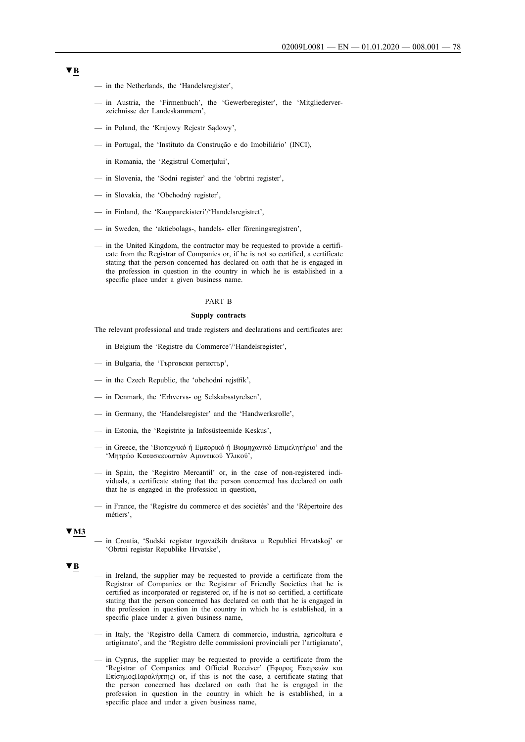▼B

— in the Netherlands, the 'Handelsregister',

— in Austria, the 'Firmenbuch', the 'Gewerberegister', the 'Mitgliederverzeichnisse der Landeskammern',

— in Poland, the 'Krajowy Rejestr Sądowy',

— in Portugal, the 'Instituto da Construção e do Imobiliário' (INCI),

— in Romania, the 'Registrul Comerțului',

— in Slovenia, the 'Sodni register' and the 'obrtni register',

— in Slovakia, the 'Obchodný register',

— in Finland, the 'Kaupparekisteri'/'Handelsregistret',

— in Sweden, the 'aktiebolags-, handels- eller föreningsregistren',

— in the United Kingdom, the contractor may be requested to provide a certificate from the Registrar of Companies or, if he is not so certified, a certificate stating that the person concerned has declared on oath that he is engaged in the profession in question in the country in which he is established in a specific place under a given business name.

PART B

**Supply contracts**

The relevant professional and trade registers and declarations and certificates are:

— in Belgium the 'Registre du Commerce'/'Handelsregister',

— in Bulgaria, the 'Търговски регистър',

— in the Czech Republic, the 'obchodní rejstřík',

— in Denmark, the 'Erhvervs- og Selskabsstyrelsen',

— in Germany, the 'Handelsregister' and the 'Handwerksrolle',

— in Estonia, the 'Registrite ja Infosüsteemide Keskus',

— in Greece, the 'Βιοτεχνικό ή Εμπορικό ή Βιομηχανικό Επιμελητήριο' and the 'Μητρώο Κατασκευαστών Αμυντικού Υλικού',

— in Spain, the 'Registro Mercantil' or, in the case of non-registered individuals, a certificate stating that the person concerned has declared on oath that he is engaged in the profession in question,

— in France, the 'Registre du commerce et des sociétés' and the 'Répertoire des métiers',

▼M3

— in Croatia, 'Sudski registar trgovačkih društava u Republici Hrvatskoj' or 'Obrtni registar Republike Hrvatske',

▼B

— in Ireland, the supplier may be requested to provide a certificate from the Registrar of Companies or the Registrar of Friendly Societies that he is certified as incorporated or registered or, if he is not so certified, a certificate stating that the person concerned has declared on oath that he is engaged in the profession in question in the country in which he is established, in a specific place under a given business name,

— in Italy, the 'Registro della Camera di commercio, industria, agricoltura e artigianato', and the 'Registro delle commissioni provinciali per l'artigianato',

— in Cyprus, the supplier may be requested to provide a certificate from the 'Registrar of Companies and Official Receiver' (Έφορος Εταιρειών και ΕπίσημοςΠαραλήπτης) or, if this is not the case, a certificate stating that the person concerned has declared on oath that he is engaged in the profession in question in the country in which he is established, in a specific place and under a given business name,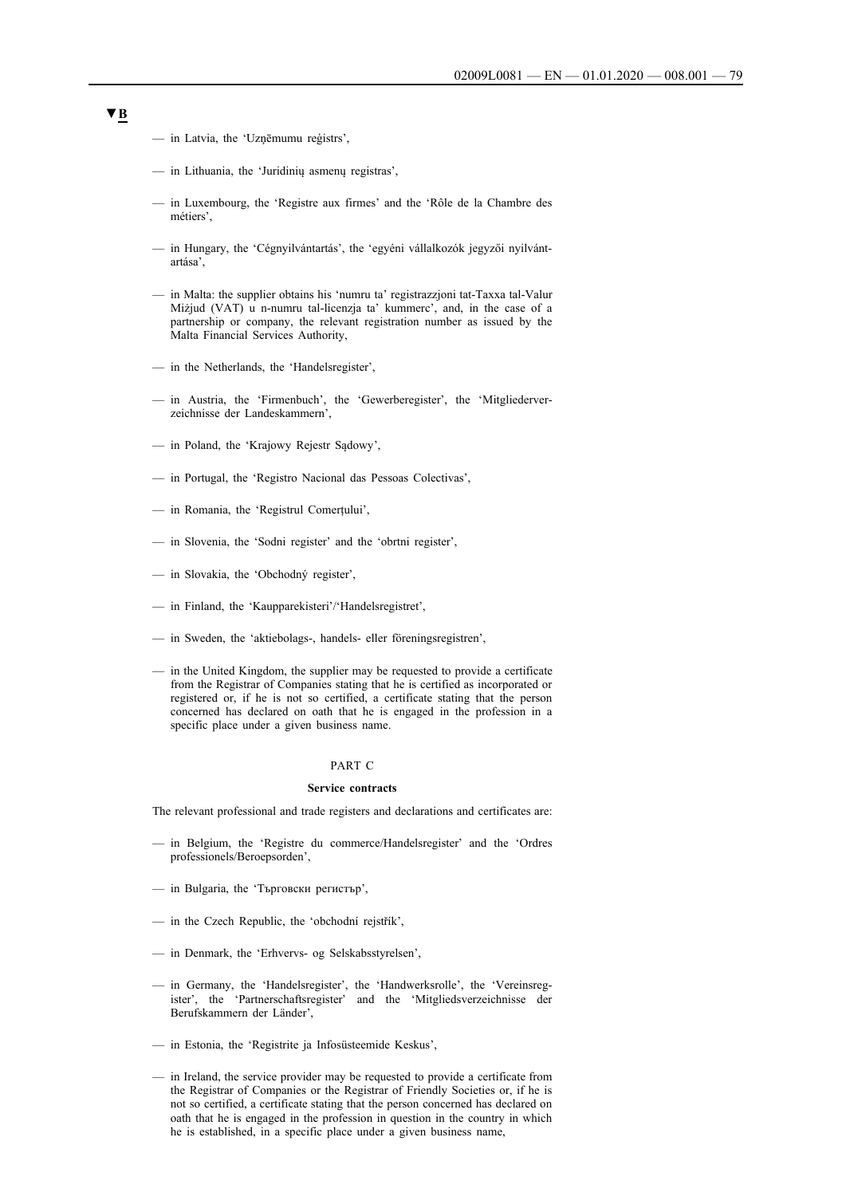▼B

- in Latvia, the 'Uzņēmumu reģistrs',
- in Lithuania, the 'Juridinių asmenų registras',
- in Luxembourg, the 'Registre aux firmes' and the 'Rôle de la Chambre des métiers',
- in Hungary, the 'Cégnyilvántartás', the 'egyéni vállalkozók jegyzői nyilvántartása',
- in Malta: the supplier obtains his 'numru ta' registrazzjoni tat-Taxxa tal-Valur Miżjud (VAT) u n-numru tal-licenzja ta' kummerc', and, in the case of a partnership or company, the relevant registration number as issued by the Malta Financial Services Authority,
- in the Netherlands, the 'Handelsregister',
- in Austria, the 'Firmenbuch', the 'Gewerberegister', the 'Mitgliederverzeichnisse der Landeskammern',
- in Poland, the 'Krajowy Rejestr Sądowy',
- in Portugal, the 'Registro Nacional das Pessoas Colectivas',
- in Romania, the 'Registrul Comerțului',
- in Slovenia, the 'Sodni register' and the 'obrtni register',
- in Slovakia, the 'Obchodný register',
- in Finland, the 'Kaupparekisteri'/'Handelsregistret',
- in Sweden, the 'aktiebolags-, handels- eller föreningsregistren',
- in the United Kingdom, the supplier may be requested to provide a certificate from the Registrar of Companies stating that he is certified as incorporated or registered or, if he is not so certified, a certificate stating that the person concerned has declared on oath that he is engaged in the profession in a specific place under a given business name.

PART C

**Service contracts**

The relevant professional and trade registers and declarations and certificates are:

- in Belgium, the 'Registre du commerce/Handelsregister' and the 'Ordres professionels/Beroepsorden',
- in Bulgaria, the 'Търговски регистър',
- in the Czech Republic, the 'obchodní rejstřík',
- in Denmark, the 'Erhvervs- og Selskabsstyrelsen',
- in Germany, the 'Handelsregister', the 'Handwerksrolle', the 'Vereinsregister', the 'Partnerschaftsregister' and the 'Mitgliedsverzeichnisse der Berufskammern der Länder',
- in Estonia, the 'Registrite ja Infosüsteemide Keskus',
- in Ireland, the service provider may be requested to provide a certificate from the Registrar of Companies or the Registrar of Friendly Societies or, if he is not so certified, a certificate stating that the person concerned has declared on oath that he is engaged in the profession in question in the country in which he is established, in a specific place under a given business name,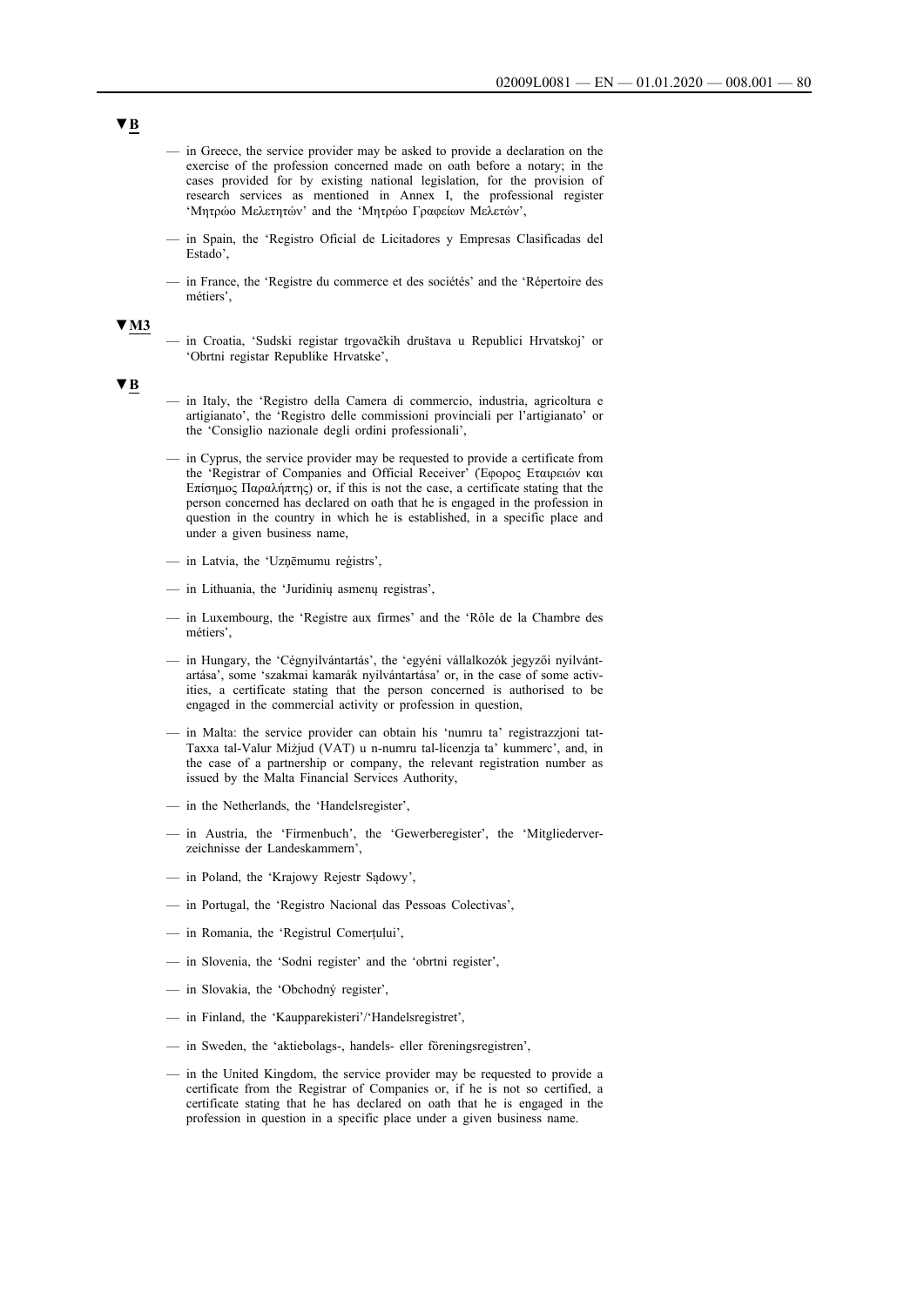▼B

- in Greece, the service provider may be asked to provide a declaration on the exercise of the profession concerned made on oath before a notary; in the cases provided for by existing national legislation, for the provision of research services as mentioned in Annex I, the professional register 'Μητρώο Μελετητών' and the 'Μητρώο Γραφείων Μελετών',
- in Spain, the 'Registro Oficial de Licitadores y Empresas Clasificadas del Estado',
- in France, the 'Registre du commerce et des sociétés' and the 'Répertoire des métiers',

▼M3

- in Croatia, 'Sudski registar trgovačkih društava u Republici Hrvatskoj' or 'Obrtni registar Republike Hrvatske',

▼B

- in Italy, the 'Registro della Camera di commercio, industria, agricoltura e artigianato', the 'Registro delle commissioni provinciali per l'artigianato' or the 'Consiglio nazionale degli ordini professionali',
- in Cyprus, the service provider may be requested to provide a certificate from the 'Registrar of Companies and Official Receiver' (Έφορος Εταιρειών και Επίσημος Παραλήπτης) or, if this is not the case, a certificate stating that the person concerned has declared on oath that he is engaged in the profession in question in the country in which he is established, in a specific place and under a given business name,
- in Latvia, the 'Uzņēmumu reģistrs',
- in Lithuania, the 'Juridinių asmenų registras',
- in Luxembourg, the 'Registre aux firmes' and the 'Rôle de la Chambre des métiers',
- in Hungary, the 'Cégnyilvántartás', the 'egyéni vállalkozók jegyzői nyilvántartása', some 'szakmai kamarák nyilvántartása' or, in the case of some activities, a certificate stating that the person concerned is authorised to be engaged in the commercial activity or profession in question,
- in Malta: the service provider can obtain his 'numru ta' registrazzjoni tat-Taxxa tal-Valur Miżjud (VAT) u n-numru tal-licenzja ta' kummerc', and, in the case of a partnership or company, the relevant registration number as issued by the Malta Financial Services Authority,
- in the Netherlands, the 'Handelsregister',
- in Austria, the 'Firmenbuch', the 'Gewerberegister', the 'Mitgliederverzeichnisse der Landeskammern',
- in Poland, the 'Krajowy Rejestr Sądowy',
- in Portugal, the 'Registro Nacional das Pessoas Colectivas',
- in Romania, the 'Registrul Comerțului',
- in Slovenia, the 'Sodni register' and the 'obrtni register',
- in Slovakia, the 'Obchodný register',
- in Finland, the 'Kaupparekisteri'/'Handelsregistret',
- in Sweden, the 'aktiebolags-, handels- eller föreningsregistren',
- in the United Kingdom, the service provider may be requested to provide a certificate from the Registrar of Companies or, if he is not so certified, a certificate stating that he has declared on oath that he is engaged in the profession in question in a specific place under a given business name.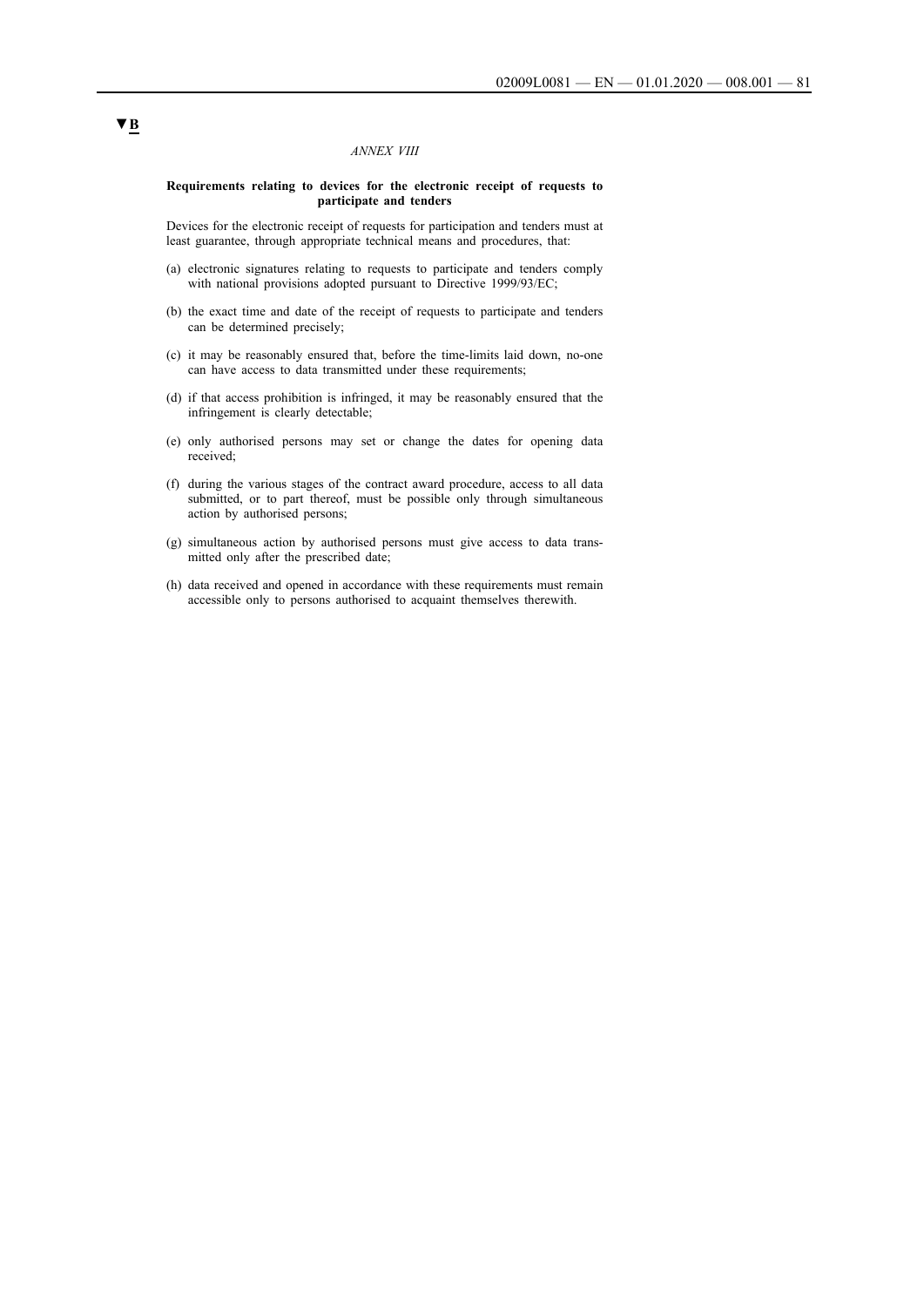▼B

*ANNEX VIII*

**Requirements relating to devices for the electronic receipt of requests to participate and tenders**

Devices for the electronic receipt of requests for participation and tenders must at least guarantee, through appropriate technical means and procedures, that:

(a) electronic signatures relating to requests to participate and tenders comply with national provisions adopted pursuant to Directive 1999/93/EC;

(b) the exact time and date of the receipt of requests to participate and tenders can be determined precisely;

(c) it may be reasonably ensured that, before the time-limits laid down, no-one can have access to data transmitted under these requirements;

(d) if that access prohibition is infringed, it may be reasonably ensured that the infringement is clearly detectable;

(e) only authorised persons may set or change the dates for opening data received;

(f) during the various stages of the contract award procedure, access to all data submitted, or to part thereof, must be possible only through simultaneous action by authorised persons;

(g) simultaneous action by authorised persons must give access to data transmitted only after the prescribed date;

(h) data received and opened in accordance with these requirements must remain accessible only to persons authorised to acquaint themselves therewith.